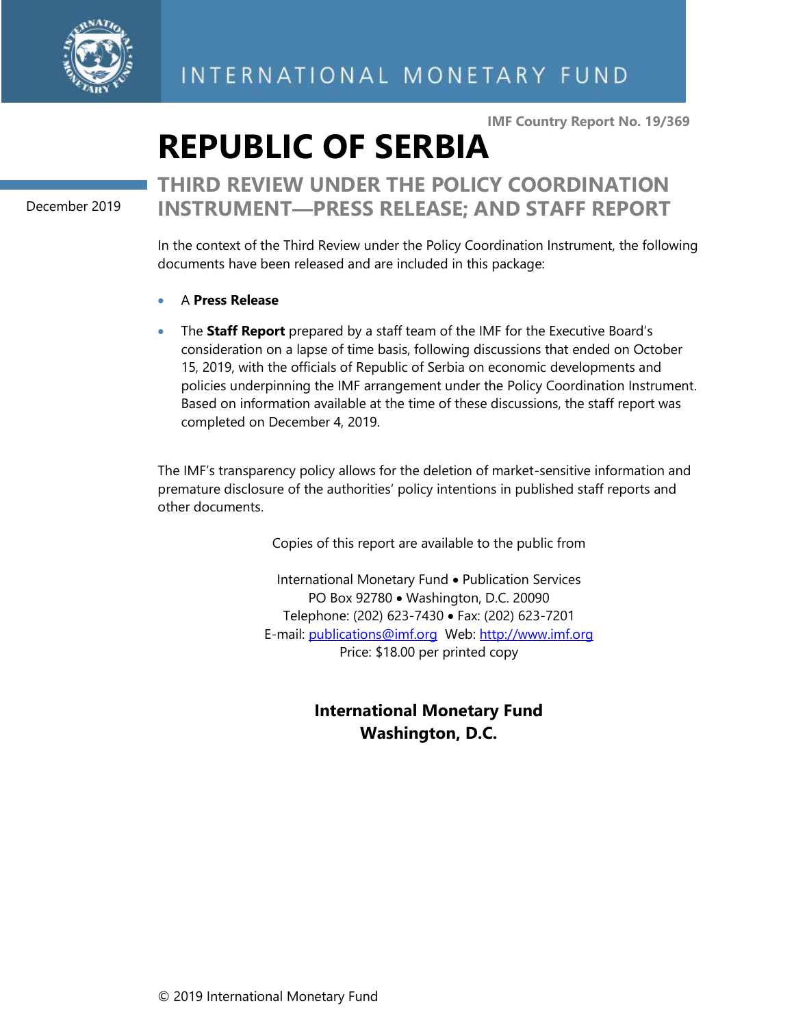INTERNATIONAL MONETARY FUND

**IMF Country Report No. 19/369**

# REPUBLIC OF SERBIA

December 2019

## THIRD REVIEW UNDER THE POLICY COORDINATION INSTRUMENT—PRESS RELEASE; AND STAFF REPORT

In the context of the Third Review under the Policy Coordination Instrument, the following documents have been released and are included in this package:

- A **Press Release**
- The **Staff Report** prepared by a staff team of the IMF for the Executive Board's consideration on a lapse of time basis, following discussions that ended on October 15, 2019, with the officials of Republic of Serbia on economic developments and policies underpinning the IMF arrangement under the Policy Coordination Instrument. Based on information available at the time of these discussions, the staff report was completed on December 4, 2019.

The IMF's transparency policy allows for the deletion of market-sensitive information and premature disclosure of the authorities' policy intentions in published staff reports and other documents.

Copies of this report are available to the public from

International Monetary Fund • Publication Services
PO Box 92780 • Washington, D.C. 20090
Telephone: (202) 623-7430 • Fax: (202) 623-7201
E-mail: publications@imf.org Web: http://www.imf.org
Price: $18.00 per printed copy

**International Monetary Fund**
**Washington, D.C.**

© 2019 International Monetary Fund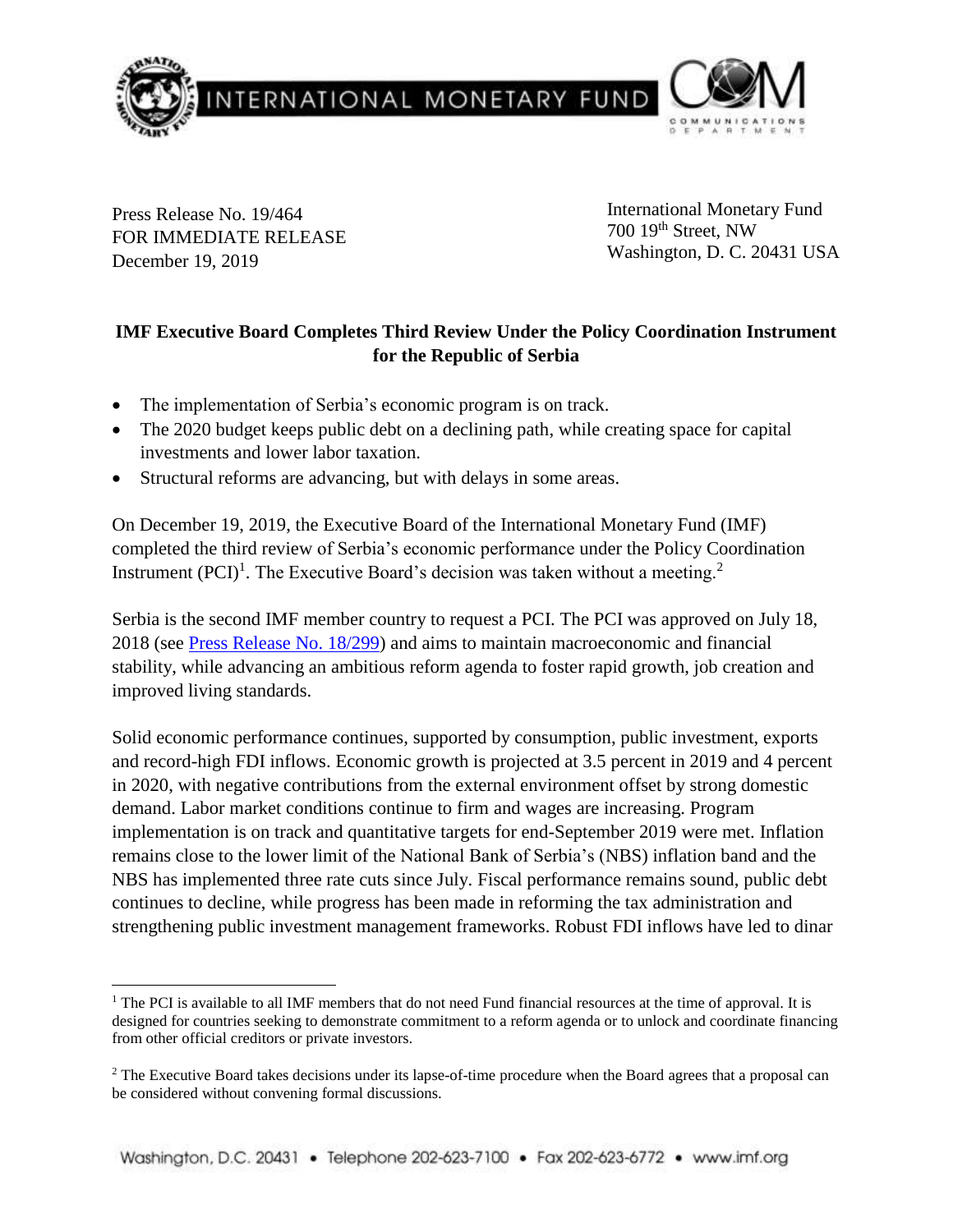Press Release No. 19/464
FOR IMMEDIATE RELEASE
December 19, 2019

International Monetary Fund
700 19th Street, NW
Washington, D. C. 20431 USA

**IMF Executive Board Completes Third Review Under the Policy Coordination Instrument for the Republic of Serbia**

- The implementation of Serbia's economic program is on track.
- The 2020 budget keeps public debt on a declining path, while creating space for capital investments and lower labor taxation.
- Structural reforms are advancing, but with delays in some areas.

On December 19, 2019, the Executive Board of the International Monetary Fund (IMF) completed the third review of Serbia's economic performance under the Policy Coordination Instrument (PCI)[1]. The Executive Board's decision was taken without a meeting.[2]

Serbia is the second IMF member country to request a PCI. The PCI was approved on July 18, 2018 (see Press Release No. 18/299) and aims to maintain macroeconomic and financial stability, while advancing an ambitious reform agenda to foster rapid growth, job creation and improved living standards.

Solid economic performance continues, supported by consumption, public investment, exports and record-high FDI inflows. Economic growth is projected at 3.5 percent in 2019 and 4 percent in 2020, with negative contributions from the external environment offset by strong domestic demand. Labor market conditions continue to firm and wages are increasing. Program implementation is on track and quantitative targets for end-September 2019 were met. Inflation remains close to the lower limit of the National Bank of Serbia's (NBS) inflation band and the NBS has implemented three rate cuts since July. Fiscal performance remains sound, public debt continues to decline, while progress has been made in reforming the tax administration and strengthening public investment management frameworks. Robust FDI inflows have led to dinar

[1] The PCI is available to all IMF members that do not need Fund financial resources at the time of approval. It is designed for countries seeking to demonstrate commitment to a reform agenda or to unlock and coordinate financing from other official creditors or private investors.

[2] The Executive Board takes decisions under its lapse-of-time procedure when the Board agrees that a proposal can be considered without convening formal discussions.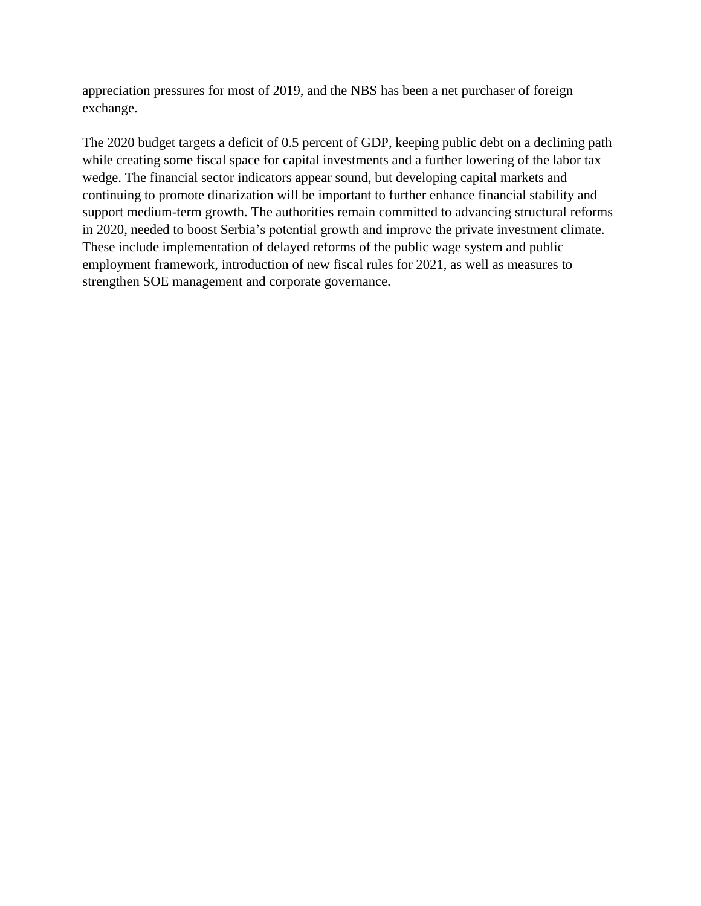appreciation pressures for most of 2019, and the NBS has been a net purchaser of foreign exchange.

The 2020 budget targets a deficit of 0.5 percent of GDP, keeping public debt on a declining path while creating some fiscal space for capital investments and a further lowering of the labor tax wedge. The financial sector indicators appear sound, but developing capital markets and continuing to promote dinarization will be important to further enhance financial stability and support medium-term growth. The authorities remain committed to advancing structural reforms in 2020, needed to boost Serbia's potential growth and improve the private investment climate. These include implementation of delayed reforms of the public wage system and public employment framework, introduction of new fiscal rules for 2021, as well as measures to strengthen SOE management and corporate governance.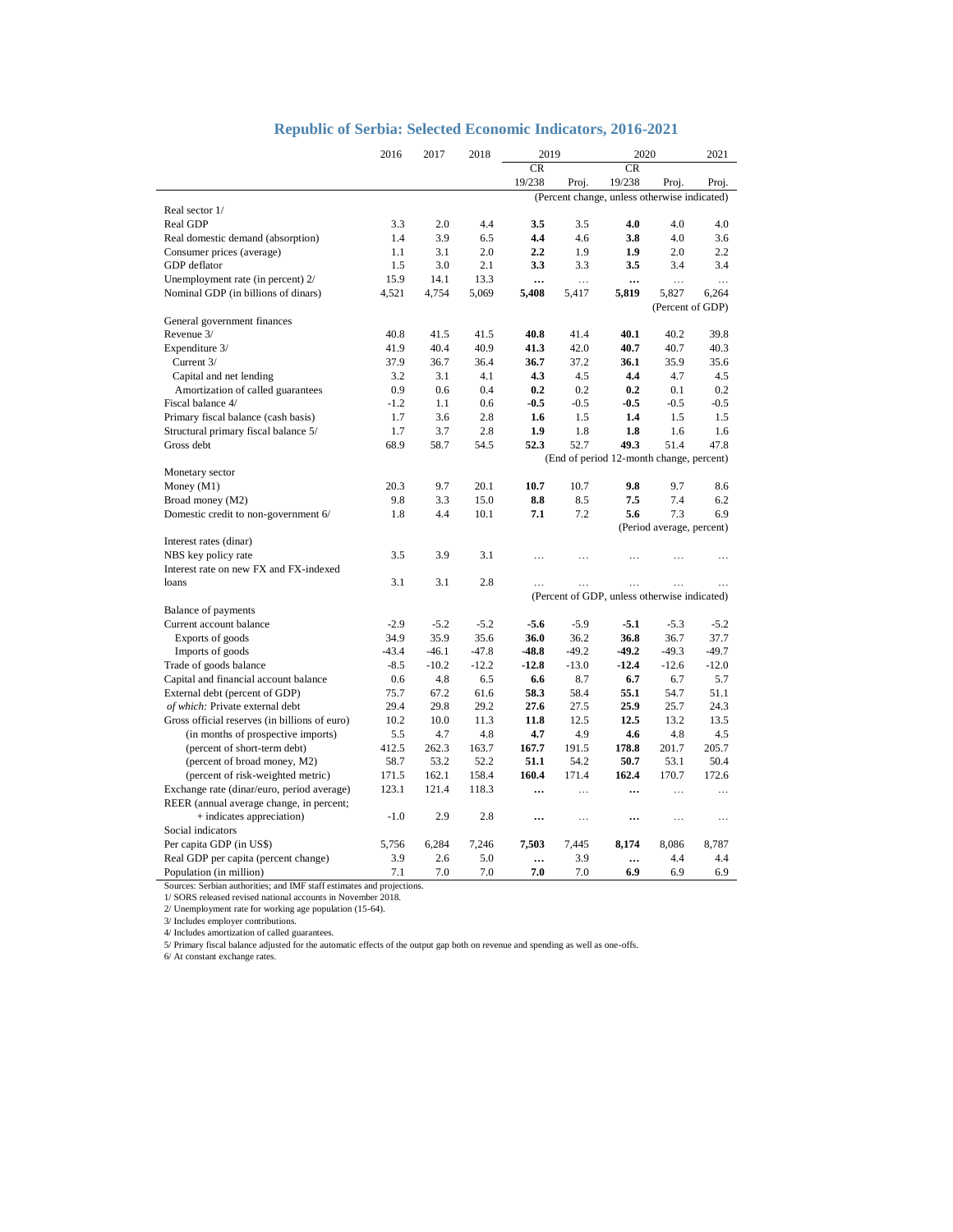## Republic of Serbia: Selected Economic Indicators, 2016-2021

| | 2016 | 2017 | 2018 | 2019 | | 2020 | | 2021 |
|---|---|---|---|---|---|---|---|---|
| | | | | CR 19/238 | Proj. | CR 19/238 | Proj. | Proj. |
| | | | | (Percent change, unless otherwise indicated) | | | | |
| Real sector 1/ | | | | | | | | |
| Real GDP | 3.3 | 2.0 | 4.4 | **3.5** | 3.5 | **4.0** | 4.0 | 4.0 |
| Real domestic demand (absorption) | 1.4 | 3.9 | 6.5 | **4.4** | 4.6 | **3.8** | 4.0 | 3.6 |
| Consumer prices (average) | 1.1 | 3.1 | 2.0 | **2.2** | 1.9 | **1.9** | 2.0 | 2.2 |
| GDP deflator | 1.5 | 3.0 | 2.1 | **3.3** | 3.3 | **3.5** | 3.4 | 3.4 |
| Unemployment rate (in percent) 2/ | 15.9 | 14.1 | 13.3 | **…** | … | **…** | … | … |
| Nominal GDP (in billions of dinars) | 4,521 | 4,754 | 5,069 | **5,408** | 5,417 | **5,819** | 5,827 | 6,264 |
| | | | | | | | (Percent of GDP) | |
| General government finances | | | | | | | | |
| Revenue 3/ | 40.8 | 41.5 | 41.5 | **40.8** | 41.4 | **40.1** | 40.2 | 39.8 |
| Expenditure 3/ | 41.9 | 40.4 | 40.9 | **41.3** | 42.0 | **40.7** | 40.7 | 40.3 |
| Current 3/ | 37.9 | 36.7 | 36.4 | **36.7** | 37.2 | **36.1** | 35.9 | 35.6 |
| Capital and net lending | 3.2 | 3.1 | 4.1 | **4.3** | 4.5 | **4.4** | 4.7 | 4.5 |
| Amortization of called guarantees | 0.9 | 0.6 | 0.4 | **0.2** | 0.2 | **0.2** | 0.1 | 0.2 |
| Fiscal balance 4/ | -1.2 | 1.1 | 0.6 | **-0.5** | -0.5 | **-0.5** | -0.5 | -0.5 |
| Primary fiscal balance (cash basis) | 1.7 | 3.6 | 2.8 | **1.6** | 1.5 | **1.4** | 1.5 | 1.5 |
| Structural primary fiscal balance 5/ | 1.7 | 3.7 | 2.8 | **1.9** | 1.8 | **1.8** | 1.6 | 1.6 |
| Gross debt | 68.9 | 58.7 | 54.5 | **52.3** | 52.7 | **49.3** | 51.4 | 47.8 |
| | | | | (End of period 12-month change, percent) | | | | |
| Monetary sector | | | | | | | | |
| Money (M1) | 20.3 | 9.7 | 20.1 | **10.7** | 10.7 | **9.8** | 9.7 | 8.6 |
| Broad money (M2) | 9.8 | 3.3 | 15.0 | **8.8** | 8.5 | **7.5** | 7.4 | 6.2 |
| Domestic credit to non-government 6/ | 1.8 | 4.4 | 10.1 | **7.1** | 7.2 | **5.6** | 7.3 | 6.9 |
| | | | | | | (Period average, percent) | | |
| Interest rates (dinar) | | | | | | | | |
| NBS key policy rate | 3.5 | 3.9 | 3.1 | … | … | … | … | … |
| Interest rate on new FX and FX-indexed loans | 3.1 | 3.1 | 2.8 | … | … | … | … | … |
| | | | | (Percent of GDP, unless otherwise indicated) | | | | |
| Balance of payments | | | | | | | | |
| Current account balance | -2.9 | -5.2 | -5.2 | **-5.6** | -5.9 | **-5.1** | -5.3 | -5.2 |
| Exports of goods | 34.9 | 35.9 | 35.6 | **36.0** | 36.2 | **36.8** | 36.7 | 37.7 |
| Imports of goods | -43.4 | -46.1 | -47.8 | **-48.8** | -49.2 | **-49.2** | -49.3 | -49.7 |
| Trade of goods balance | -8.5 | -10.2 | -12.2 | **-12.8** | -13.0 | **-12.4** | -12.6 | -12.0 |
| Capital and financial account balance | 0.6 | 4.8 | 6.5 | **6.6** | 8.7 | **6.7** | 6.7 | 5.7 |
| External debt (percent of GDP) | 75.7 | 67.2 | 61.6 | **58.3** | 58.4 | **55.1** | 54.7 | 51.1 |
| *of which:* Private external debt | 29.4 | 29.8 | 29.2 | **27.6** | 27.5 | **25.9** | 25.7 | 24.3 |
| Gross official reserves (in billions of euro) | 10.2 | 10.0 | 11.3 | **11.8** | 12.5 | **12.5** | 13.2 | 13.5 |
| (in months of prospective imports) | 5.5 | 4.7 | 4.8 | **4.7** | 4.9 | **4.6** | 4.8 | 4.5 |
| (percent of short-term debt) | 412.5 | 262.3 | 163.7 | **167.7** | 191.5 | **178.8** | 201.7 | 205.7 |
| (percent of broad money, M2) | 58.7 | 53.2 | 52.2 | **51.1** | 54.2 | **50.7** | 53.1 | 50.4 |
| (percent of risk-weighted metric) | 171.5 | 162.1 | 158.4 | **160.4** | 171.4 | **162.4** | 170.7 | 172.6 |
| Exchange rate (dinar/euro, period average) | 123.1 | 121.4 | 118.3 | **…** | … | **…** | … | … |
| REER (annual average change, in percent; + indicates appreciation) | -1.0 | 2.9 | 2.8 | **…** | … | **…** | … | … |
| Social indicators | | | | | | | | |
| Per capita GDP (in US$) | 5,756 | 6,284 | 7,246 | **7,503** | 7,445 | **8,174** | 8,086 | 8,787 |
| Real GDP per capita (percent change) | 3.9 | 2.6 | 5.0 | **…** | 3.9 | **…** | 4.4 | 4.4 |
| Population (in million) | 7.1 | 7.0 | 7.0 | **7.0** | 7.0 | **6.9** | 6.9 | 6.9 |

Sources: Serbian authorities; and IMF staff estimates and projections.

1/ SORS released revised national accounts in November 2018.

2/ Unemployment rate for working age population (15-64).

3/ Includes employer contributions.

4/ Includes amortization of called guarantees.

5/ Primary fiscal balance adjusted for the automatic effects of the output gap both on revenue and spending as well as one-offs.

6/ At constant exchange rates.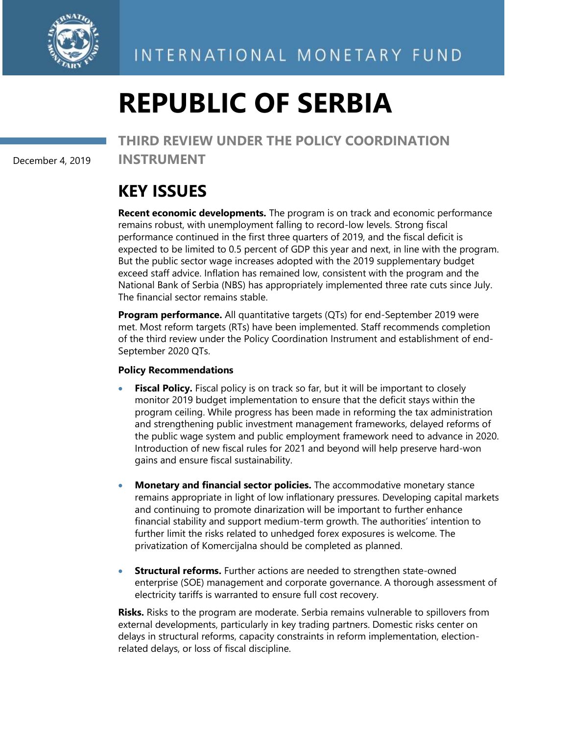# REPUBLIC OF SERBIA

## THIRD REVIEW UNDER THE POLICY COORDINATION INSTRUMENT

December 4, 2019

## KEY ISSUES

**Recent economic developments.** The program is on track and economic performance remains robust, with unemployment falling to record-low levels. Strong fiscal performance continued in the first three quarters of 2019, and the fiscal deficit is expected to be limited to 0.5 percent of GDP this year and next, in line with the program. But the public sector wage increases adopted with the 2019 supplementary budget exceed staff advice. Inflation has remained low, consistent with the program and the National Bank of Serbia (NBS) has appropriately implemented three rate cuts since July. The financial sector remains stable.

**Program performance.** All quantitative targets (QTs) for end-September 2019 were met. Most reform targets (RTs) have been implemented. Staff recommends completion of the third review under the Policy Coordination Instrument and establishment of end-September 2020 QTs.

**Policy Recommendations**

- **Fiscal Policy.** Fiscal policy is on track so far, but it will be important to closely monitor 2019 budget implementation to ensure that the deficit stays within the program ceiling. While progress has been made in reforming the tax administration and strengthening public investment management frameworks, delayed reforms of the public wage system and public employment framework need to advance in 2020. Introduction of new fiscal rules for 2021 and beyond will help preserve hard-won gains and ensure fiscal sustainability.

- **Monetary and financial sector policies.** The accommodative monetary stance remains appropriate in light of low inflationary pressures. Developing capital markets and continuing to promote dinarization will be important to further enhance financial stability and support medium-term growth. The authorities' intention to further limit the risks related to unhedged forex exposures is welcome. The privatization of Komercijalna should be completed as planned.

- **Structural reforms.** Further actions are needed to strengthen state-owned enterprise (SOE) management and corporate governance. A thorough assessment of electricity tariffs is warranted to ensure full cost recovery.

**Risks.** Risks to the program are moderate. Serbia remains vulnerable to spillovers from external developments, particularly in key trading partners. Domestic risks center on delays in structural reforms, capacity constraints in reform implementation, election-related delays, or loss of fiscal discipline.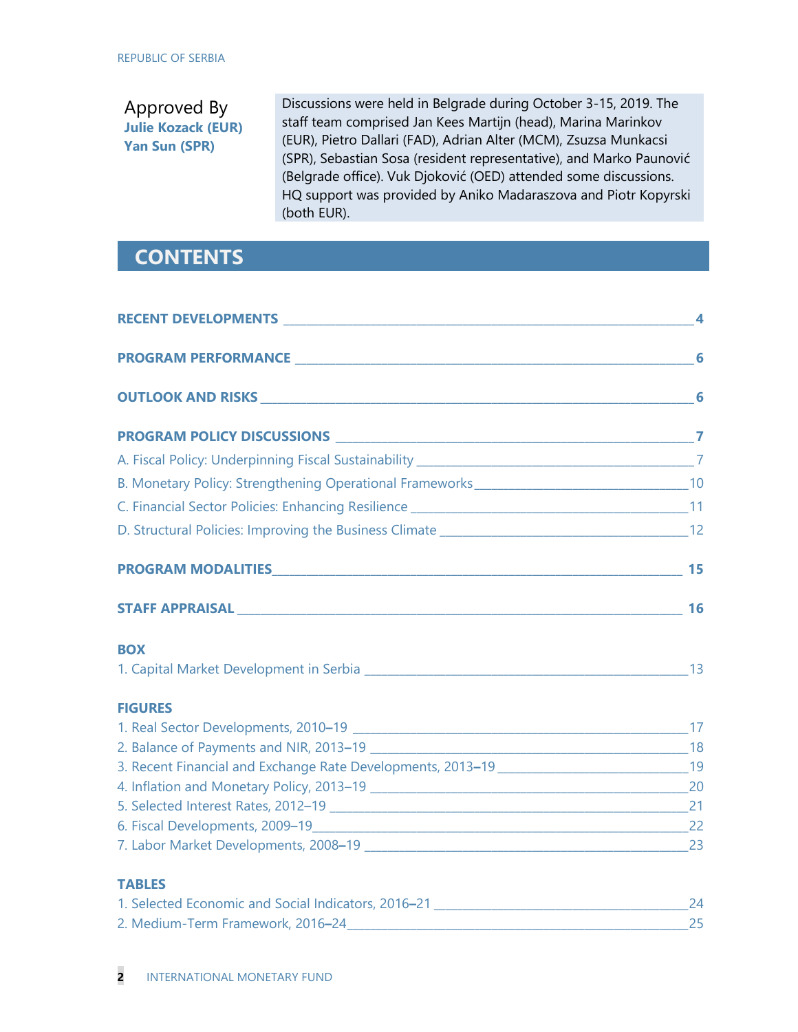Approved By
**Julie Kozack (EUR)**
**Yan Sun (SPR)**

Discussions were held in Belgrade during October 3-15, 2019. The staff team comprised Jan Kees Martijn (head), Marina Marinkov (EUR), Pietro Dallari (FAD), Adrian Alter (MCM), Zsuzsa Munkacsi (SPR), Sebastian Sosa (resident representative), and Marko Paunović (Belgrade office). Vuk Djoković (OED) attended some discussions. HQ support was provided by Aniko Madaraszova and Piotr Kopyrski (both EUR).

## CONTENTS

**RECENT DEVELOPMENTS** — 4

**PROGRAM PERFORMANCE** — 6

**OUTLOOK AND RISKS** — 6

**PROGRAM POLICY DISCUSSIONS** — 7

A. Fiscal Policy: Underpinning Fiscal Sustainability — 7

B. Monetary Policy: Strengthening Operational Frameworks — 10

C. Financial Sector Policies: Enhancing Resilience — 11

D. Structural Policies: Improving the Business Climate — 12

**PROGRAM MODALITIES** — 15

**STAFF APPRAISAL** — 16

**BOX**

1. Capital Market Development in Serbia — 13

**FIGURES**

1. Real Sector Developments, 2010–19 — 17
2. Balance of Payments and NIR, 2013–19 — 18
3. Recent Financial and Exchange Rate Developments, 2013–19 — 19
4. Inflation and Monetary Policy, 2013–19 — 20
5. Selected Interest Rates, 2012–19 — 21
6. Fiscal Developments, 2009–19 — 22
7. Labor Market Developments, 2008–19 — 23

**TABLES**

1. Selected Economic and Social Indicators, 2016–21 — 24
2. Medium-Term Framework, 2016–24 — 25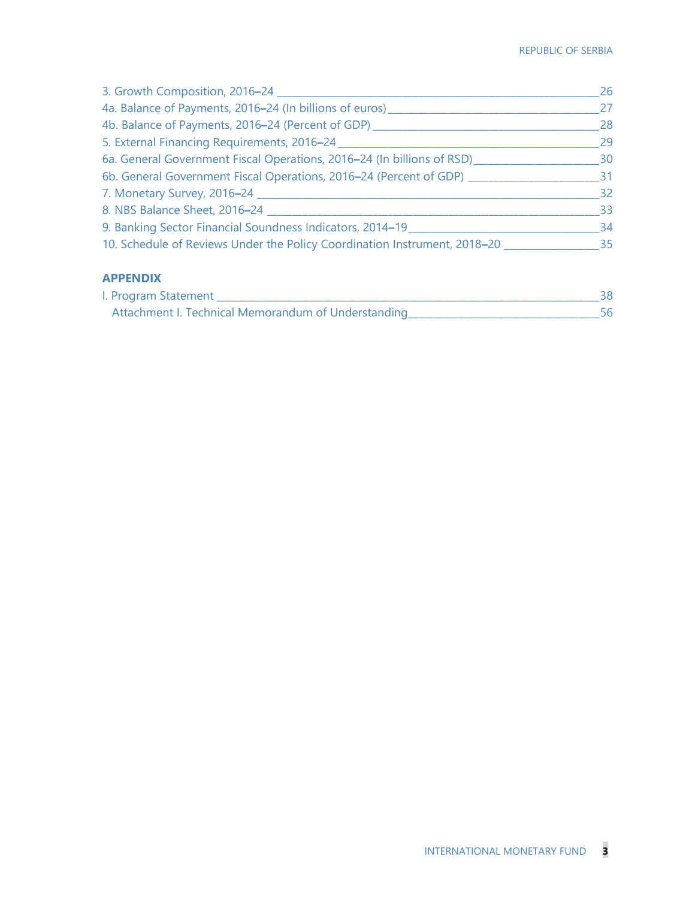3. Growth Composition, 2016–24 _______________________________________________________________ 26
4a. Balance of Payments, 2016–24 (In billions of euros) ________________________________________ 27
4b. Balance of Payments, 2016–24 (Percent of GDP) ___________________________________________ 28
5. External Financing Requirements, 2016–24 _______________________________________________ 29
6a. General Government Fiscal Operations, 2016–24 (In billions of RSD) _______________________ 30
6b. General Government Fiscal Operations, 2016–24 (Percent of GDP) _________________________ 31
7. Monetary Survey, 2016–24 ____________________________________________________________ 32
8. NBS Balance Sheet, 2016–24 ___________________________________________________________ 33
9. Banking Sector Financial Soundness Indicators, 2014–19 ____________________________________ 34
10. Schedule of Reviews Under the Policy Coordination Instrument, 2018–20 ____________________ 35

**APPENDIX**

I. Program Statement ___________________________________________________________________ 38
Attachment I. Technical Memorandum of Understanding ______________________________________ 56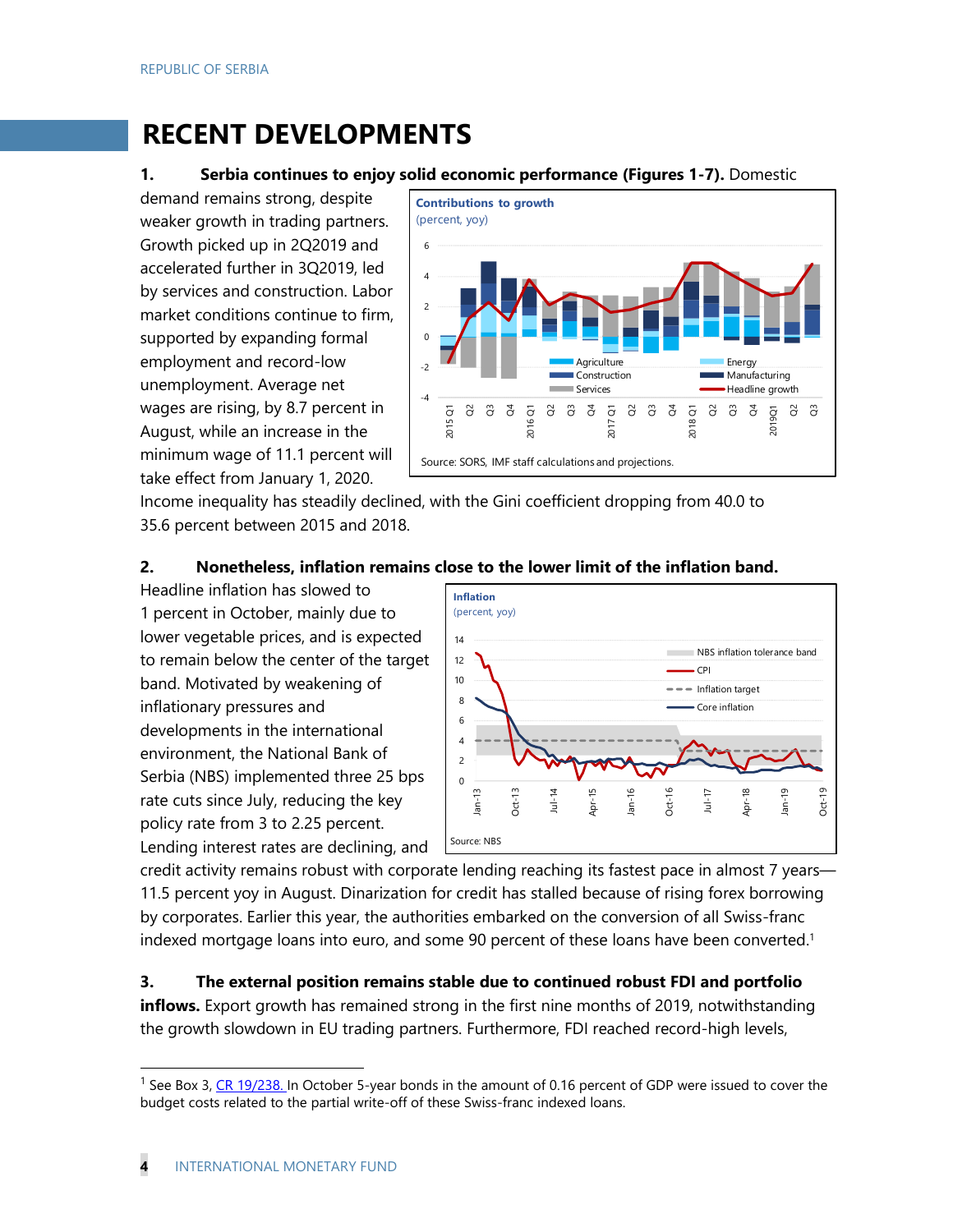# RECENT DEVELOPMENTS

1. **Serbia continues to enjoy solid economic performance (Figures 1-7).** Domestic demand remains strong, despite weaker growth in trading partners. Growth picked up in 2Q2019 and accelerated further in 3Q2019, led by services and construction. Labor market conditions continue to firm, supported by expanding formal employment and record-low unemployment. Average net wages are rising, by 8.7 percent in August, while an increase in the minimum wage of 11.1 percent will take effect from January 1, 2020. Income inequality has steadily declined, with the Gini coefficient dropping from 40.0 to 35.6 percent between 2015 and 2018.

Contributions to growth
(percent, yoy)

6
4
2
0
-2
-4

Agriculture
Energy
Construction
Manufacturing
Services
Headline growth

2015 Q1, Q2, Q3, Q4, 2016 Q1, Q2, Q3, Q4, 2017 Q1, Q2, Q3, Q4, 2018 Q1, Q2, Q3, Q4, 2019Q1, Q2, Q3

Source: SORS, IMF staff calculations and projections.

2. **Nonetheless, inflation remains close to the lower limit of the inflation band.** Headline inflation has slowed to 1 percent in October, mainly due to lower vegetable prices, and is expected to remain below the center of the target band. Motivated by weakening of inflationary pressures and developments in the international environment, the National Bank of Serbia (NBS) implemented three 25 bps rate cuts since July, reducing the key policy rate from 3 to 2.25 percent. Lending interest rates are declining, and credit activity remains robust with corporate lending reaching its fastest pace in almost 7 years—11.5 percent yoy in August. Dinarization for credit has stalled because of rising forex borrowing by corporates. Earlier this year, the authorities embarked on the conversion of all Swiss-franc indexed mortgage loans into euro, and some 90 percent of these loans have been converted.[1]

Inflation
(percent, yoy)

14
12
10
8
6
4
2
0

NBS inflation tolerance band
CPI
Inflation target
Core inflation

Jan-13, Oct-13, Jul-14, Apr-15, Jan-16, Oct-16, Jul-17, Apr-18, Jan-19, Oct-19

Source: NBS

3. **The external position remains stable due to continued robust FDI and portfolio inflows.** Export growth has remained strong in the first nine months of 2019, notwithstanding the growth slowdown in EU trading partners. Furthermore, FDI reached record-high levels,

[1] See Box 3, CR 19/238. In October 5-year bonds in the amount of 0.16 percent of GDP were issued to cover the budget costs related to the partial write-off of these Swiss-franc indexed loans.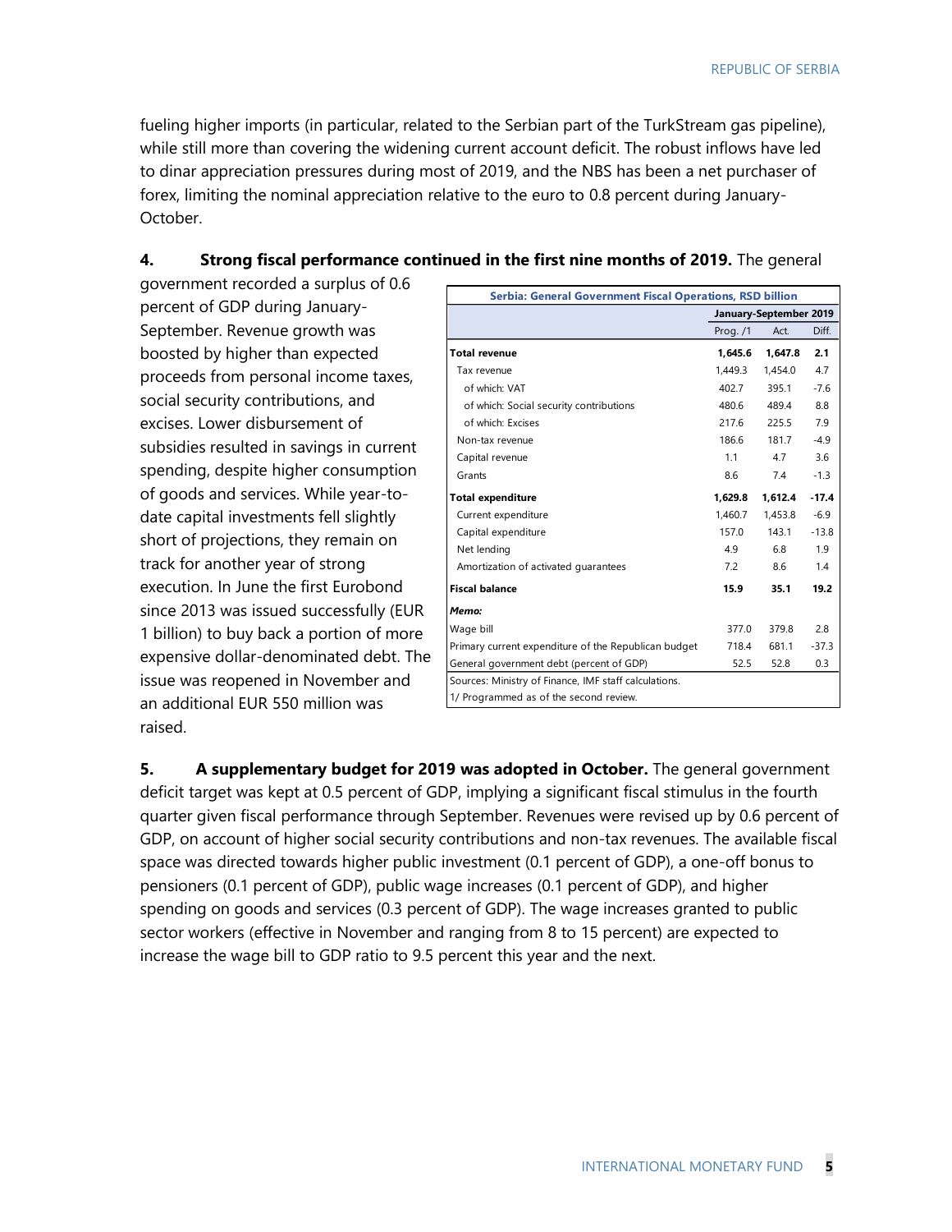fueling higher imports (in particular, related to the Serbian part of the TurkStream gas pipeline), while still more than covering the widening current account deficit. The robust inflows have led to dinar appreciation pressures during most of 2019, and the NBS has been a net purchaser of forex, limiting the nominal appreciation relative to the euro to 0.8 percent during January-October.

**4. Strong fiscal performance continued in the first nine months of 2019.** The general government recorded a surplus of 0.6 percent of GDP during January-September. Revenue growth was boosted by higher than expected proceeds from personal income taxes, social security contributions, and excises. Lower disbursement of subsidies resulted in savings in current spending, despite higher consumption of goods and services. While year-to-date capital investments fell slightly short of projections, they remain on track for another year of strong execution. In June the first Eurobond since 2013 was issued successfully (EUR 1 billion) to buy back a portion of more expensive dollar-denominated debt. The issue was reopened in November and an additional EUR 550 million was raised.

**Serbia: General Government Fiscal Operations, RSD billion**

| | January-September 2019 | | |
|---|---|---|---|
| | Prog. /1 | Act. | Diff. |
| **Total revenue** | **1,645.6** | **1,647.8** | **2.1** |
| Tax revenue | 1,449.3 | 1,454.0 | 4.7 |
| of which: VAT | 402.7 | 395.1 | -7.6 |
| of which: Social security contributions | 480.6 | 489.4 | 8.8 |
| of which: Excises | 217.6 | 225.5 | 7.9 |
| Non-tax revenue | 186.6 | 181.7 | -4.9 |
| Capital revenue | 1.1 | 4.7 | 3.6 |
| Grants | 8.6 | 7.4 | -1.3 |
| **Total expenditure** | **1,629.8** | **1,612.4** | **-17.4** |
| Current expenditure | 1,460.7 | 1,453.8 | -6.9 |
| Capital expenditure | 157.0 | 143.1 | -13.8 |
| Net lending | 4.9 | 6.8 | 1.9 |
| Amortization of activated guarantees | 7.2 | 8.6 | 1.4 |
| **Fiscal balance** | **15.9** | **35.1** | **19.2** |
| ***Memo:*** | | | |
| Wage bill | 377.0 | 379.8 | 2.8 |
| Primary current expenditure of the Republican budget | 718.4 | 681.1 | -37.3 |
| General government debt (percent of GDP) | 52.5 | 52.8 | 0.3 |

Sources: Ministry of Finance, IMF staff calculations.
1/ Programmed as of the second review.

**5. A supplementary budget for 2019 was adopted in October.** The general government deficit target was kept at 0.5 percent of GDP, implying a significant fiscal stimulus in the fourth quarter given fiscal performance through September. Revenues were revised up by 0.6 percent of GDP, on account of higher social security contributions and non-tax revenues. The available fiscal space was directed towards higher public investment (0.1 percent of GDP), a one-off bonus to pensioners (0.1 percent of GDP), public wage increases (0.1 percent of GDP), and higher spending on goods and services (0.3 percent of GDP). The wage increases granted to public sector workers (effective in November and ranging from 8 to 15 percent) are expected to increase the wage bill to GDP ratio to 9.5 percent this year and the next.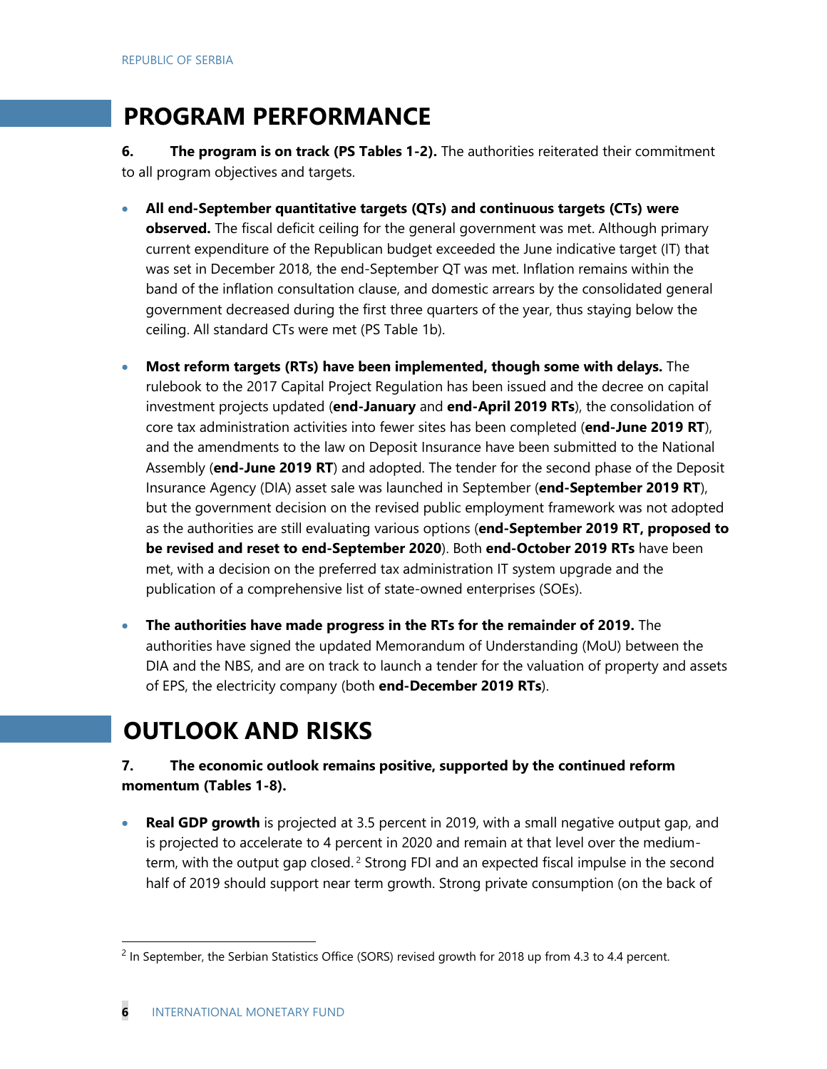## PROGRAM PERFORMANCE

**6. The program is on track (PS Tables 1-2).** The authorities reiterated their commitment to all program objectives and targets.

- **All end-September quantitative targets (QTs) and continuous targets (CTs) were observed.** The fiscal deficit ceiling for the general government was met. Although primary current expenditure of the Republican budget exceeded the June indicative target (IT) that was set in December 2018, the end-September QT was met. Inflation remains within the band of the inflation consultation clause, and domestic arrears by the consolidated general government decreased during the first three quarters of the year, thus staying below the ceiling. All standard CTs were met (PS Table 1b).

- **Most reform targets (RTs) have been implemented, though some with delays.** The rulebook to the 2017 Capital Project Regulation has been issued and the decree on capital investment projects updated (**end-January** and **end-April 2019 RTs**), the consolidation of core tax administration activities into fewer sites has been completed (**end-June 2019 RT**), and the amendments to the law on Deposit Insurance have been submitted to the National Assembly (**end-June 2019 RT**) and adopted. The tender for the second phase of the Deposit Insurance Agency (DIA) asset sale was launched in September (**end-September 2019 RT**), but the government decision on the revised public employment framework was not adopted as the authorities are still evaluating various options (**end-September 2019 RT, proposed to be revised and reset to end-September 2020**). Both **end-October 2019 RTs** have been met, with a decision on the preferred tax administration IT system upgrade and the publication of a comprehensive list of state-owned enterprises (SOEs).

- **The authorities have made progress in the RTs for the remainder of 2019.** The authorities have signed the updated Memorandum of Understanding (MoU) between the DIA and the NBS, and are on track to launch a tender for the valuation of property and assets of EPS, the electricity company (both **end-December 2019 RTs**).

## OUTLOOK AND RISKS

**7. The economic outlook remains positive, supported by the continued reform momentum (Tables 1-8).**

- **Real GDP growth** is projected at 3.5 percent in 2019, with a small negative output gap, and is projected to accelerate to 4 percent in 2020 and remain at that level over the medium-term, with the output gap closed.[2] Strong FDI and an expected fiscal impulse in the second half of 2019 should support near term growth. Strong private consumption (on the back of

[2] In September, the Serbian Statistics Office (SORS) revised growth for 2018 up from 4.3 to 4.4 percent.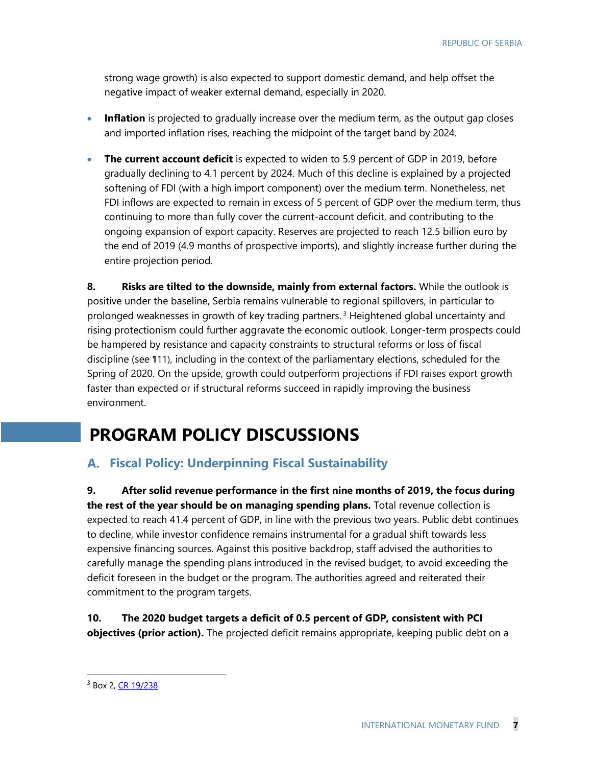strong wage growth) is also expected to support domestic demand, and help offset the negative impact of weaker external demand, especially in 2020.

- **Inflation** is projected to gradually increase over the medium term, as the output gap closes and imported inflation rises, reaching the midpoint of the target band by 2024.

- **The current account deficit** is expected to widen to 5.9 percent of GDP in 2019, before gradually declining to 4.1 percent by 2024. Much of this decline is explained by a projected softening of FDI (with a high import component) over the medium term. Nonetheless, net FDI inflows are expected to remain in excess of 5 percent of GDP over the medium term, thus continuing to more than fully cover the current-account deficit, and contributing to the ongoing expansion of export capacity. Reserves are projected to reach 12.5 billion euro by the end of 2019 (4.9 months of prospective imports), and slightly increase further during the entire projection period.

**8. Risks are tilted to the downside, mainly from external factors.** While the outlook is positive under the baseline, Serbia remains vulnerable to regional spillovers, in particular to prolonged weaknesses in growth of key trading partners.[3] Heightened global uncertainty and rising protectionism could further aggravate the economic outlook. Longer-term prospects could be hampered by resistance and capacity constraints to structural reforms or loss of fiscal discipline (see ¶11), including in the context of the parliamentary elections, scheduled for the Spring of 2020. On the upside, growth could outperform projections if FDI raises export growth faster than expected or if structural reforms succeed in rapidly improving the business environment.

# PROGRAM POLICY DISCUSSIONS

## A. Fiscal Policy: Underpinning Fiscal Sustainability

**9. After solid revenue performance in the first nine months of 2019, the focus during the rest of the year should be on managing spending plans.** Total revenue collection is expected to reach 41.4 percent of GDP, in line with the previous two years. Public debt continues to decline, while investor confidence remains instrumental for a gradual shift towards less expensive financing sources. Against this positive backdrop, staff advised the authorities to carefully manage the spending plans introduced in the revised budget, to avoid exceeding the deficit foreseen in the budget or the program. The authorities agreed and reiterated their commitment to the program targets.

**10. The 2020 budget targets a deficit of 0.5 percent of GDP, consistent with PCI objectives (prior action).** The projected deficit remains appropriate, keeping public debt on a

[3] Box 2, CR 19/238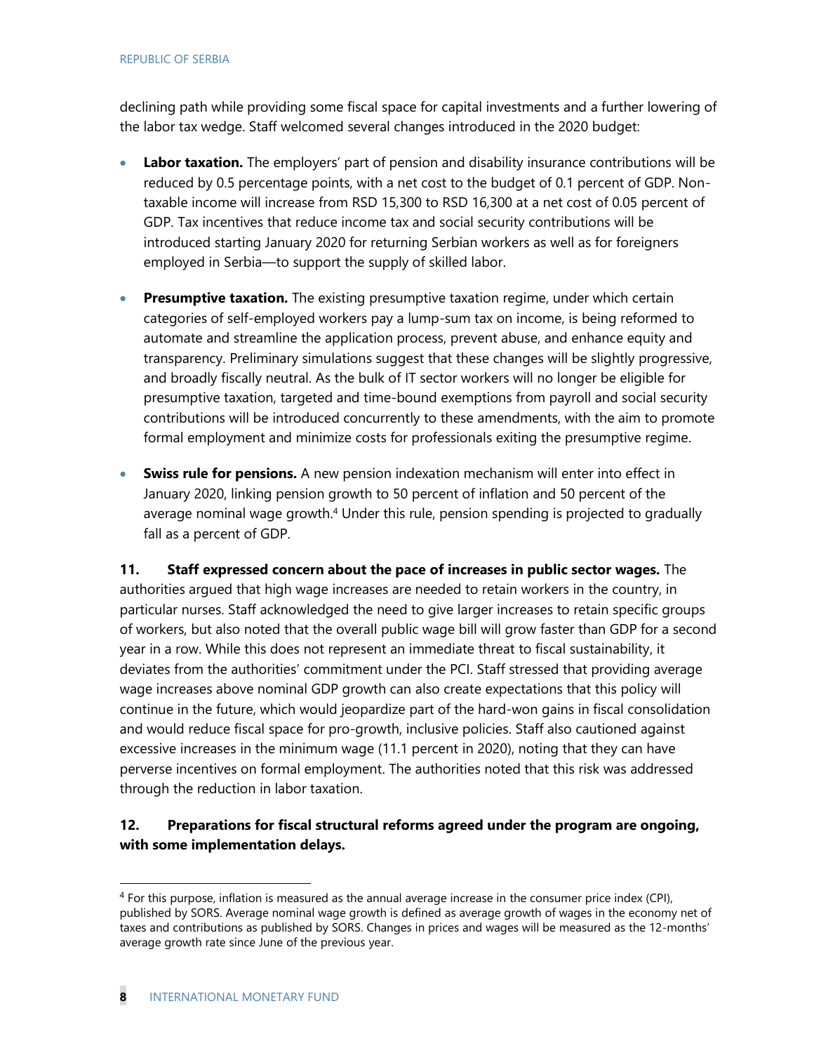declining path while providing some fiscal space for capital investments and a further lowering of the labor tax wedge. Staff welcomed several changes introduced in the 2020 budget:

- **Labor taxation.** The employers' part of pension and disability insurance contributions will be reduced by 0.5 percentage points, with a net cost to the budget of 0.1 percent of GDP. Non-taxable income will increase from RSD 15,300 to RSD 16,300 at a net cost of 0.05 percent of GDP. Tax incentives that reduce income tax and social security contributions will be introduced starting January 2020 for returning Serbian workers as well as for foreigners employed in Serbia—to support the supply of skilled labor.

- **Presumptive taxation.** The existing presumptive taxation regime, under which certain categories of self-employed workers pay a lump-sum tax on income, is being reformed to automate and streamline the application process, prevent abuse, and enhance equity and transparency. Preliminary simulations suggest that these changes will be slightly progressive, and broadly fiscally neutral. As the bulk of IT sector workers will no longer be eligible for presumptive taxation, targeted and time-bound exemptions from payroll and social security contributions will be introduced concurrently to these amendments, with the aim to promote formal employment and minimize costs for professionals exiting the presumptive regime.

- **Swiss rule for pensions.** A new pension indexation mechanism will enter into effect in January 2020, linking pension growth to 50 percent of inflation and 50 percent of the average nominal wage growth.[4] Under this rule, pension spending is projected to gradually fall as a percent of GDP.

**11. Staff expressed concern about the pace of increases in public sector wages.** The authorities argued that high wage increases are needed to retain workers in the country, in particular nurses. Staff acknowledged the need to give larger increases to retain specific groups of workers, but also noted that the overall public wage bill will grow faster than GDP for a second year in a row. While this does not represent an immediate threat to fiscal sustainability, it deviates from the authorities' commitment under the PCI. Staff stressed that providing average wage increases above nominal GDP growth can also create expectations that this policy will continue in the future, which would jeopardize part of the hard-won gains in fiscal consolidation and would reduce fiscal space for pro-growth, inclusive policies. Staff also cautioned against excessive increases in the minimum wage (11.1 percent in 2020), noting that they can have perverse incentives on formal employment. The authorities noted that this risk was addressed through the reduction in labor taxation.

**12. Preparations for fiscal structural reforms agreed under the program are ongoing, with some implementation delays.**

[4] For this purpose, inflation is measured as the annual average increase in the consumer price index (CPI), published by SORS. Average nominal wage growth is defined as average growth of wages in the economy net of taxes and contributions as published by SORS. Changes in prices and wages will be measured as the 12-months' average growth rate since June of the previous year.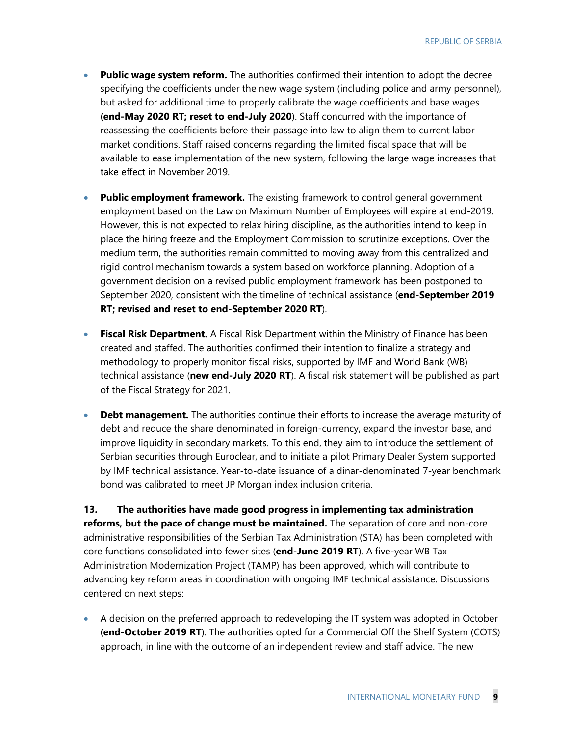- **Public wage system reform.** The authorities confirmed their intention to adopt the decree specifying the coefficients under the new wage system (including police and army personnel), but asked for additional time to properly calibrate the wage coefficients and base wages (**end-May 2020 RT; reset to end-July 2020**). Staff concurred with the importance of reassessing the coefficients before their passage into law to align them to current labor market conditions. Staff raised concerns regarding the limited fiscal space that will be available to ease implementation of the new system, following the large wage increases that take effect in November 2019.

- **Public employment framework.** The existing framework to control general government employment based on the Law on Maximum Number of Employees will expire at end-2019. However, this is not expected to relax hiring discipline, as the authorities intend to keep in place the hiring freeze and the Employment Commission to scrutinize exceptions. Over the medium term, the authorities remain committed to moving away from this centralized and rigid control mechanism towards a system based on workforce planning. Adoption of a government decision on a revised public employment framework has been postponed to September 2020, consistent with the timeline of technical assistance (**end-September 2019 RT; revised and reset to end-September 2020 RT**).

- **Fiscal Risk Department.** A Fiscal Risk Department within the Ministry of Finance has been created and staffed. The authorities confirmed their intention to finalize a strategy and methodology to properly monitor fiscal risks, supported by IMF and World Bank (WB) technical assistance (**new end-July 2020 RT**). A fiscal risk statement will be published as part of the Fiscal Strategy for 2021.

- **Debt management.** The authorities continue their efforts to increase the average maturity of debt and reduce the share denominated in foreign-currency, expand the investor base, and improve liquidity in secondary markets. To this end, they aim to introduce the settlement of Serbian securities through Euroclear, and to initiate a pilot Primary Dealer System supported by IMF technical assistance. Year-to-date issuance of a dinar-denominated 7-year benchmark bond was calibrated to meet JP Morgan index inclusion criteria.

**13. The authorities have made good progress in implementing tax administration reforms, but the pace of change must be maintained.** The separation of core and non-core administrative responsibilities of the Serbian Tax Administration (STA) has been completed with core functions consolidated into fewer sites (**end-June 2019 RT**). A five-year WB Tax Administration Modernization Project (TAMP) has been approved, which will contribute to advancing key reform areas in coordination with ongoing IMF technical assistance. Discussions centered on next steps:

- A decision on the preferred approach to redeveloping the IT system was adopted in October (**end-October 2019 RT**). The authorities opted for a Commercial Off the Shelf System (COTS) approach, in line with the outcome of an independent review and staff advice. The new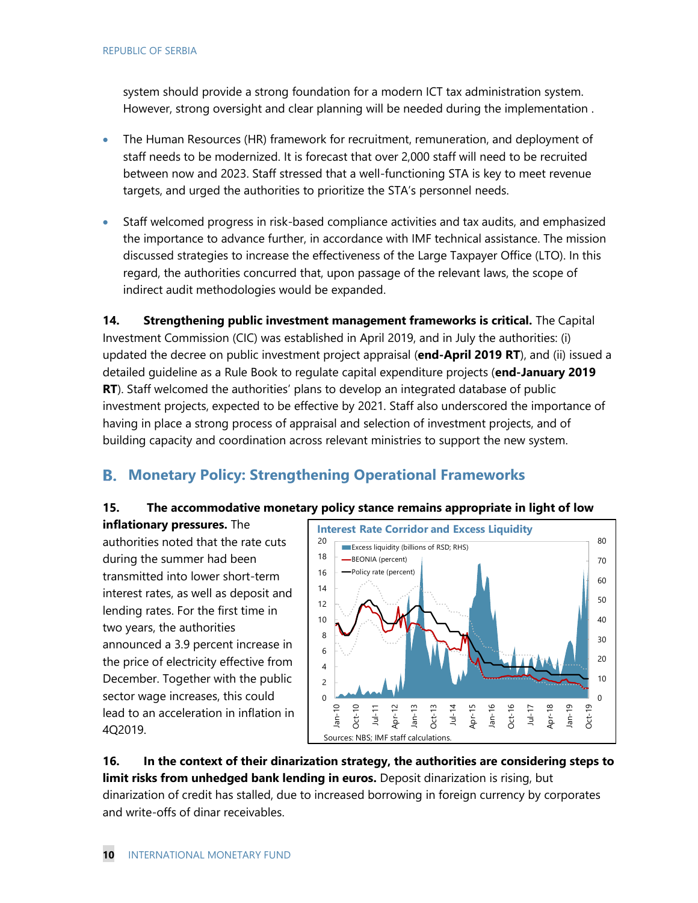system should provide a strong foundation for a modern ICT tax administration system. However, strong oversight and clear planning will be needed during the implementation .

- The Human Resources (HR) framework for recruitment, remuneration, and deployment of staff needs to be modernized. It is forecast that over 2,000 staff will need to be recruited between now and 2023. Staff stressed that a well-functioning STA is key to meet revenue targets, and urged the authorities to prioritize the STA's personnel needs.

- Staff welcomed progress in risk-based compliance activities and tax audits, and emphasized the importance to advance further, in accordance with IMF technical assistance. The mission discussed strategies to increase the effectiveness of the Large Taxpayer Office (LTO). In this regard, the authorities concurred that, upon passage of the relevant laws, the scope of indirect audit methodologies would be expanded.

**14. Strengthening public investment management frameworks is critical.** The Capital Investment Commission (CIC) was established in April 2019, and in July the authorities: (i) updated the decree on public investment project appraisal (**end-April 2019 RT**), and (ii) issued a detailed guideline as a Rule Book to regulate capital expenditure projects (**end-January 2019 RT**). Staff welcomed the authorities' plans to develop an integrated database of public investment projects, expected to be effective by 2021. Staff also underscored the importance of having in place a strong process of appraisal and selection of investment projects, and of building capacity and coordination across relevant ministries to support the new system.

## B. Monetary Policy: Strengthening Operational Frameworks

**15. The accommodative monetary policy stance remains appropriate in light of low inflationary pressures.** The authorities noted that the rate cuts during the summer had been transmitted into lower short-term interest rates, as well as deposit and lending rates. For the first time in two years, the authorities announced a 3.9 percent increase in the price of electricity effective from December. Together with the public sector wage increases, this could lead to an acceleration in inflation in 4Q2019.

Interest Rate Corridor and Excess Liquidity

Excess liquidity (billions of RSD; RHS)
BEONIA (percent)
Policy rate (percent)

20, 18, 16, 14, 12, 10, 8, 6, 4, 2, 0
80, 70, 60, 50, 40, 30, 20, 10, 0

Jan-10, Oct-10, Jul-11, Apr-12, Jan-13, Oct-13, Jul-14, Apr-15, Jan-16, Oct-16, Jul-17, Apr-18, Jan-19, Oct-19

Sources: NBS; IMF staff calculations.

**16. In the context of their dinarization strategy, the authorities are considering steps to limit risks from unhedged bank lending in euros.** Deposit dinarization is rising, but dinarization of credit has stalled, due to increased borrowing in foreign currency by corporates and write-offs of dinar receivables.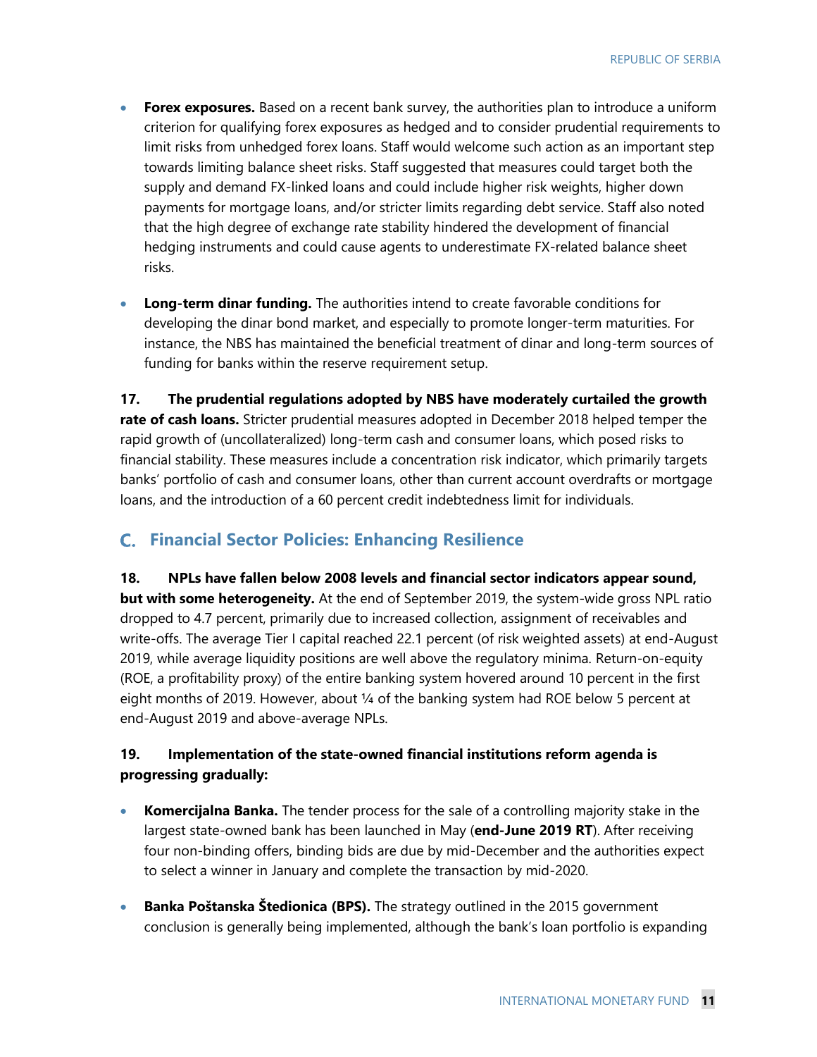- **Forex exposures.** Based on a recent bank survey, the authorities plan to introduce a uniform criterion for qualifying forex exposures as hedged and to consider prudential requirements to limit risks from unhedged forex loans. Staff would welcome such action as an important step towards limiting balance sheet risks. Staff suggested that measures could target both the supply and demand FX-linked loans and could include higher risk weights, higher down payments for mortgage loans, and/or stricter limits regarding debt service. Staff also noted that the high degree of exchange rate stability hindered the development of financial hedging instruments and could cause agents to underestimate FX-related balance sheet risks.

- **Long-term dinar funding.** The authorities intend to create favorable conditions for developing the dinar bond market, and especially to promote longer-term maturities. For instance, the NBS has maintained the beneficial treatment of dinar and long-term sources of funding for banks within the reserve requirement setup.

**17. The prudential regulations adopted by NBS have moderately curtailed the growth rate of cash loans.** Stricter prudential measures adopted in December 2018 helped temper the rapid growth of (uncollateralized) long-term cash and consumer loans, which posed risks to financial stability. These measures include a concentration risk indicator, which primarily targets banks' portfolio of cash and consumer loans, other than current account overdrafts or mortgage loans, and the introduction of a 60 percent credit indebtedness limit for individuals.

## C. Financial Sector Policies: Enhancing Resilience

**18. NPLs have fallen below 2008 levels and financial sector indicators appear sound, but with some heterogeneity.** At the end of September 2019, the system-wide gross NPL ratio dropped to 4.7 percent, primarily due to increased collection, assignment of receivables and write-offs. The average Tier I capital reached 22.1 percent (of risk weighted assets) at end-August 2019, while average liquidity positions are well above the regulatory minima. Return-on-equity (ROE, a profitability proxy) of the entire banking system hovered around 10 percent in the first eight months of 2019. However, about ¼ of the banking system had ROE below 5 percent at end-August 2019 and above-average NPLs.

**19. Implementation of the state-owned financial institutions reform agenda is progressing gradually:**

- **Komercijalna Banka.** The tender process for the sale of a controlling majority stake in the largest state-owned bank has been launched in May (**end-June 2019 RT**). After receiving four non-binding offers, binding bids are due by mid-December and the authorities expect to select a winner in January and complete the transaction by mid-2020.

- **Banka Poštanska Štedionica (BPS).** The strategy outlined in the 2015 government conclusion is generally being implemented, although the bank's loan portfolio is expanding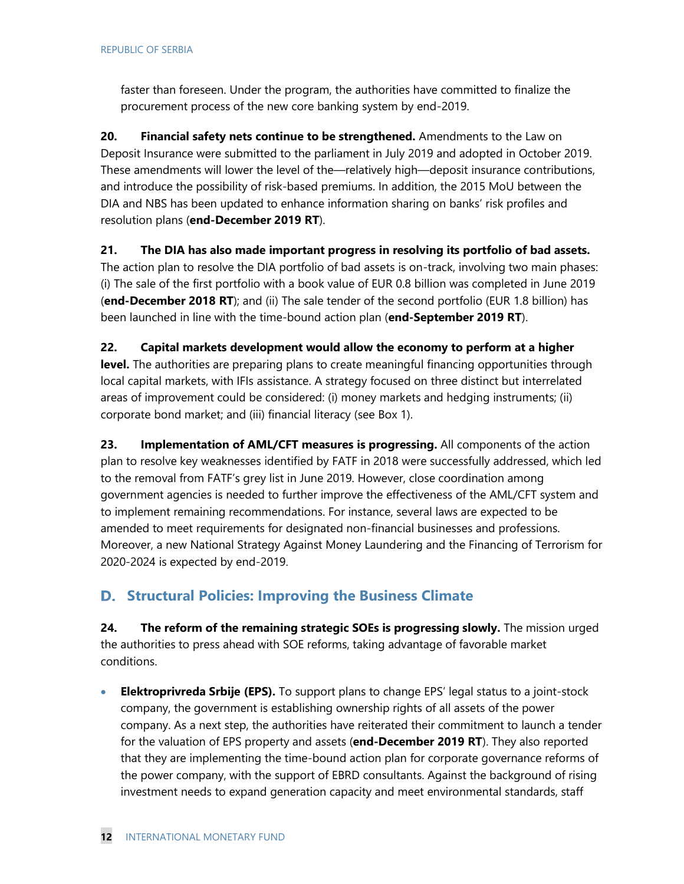faster than foreseen. Under the program, the authorities have committed to finalize the procurement process of the new core banking system by end-2019.

**20. Financial safety nets continue to be strengthened.** Amendments to the Law on Deposit Insurance were submitted to the parliament in July 2019 and adopted in October 2019. These amendments will lower the level of the—relatively high—deposit insurance contributions, and introduce the possibility of risk-based premiums. In addition, the 2015 MoU between the DIA and NBS has been updated to enhance information sharing on banks' risk profiles and resolution plans (**end-December 2019 RT**).

**21. The DIA has also made important progress in resolving its portfolio of bad assets.** The action plan to resolve the DIA portfolio of bad assets is on-track, involving two main phases: (i) The sale of the first portfolio with a book value of EUR 0.8 billion was completed in June 2019 (**end-December 2018 RT**); and (ii) The sale tender of the second portfolio (EUR 1.8 billion) has been launched in line with the time-bound action plan (**end-September 2019 RT**).

**22. Capital markets development would allow the economy to perform at a higher level.** The authorities are preparing plans to create meaningful financing opportunities through local capital markets, with IFIs assistance. A strategy focused on three distinct but interrelated areas of improvement could be considered: (i) money markets and hedging instruments; (ii) corporate bond market; and (iii) financial literacy (see Box 1).

**23. Implementation of AML/CFT measures is progressing.** All components of the action plan to resolve key weaknesses identified by FATF in 2018 were successfully addressed, which led to the removal from FATF's grey list in June 2019. However, close coordination among government agencies is needed to further improve the effectiveness of the AML/CFT system and to implement remaining recommendations. For instance, several laws are expected to be amended to meet requirements for designated non-financial businesses and professions. Moreover, a new National Strategy Against Money Laundering and the Financing of Terrorism for 2020-2024 is expected by end-2019.

## D. Structural Policies: Improving the Business Climate

**24. The reform of the remaining strategic SOEs is progressing slowly.** The mission urged the authorities to press ahead with SOE reforms, taking advantage of favorable market conditions.

- **Elektroprivreda Srbije (EPS).** To support plans to change EPS' legal status to a joint-stock company, the government is establishing ownership rights of all assets of the power company. As a next step, the authorities have reiterated their commitment to launch a tender for the valuation of EPS property and assets (**end-December 2019 RT**). They also reported that they are implementing the time-bound action plan for corporate governance reforms of the power company, with the support of EBRD consultants. Against the background of rising investment needs to expand generation capacity and meet environmental standards, staff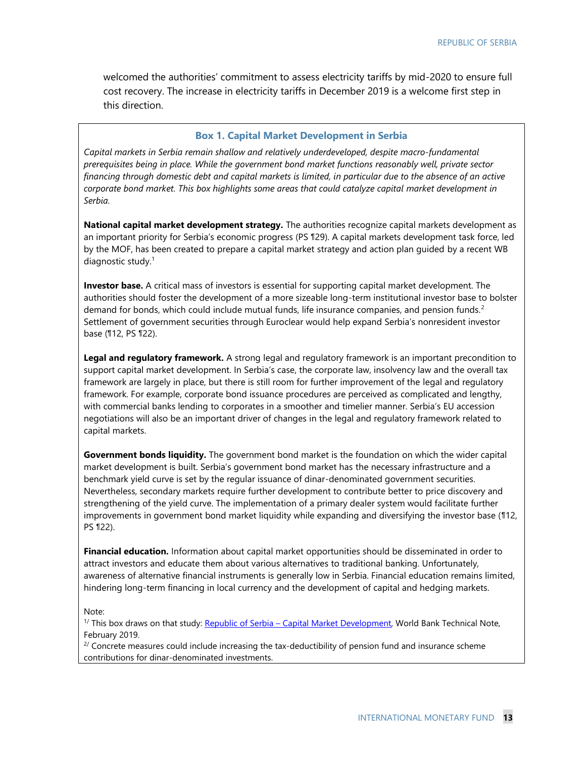welcomed the authorities' commitment to assess electricity tariffs by mid-2020 to ensure full cost recovery. The increase in electricity tariffs in December 2019 is a welcome first step in this direction.

### Box 1. Capital Market Development in Serbia

*Capital markets in Serbia remain shallow and relatively underdeveloped, despite macro-fundamental prerequisites being in place. While the government bond market functions reasonably well, private sector financing through domestic debt and capital markets is limited, in particular due to the absence of an active corporate bond market. This box highlights some areas that could catalyze capital market development in Serbia.*

**National capital market development strategy.** The authorities recognize capital markets development as an important priority for Serbia's economic progress (PS ¶29). A capital markets development task force, led by the MOF, has been created to prepare a capital market strategy and action plan guided by a recent WB diagnostic study.[1]

**Investor base.** A critical mass of investors is essential for supporting capital market development. The authorities should foster the development of a more sizeable long-term institutional investor base to bolster demand for bonds, which could include mutual funds, life insurance companies, and pension funds.[2] Settlement of government securities through Euroclear would help expand Serbia's nonresident investor base (¶12, PS ¶22).

**Legal and regulatory framework.** A strong legal and regulatory framework is an important precondition to support capital market development. In Serbia's case, the corporate law, insolvency law and the overall tax framework are largely in place, but there is still room for further improvement of the legal and regulatory framework. For example, corporate bond issuance procedures are perceived as complicated and lengthy, with commercial banks lending to corporates in a smoother and timelier manner. Serbia's EU accession negotiations will also be an important driver of changes in the legal and regulatory framework related to capital markets.

**Government bonds liquidity.** The government bond market is the foundation on which the wider capital market development is built. Serbia's government bond market has the necessary infrastructure and a benchmark yield curve is set by the regular issuance of dinar-denominated government securities. Nevertheless, secondary markets require further development to contribute better to price discovery and strengthening of the yield curve. The implementation of a primary dealer system would facilitate further improvements in government bond market liquidity while expanding and diversifying the investor base (¶12, PS ¶22).

**Financial education.** Information about capital market opportunities should be disseminated in order to attract investors and educate them about various alternatives to traditional banking. Unfortunately, awareness of alternative financial instruments is generally low in Serbia. Financial education remains limited, hindering long-term financing in local currency and the development of capital and hedging markets.

Note:

[1/] This box draws on that study: Republic of Serbia – Capital Market Development, World Bank Technical Note, February 2019.

[2/] Concrete measures could include increasing the tax-deductibility of pension fund and insurance scheme contributions for dinar-denominated investments.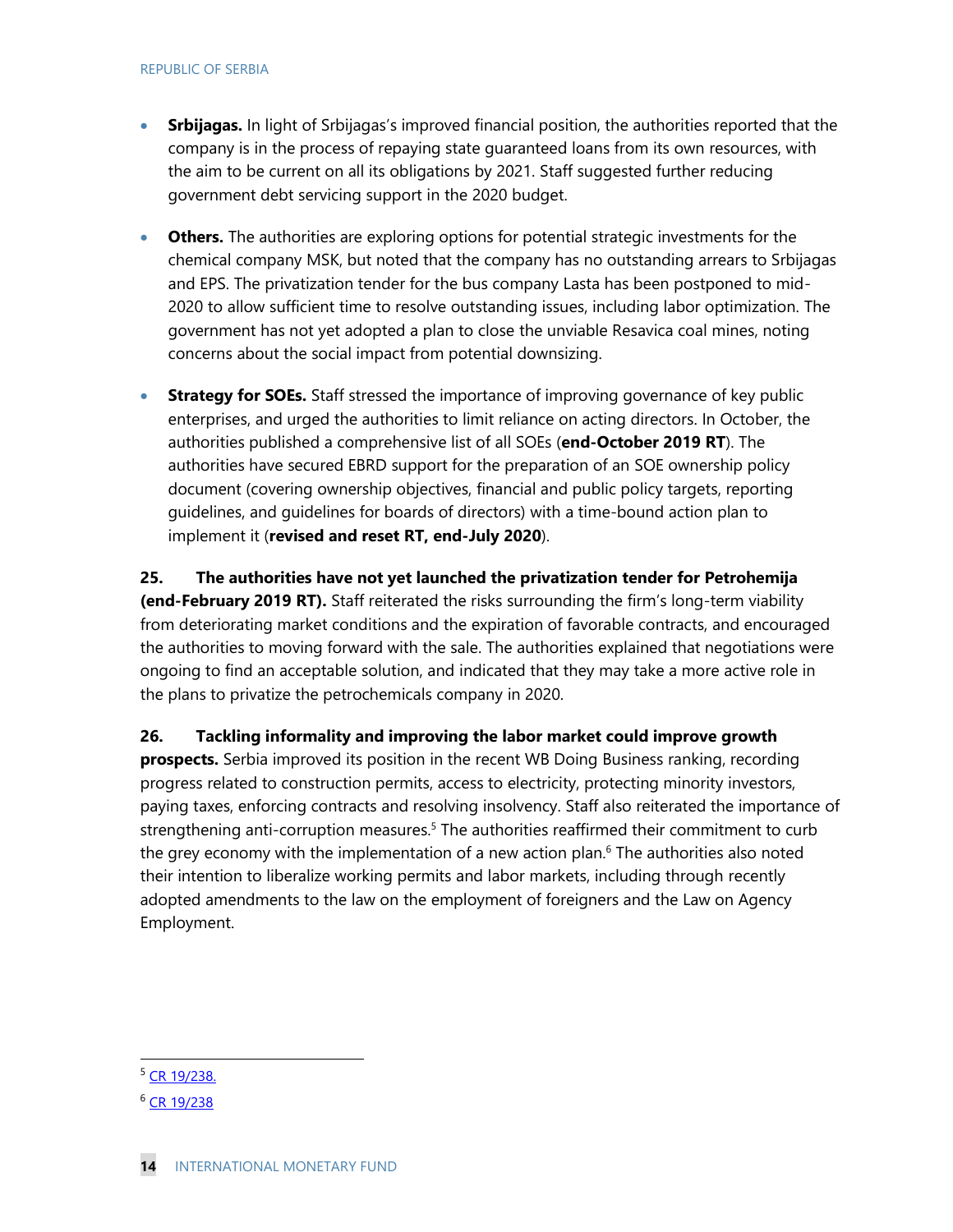- **Srbijagas.** In light of Srbijagas's improved financial position, the authorities reported that the company is in the process of repaying state guaranteed loans from its own resources, with the aim to be current on all its obligations by 2021. Staff suggested further reducing government debt servicing support in the 2020 budget.

- **Others.** The authorities are exploring options for potential strategic investments for the chemical company MSK, but noted that the company has no outstanding arrears to Srbijagas and EPS. The privatization tender for the bus company Lasta has been postponed to mid-2020 to allow sufficient time to resolve outstanding issues, including labor optimization. The government has not yet adopted a plan to close the unviable Resavica coal mines, noting concerns about the social impact from potential downsizing.

- **Strategy for SOEs.** Staff stressed the importance of improving governance of key public enterprises, and urged the authorities to limit reliance on acting directors. In October, the authorities published a comprehensive list of all SOEs (**end-October 2019 RT**). The authorities have secured EBRD support for the preparation of an SOE ownership policy document (covering ownership objectives, financial and public policy targets, reporting guidelines, and guidelines for boards of directors) with a time-bound action plan to implement it (**revised and reset RT, end-July 2020**).

**25. The authorities have not yet launched the privatization tender for Petrohemija (end-February 2019 RT).** Staff reiterated the risks surrounding the firm's long-term viability from deteriorating market conditions and the expiration of favorable contracts, and encouraged the authorities to moving forward with the sale. The authorities explained that negotiations were ongoing to find an acceptable solution, and indicated that they may take a more active role in the plans to privatize the petrochemicals company in 2020.

**26. Tackling informality and improving the labor market could improve growth prospects.** Serbia improved its position in the recent WB Doing Business ranking, recording progress related to construction permits, access to electricity, protecting minority investors, paying taxes, enforcing contracts and resolving insolvency. Staff also reiterated the importance of strengthening anti-corruption measures.[5] The authorities reaffirmed their commitment to curb the grey economy with the implementation of a new action plan.[6] The authorities also noted their intention to liberalize working permits and labor markets, including through recently adopted amendments to the law on the employment of foreigners and the Law on Agency Employment.

---

[5] CR 19/238.

[6] CR 19/238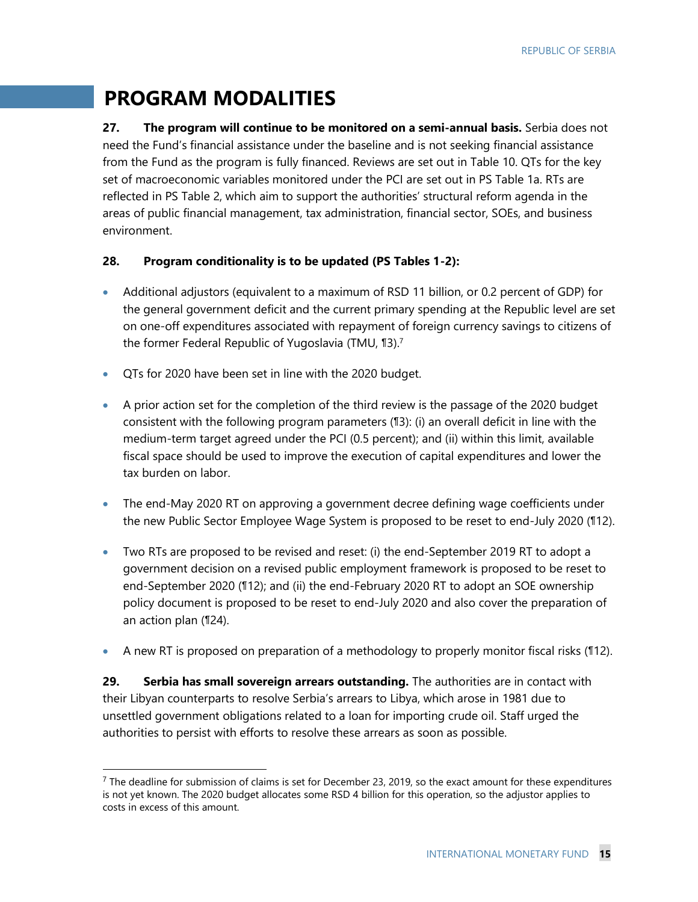# PROGRAM MODALITIES

**27. The program will continue to be monitored on a semi-annual basis.** Serbia does not need the Fund's financial assistance under the baseline and is not seeking financial assistance from the Fund as the program is fully financed. Reviews are set out in Table 10. QTs for the key set of macroeconomic variables monitored under the PCI are set out in PS Table 1a. RTs are reflected in PS Table 2, which aim to support the authorities' structural reform agenda in the areas of public financial management, tax administration, financial sector, SOEs, and business environment.

**28. Program conditionality is to be updated (PS Tables 1-2):**

- Additional adjustors (equivalent to a maximum of RSD 11 billion, or 0.2 percent of GDP) for the general government deficit and the current primary spending at the Republic level are set on one-off expenditures associated with repayment of foreign currency savings to citizens of the former Federal Republic of Yugoslavia (TMU, ¶3).[7]
- QTs for 2020 have been set in line with the 2020 budget.
- A prior action set for the completion of the third review is the passage of the 2020 budget consistent with the following program parameters (¶3): (i) an overall deficit in line with the medium-term target agreed under the PCI (0.5 percent); and (ii) within this limit, available fiscal space should be used to improve the execution of capital expenditures and lower the tax burden on labor.
- The end-May 2020 RT on approving a government decree defining wage coefficients under the new Public Sector Employee Wage System is proposed to be reset to end-July 2020 (¶12).
- Two RTs are proposed to be revised and reset: (i) the end-September 2019 RT to adopt a government decision on a revised public employment framework is proposed to be reset to end-September 2020 (¶12); and (ii) the end-February 2020 RT to adopt an SOE ownership policy document is proposed to be reset to end-July 2020 and also cover the preparation of an action plan (¶24).
- A new RT is proposed on preparation of a methodology to properly monitor fiscal risks (¶12).

**29. Serbia has small sovereign arrears outstanding.** The authorities are in contact with their Libyan counterparts to resolve Serbia's arrears to Libya, which arose in 1981 due to unsettled government obligations related to a loan for importing crude oil. Staff urged the authorities to persist with efforts to resolve these arrears as soon as possible.

[7] The deadline for submission of claims is set for December 23, 2019, so the exact amount for these expenditures is not yet known. The 2020 budget allocates some RSD 4 billion for this operation, so the adjustor applies to costs in excess of this amount.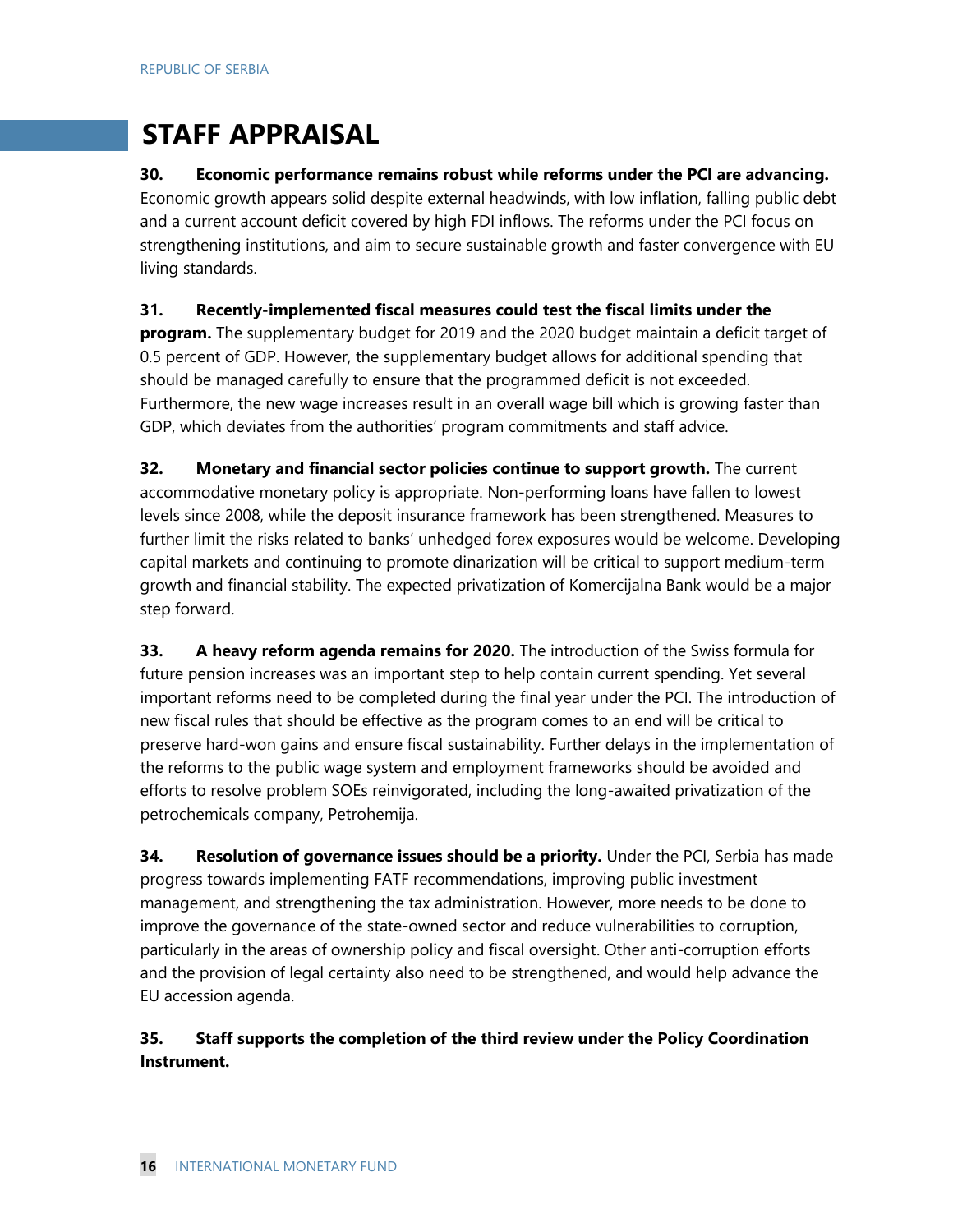## STAFF APPRAISAL

**30. Economic performance remains robust while reforms under the PCI are advancing.** Economic growth appears solid despite external headwinds, with low inflation, falling public debt and a current account deficit covered by high FDI inflows. The reforms under the PCI focus on strengthening institutions, and aim to secure sustainable growth and faster convergence with EU living standards.

**31. Recently-implemented fiscal measures could test the fiscal limits under the program.** The supplementary budget for 2019 and the 2020 budget maintain a deficit target of 0.5 percent of GDP. However, the supplementary budget allows for additional spending that should be managed carefully to ensure that the programmed deficit is not exceeded. Furthermore, the new wage increases result in an overall wage bill which is growing faster than GDP, which deviates from the authorities' program commitments and staff advice.

**32. Monetary and financial sector policies continue to support growth.** The current accommodative monetary policy is appropriate. Non-performing loans have fallen to lowest levels since 2008, while the deposit insurance framework has been strengthened. Measures to further limit the risks related to banks' unhedged forex exposures would be welcome. Developing capital markets and continuing to promote dinarization will be critical to support medium-term growth and financial stability. The expected privatization of Komercijalna Bank would be a major step forward.

**33. A heavy reform agenda remains for 2020.** The introduction of the Swiss formula for future pension increases was an important step to help contain current spending. Yet several important reforms need to be completed during the final year under the PCI. The introduction of new fiscal rules that should be effective as the program comes to an end will be critical to preserve hard-won gains and ensure fiscal sustainability. Further delays in the implementation of the reforms to the public wage system and employment frameworks should be avoided and efforts to resolve problem SOEs reinvigorated, including the long-awaited privatization of the petrochemicals company, Petrohemija.

**34. Resolution of governance issues should be a priority.** Under the PCI, Serbia has made progress towards implementing FATF recommendations, improving public investment management, and strengthening the tax administration. However, more needs to be done to improve the governance of the state-owned sector and reduce vulnerabilities to corruption, particularly in the areas of ownership policy and fiscal oversight. Other anti-corruption efforts and the provision of legal certainty also need to be strengthened, and would help advance the EU accession agenda.

**35. Staff supports the completion of the third review under the Policy Coordination Instrument.**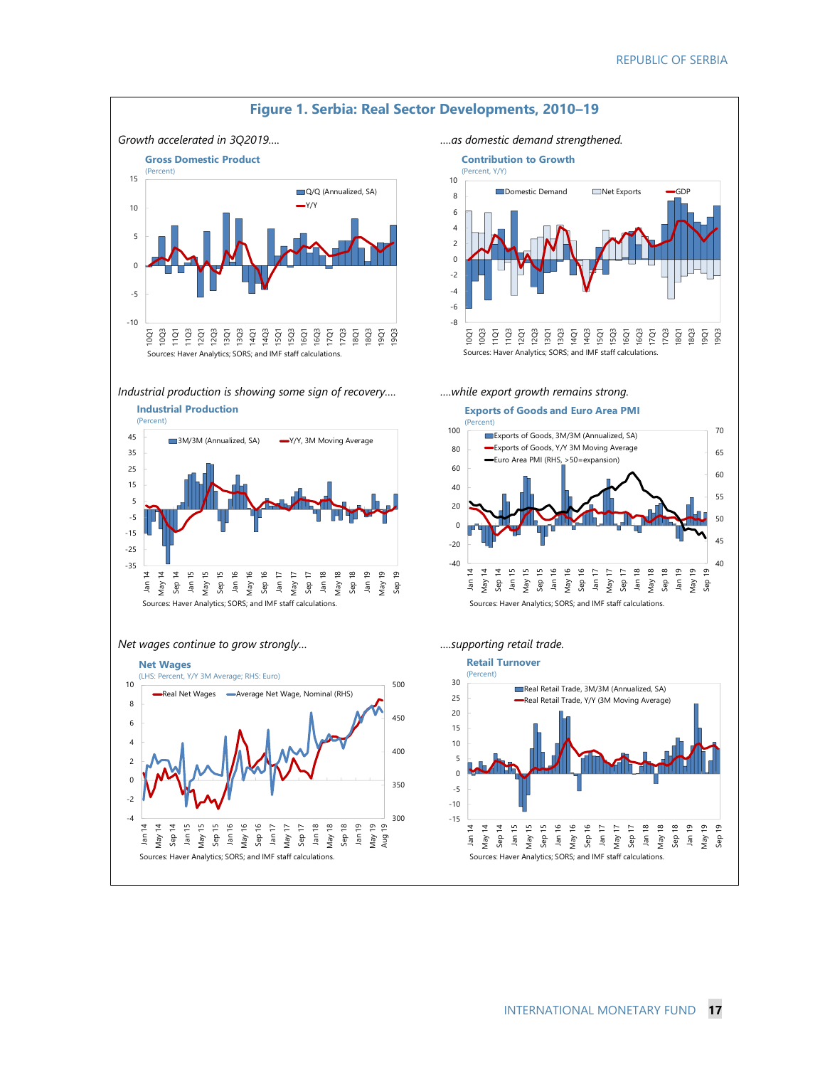## Figure 1. Serbia: Real Sector Developments, 2010–19

*Growth accelerated in 3Q2019....*

**Gross Domestic Product**
(Percent)

Q/Q (Annualized, SA)
Y/Y

15
10
5
0
-5
-10

10Q1 10Q3 11Q1 11Q3 12Q1 12Q3 13Q1 13Q3 14Q1 14Q3 15Q1 15Q3 16Q1 16Q3 17Q1 17Q3 18Q1 18Q3 19Q1 19Q3

Sources: Haver Analytics; SORS; and IMF staff calculations.

*....as domestic demand strengthened.*

**Contribution to Growth**
(Percent, Y/Y)

Domestic Demand
Net Exports
GDP

10
8
6
4
2
0
-2
-4
-6
-8

10Q1 10Q3 11Q1 11Q3 12Q1 12Q3 13Q1 13Q3 14Q1 14Q3 15Q1 15Q3 16Q1 16Q3 17Q1 17Q3 18Q1 18Q3 19Q1 19Q3

Sources: Haver Analytics; SORS; and IMF staff calculations.

*Industrial production is showing some sign of recovery....*

**Industrial Production**
(Percent)

3M/3M (Annualized, SA)
Y/Y, 3M Moving Average

45
35
25
15
5
-5
-15
-25
-35

Jan 14 May 14 Sep 14 Jan 15 May 15 Sep 15 Jan 16 May 16 Sep 16 Jan 17 May 17 Sep 17 Jan 18 May 18 Sep 18 Jan 19 May 19 Sep 19

Sources: Haver Analytics; SORS; and IMF staff calculations.

*....while export growth remains strong.*

**Exports of Goods and Euro Area PMI**
(Percent)

Exports of Goods, 3M/3M (Annualized, SA)
Exports of Goods, Y/Y 3M Moving Average
Euro Area PMI (RHS, >50=expansion)

100
80
60
40
20
0
-20
-40

70
65
60
55
50
45
40

Jan 14 May 14 Sep 14 Jan 15 May 15 Sep 15 Jan 16 May 16 Sep 16 Jan 17 May 17 Sep 17 Jan 18 May 18 Sep 18 Jan 19 May 19 Sep 19

Sources: Haver Analytics; SORS; and IMF staff calculations.

*Net wages continue to grow strongly...*

**Net Wages**
(LHS: Percent, Y/Y 3M Average; RHS: Euro)

Real Net Wages
Average Net Wage, Nominal (RHS)

10
8
6
4
2
0
-2
-4

500
450
400
350
300

Jan 14 May 14 Sep 14 Jan 15 May 15 Sep 15 Jan 16 May 16 Sep 16 Jan 17 May 17 Sep 17 Jan 18 May 18 Sep 18 Jan 19 May 19 Aug 19

Sources: Haver Analytics; SORS; and IMF staff calculations.

*....supporting retail trade.*

**Retail Turnover**
(Percent)

Real Retail Trade, 3M/3M (Annualized, SA)
Real Retail Trade, Y/Y (3M Moving Average)

30
25
20
15
10
5
0
-5
-10
-15

Jan 14 May 14 Sep 14 Jan 15 May 15 Sep 15 Jan 16 May 16 Sep 16 Jan 17 May 17 Sep 17 Jan 18 May 18 Sep 18 Jan 19 May 19 Sep 19

Sources: Haver Analytics; SORS; and IMF staff calculations.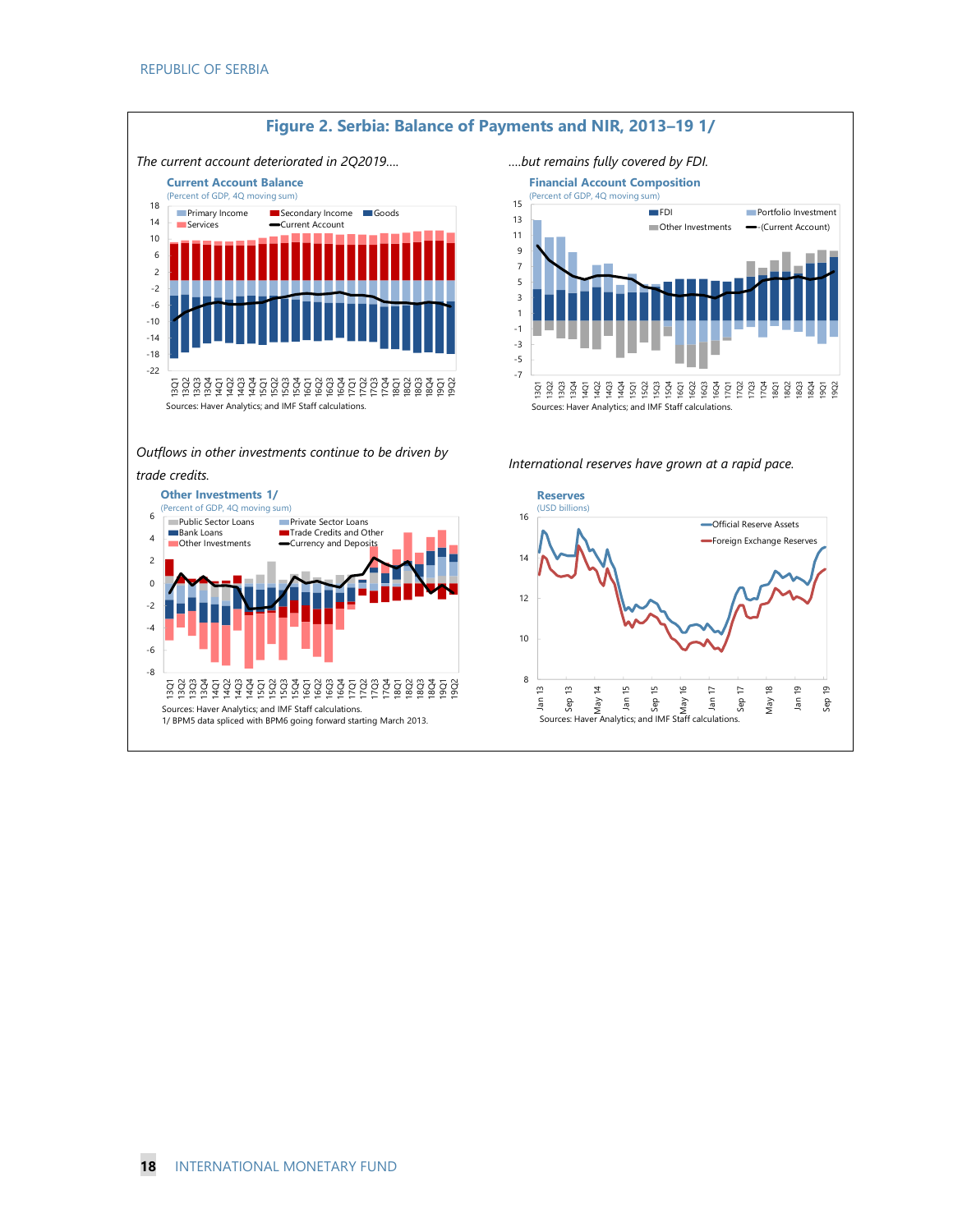# Figure 2. Serbia: Balance of Payments and NIR, 2013–19 1/

*The current account deteriorated in 2Q2019….*

**Current Account Balance**

(Percent of GDP, 4Q moving sum)

Primary Income
Secondary Income
Goods
Services
Current Account

18
14
10
6
2
-2
-6
-10
-14
-18
-22

13Q1 13Q2 13Q3 13Q4 14Q1 14Q2 14Q3 14Q4 15Q1 15Q2 15Q3 15Q4 16Q1 16Q2 16Q3 16Q4 17Q1 17Q2 17Q3 17Q4 18Q1 18Q2 18Q3 18Q4 19Q1 19Q2

Sources: Haver Analytics; and IMF Staff calculations.

*….but remains fully covered by FDI.*

**Financial Account Composition**

(Percent of GDP, 4Q moving sum)

FDI
Portfolio Investment
Other Investments
-(Current Account)

15
13
11
9
7
5
3
1
-1
-3
-5
-7

13Q1 13Q2 13Q3 13Q4 14Q1 14Q2 14Q3 14Q4 15Q1 15Q2 15Q3 15Q4 16Q1 16Q2 16Q3 16Q4 17Q1 17Q2 17Q3 17Q4 18Q1 18Q2 18Q3 18Q4 19Q1 19Q2

Sources: Haver Analytics; and IMF Staff calculations.

*Outflows in other investments continue to be driven by trade credits.*

**Other Investments 1/**

(Percent of GDP, 4Q moving sum)

Public Sector Loans
Private Sector Loans
Bank Loans
Trade Credits and Other
Other Investments
Currency and Deposits

6
4
2
0
-2
-4
-6
-8

13Q1 13Q2 13Q3 13Q4 14Q1 14Q2 14Q3 14Q4 15Q1 15Q2 15Q3 15Q4 16Q1 16Q2 16Q3 16Q4 17Q1 17Q2 17Q3 17Q4 18Q1 18Q2 18Q3 18Q4 19Q1 19Q2

Sources: Haver Analytics; and IMF Staff calculations.

1/ BPM5 data spliced with BPM6 going forward starting March 2013.

*International reserves have grown at a rapid pace.*

**Reserves**

(USD billions)

Official Reserve Assets
Foreign Exchange Reserves

16
14
12
10
8

Jan 13 Sep 13 May 14 Jan 15 Sep 15 May 16 Jan 17 Sep 17 May 18 Jan 19 Sep 19

Sources: Haver Analytics; and IMF Staff calculations.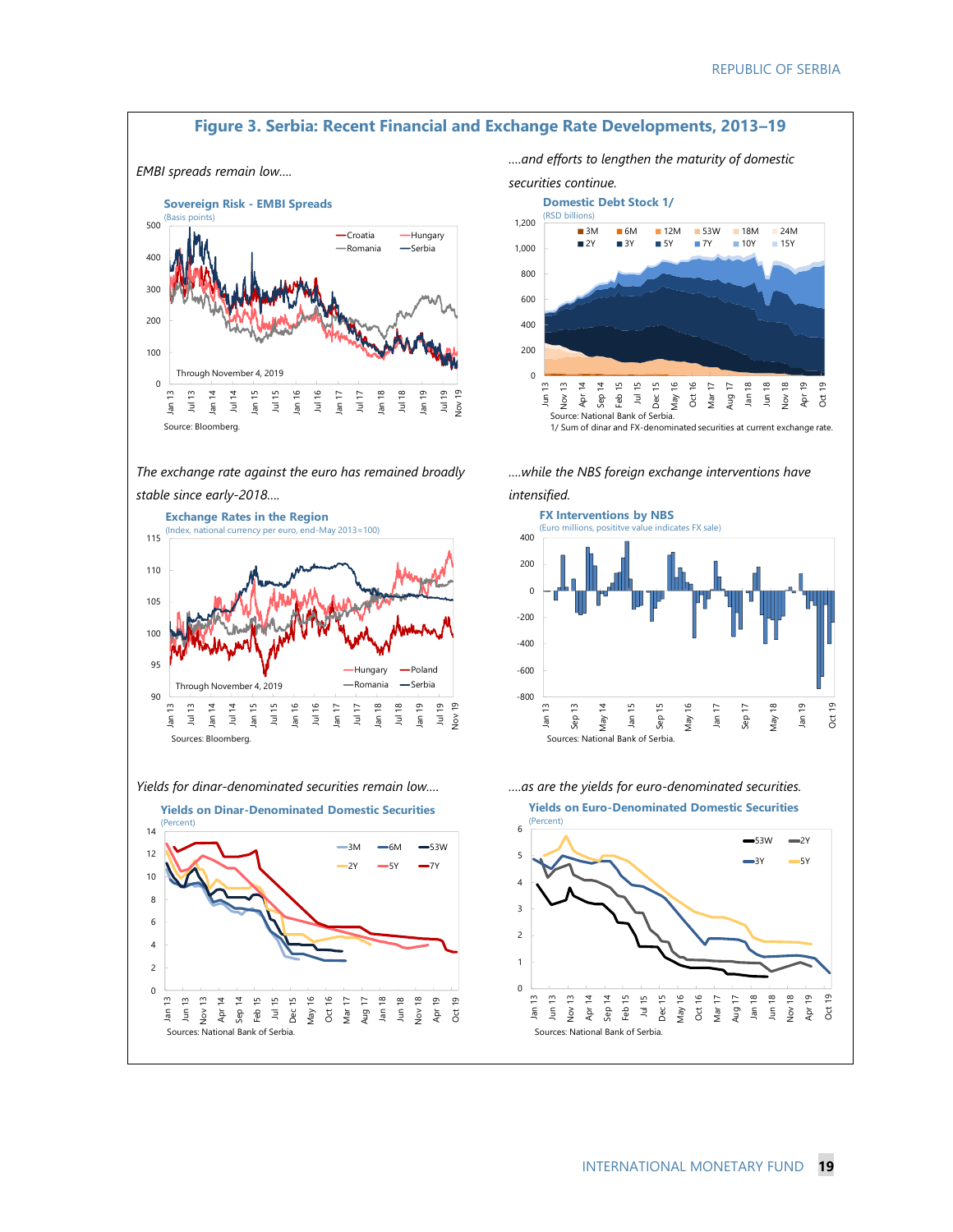## Figure 3. Serbia: Recent Financial and Exchange Rate Developments, 2013–19

*EMBI spreads remain low….*

**Sovereign Risk - EMBI Spreads**
(Basis points)

500
400
300
200
100
0

Croatia
Hungary
Romania
Serbia

Through November 4, 2019

Jan 13, Jul 13, Jan 14, Jul 14, Jan 15, Jul 15, Jan 16, Jul 16, Jan 17, Jul 17, Jan 18, Jul 18, Jan 19, Jul 19, Nov 19

Source: Bloomberg.

*….and efforts to lengthen the maturity of domestic securities continue.*

**Domestic Debt Stock 1/**
(RSD billions)

1,200
1,000
800
600
400
200
0

3M, 6M, 12M, 53W, 18M, 24M, 2Y, 3Y, 5Y, 7Y, 10Y, 15Y

Jun 13, Nov 13, Apr 14, Sep 14, Feb 15, Jul 15, Dec 15, May 16, Oct 16, Mar 17, Aug 17, Jan 18, Jun 18, Nov 18, Apr 19, Oct 19

Source: National Bank of Serbia.
1/ Sum of dinar and FX-denominated securities at current exchange rate.

*The exchange rate against the euro has remained broadly stable since early-2018….*

**Exchange Rates in the Region**
(Index, national currency per euro, end-May 2013=100)

115
110
105
100
95
90

Hungary
Poland
Romania
Serbia

Through November 4, 2019

Jan 13, Jul 13, Jan 14, Jul 14, Jan 15, Jul 15, Jan 16, Jul 16, Jan 17, Jul 17, Jan 18, Jul 18, Jan 19, Jul 19, Nov 19

Sources: Bloomberg.

*….while the NBS foreign exchange interventions have intensified.*

**FX Interventions by NBS**
(Euro millions, posititve value indicates FX sale)

400
200
0
-200
-400
-600
-800

Jan 13, Sep 13, May 14, Jan 15, Sep 15, May 16, Jan 17, Sep 17, May 18, Jan 19, Oct 19

Sources: National Bank of Serbia.

*Yields for dinar-denominated securities remain low….*

**Yields on Dinar-Denominated Domestic Securities**
(Percent)

14
12
10
8
6
4
2
0

3M, 6M, 53W, 2Y, 5Y, 7Y

Jan 13, Jun 13, Nov 13, Apr 14, Sep 14, Feb 15, Jul 15, Dec 15, May 16, Oct 16, Mar 17, Aug 17, Jan 18, Jun 18, Nov 18, Apr 19, Oct 19

Sources: National Bank of Serbia.

*….as are the yields for euro-denominated securities.*

**Yields on Euro-Denominated Domestic Securities**
(Percent)

6
5
4
3
2
1
0

53W, 2Y, 3Y, 5Y

Jan 13, Jun 13, Nov 13, Apr 14, Sep 14, Feb 15, Jul 15, Dec 15, May 16, Oct 16, Mar 17, Aug 17, Jan 18, Jun 18, Nov 18, Apr 19, Oct 19

Sources: National Bank of Serbia.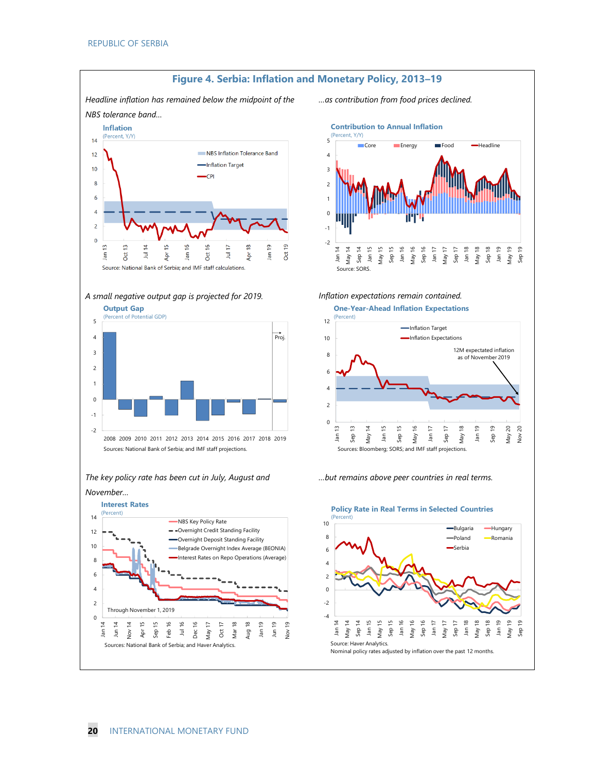## Figure 4. Serbia: Inflation and Monetary Policy, 2013–19

*Headline inflation has remained below the midpoint of the NBS tolerance band...*

**Inflation**
(Percent, Y/Y)

NBS Inflation Tolerance Band
Inflation Target
CPI

14
12
10
8
6
4
2
0

Jan 13
Oct 13
Jul 14
Apr 15
Jan 16
Oct 16
Jul 17
Apr 18
Jan 19
Oct 19

Source: National Bank of Serbia; and IMF staff calculations.

*...as contribution from food prices declined.*

**Contribution to Annual Inflation**
(Percent, Y/Y)

Core
Energy
Food
Headline

5
4
3
2
1
0
-1
-2

Jan 14
May 14
Sep 14
Jan 15
May 15
Sep 15
Jan 16
May 16
Sep 16
Jan 17
May 17
Sep 17
Jan 18
May 18
Sep 18
Jan 19
May 19
Sep 19

Source: SORS.

*A small negative output gap is projected for 2019.*

**Output Gap**
(Percent of Potential GDP)

Proj.

5
4
3
2
1
0
-1
-2

2008
2009
2010
2011
2012
2013
2014
2015
2016
2017
2018
2019

Sources: National Bank of Serbia; and IMF staff projections.

*Inflation expectations remain contained.*

**One-Year-Ahead Inflation Expectations**
(Percent)

Inflation Target
Inflation Expectations

12M expectated inflation as of November 2019

12
10
8
6
4
2
0

Jan 13
Sep 13
May 14
Jan 15
Sep 15
May 16
Jan 17
Sep 17
May 18
Jan 19
Sep 19
May 20
Nov 20

Sources: Bloomberg; SORS; and IMF staff projections.

*The key policy rate has been cut in July, August and November...*

**Interest Rates**
(Percent)

NBS Key Policy Rate
Overnight Credit Standing Facility
Overnight Deposit Standing Facility
Belgrade Overnight Index Average (BEONIA)
Interest Rates on Repo Operations (Average)

Through November 1, 2019

14
12
10
8
6
4
2
0

Jan 14
Jun 14
Nov 14
Apr 15
Sep 15
Feb 16
Jul 16
Dec 16
May 17
Oct 17
Mar 18
Aug 18
Jan 19
Jun 19
Nov 19

Sources: National Bank of Serbia; and Haver Analytics.

*...but remains above peer countries in real terms.*

**Policy Rate in Real Terms in Selected Countries**
(Percent)

Bulgaria
Hungary
Poland
Romania
Serbia

10
8
6
4
2
0
-2
-4

Jan 14
May 14
Sep 14
Jan 15
May 15
Sep 15
Jan 16
May 16
Sep 16
Jan 17
May 17
Sep 17
Jan 18
May 18
Sep 18
Jan 19
May 19
Sep 19

Source: Haver Analytics.
Nominal policy rates adjusted by inflation over the past 12 months.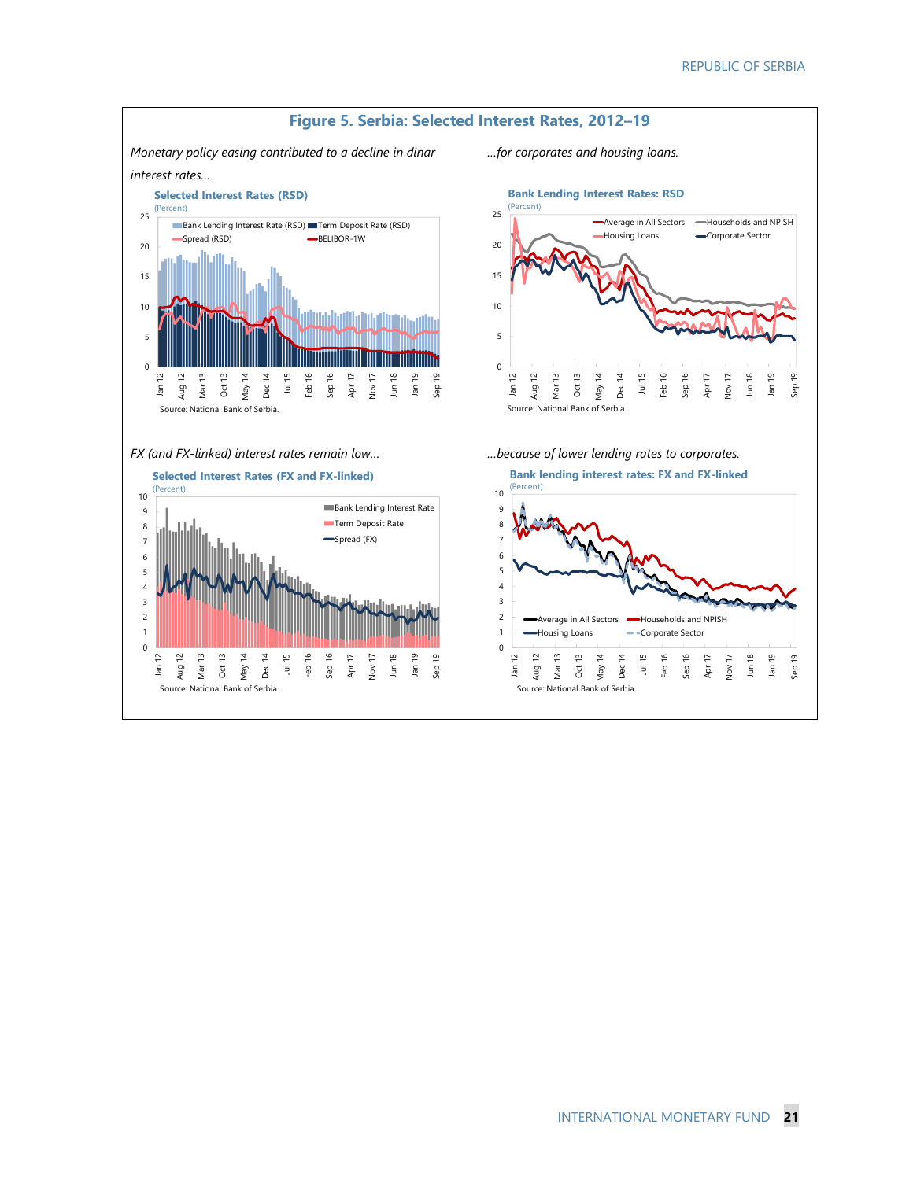## Figure 5. Serbia: Selected Interest Rates, 2012–19

*Monetary policy easing contributed to a decline in dinar interest rates…*

**Selected Interest Rates (RSD)**

(Percent)

Bank Lending Interest Rate (RSD)
Term Deposit Rate (RSD)
Spread (RSD)
BELIBOR-1W

25
20
15
10
5
0

Jan 12, Aug 12, Mar 13, Oct 13, May 14, Dec 14, Jul 15, Feb 16, Sep 16, Apr 17, Nov 17, Jun 18, Jan 19, Sep 19

Source: National Bank of Serbia.

*…for corporates and housing loans.*

**Bank Lending Interest Rates: RSD**

(Percent)

Average in All Sectors
Households and NPISH
Housing Loans
Corporate Sector

25
20
15
10
5
0

Jan 12, Aug 12, Mar 13, Oct 13, May 14, Dec 14, Jul 15, Feb 16, Sep 16, Apr 17, Nov 17, Jun 18, Jan 19, Sep 19

Source: National Bank of Serbia.

*FX (and FX-linked) interest rates remain low…*

**Selected Interest Rates (FX and FX-linked)**

(Percent)

Bank Lending Interest Rate
Term Deposit Rate
Spread (FX)

10
9
8
7
6
5
4
3
2
1
0

Jan 12, Aug 12, Mar 13, Oct 13, May 14, Dec 14, Jul 15, Feb 16, Sep 16, Apr 17, Nov 17, Jun 18, Jan 19, Sep 19

Source: National Bank of Serbia.

*…because of lower lending rates to corporates.*

**Bank lending interest rates: FX and FX-linked**

(Percent)

Average in All Sectors
Households and NPISH
Housing Loans
Corporate Sector

10
9
8
7
6
5
4
3
2
1
0

Jan 12, Aug 12, Mar 13, Oct 13, May 14, Dec 14, Jul 15, Feb 16, Sep 16, Apr 17, Nov 17, Jun 18, Jan 19, Sep 19

Source: National Bank of Serbia.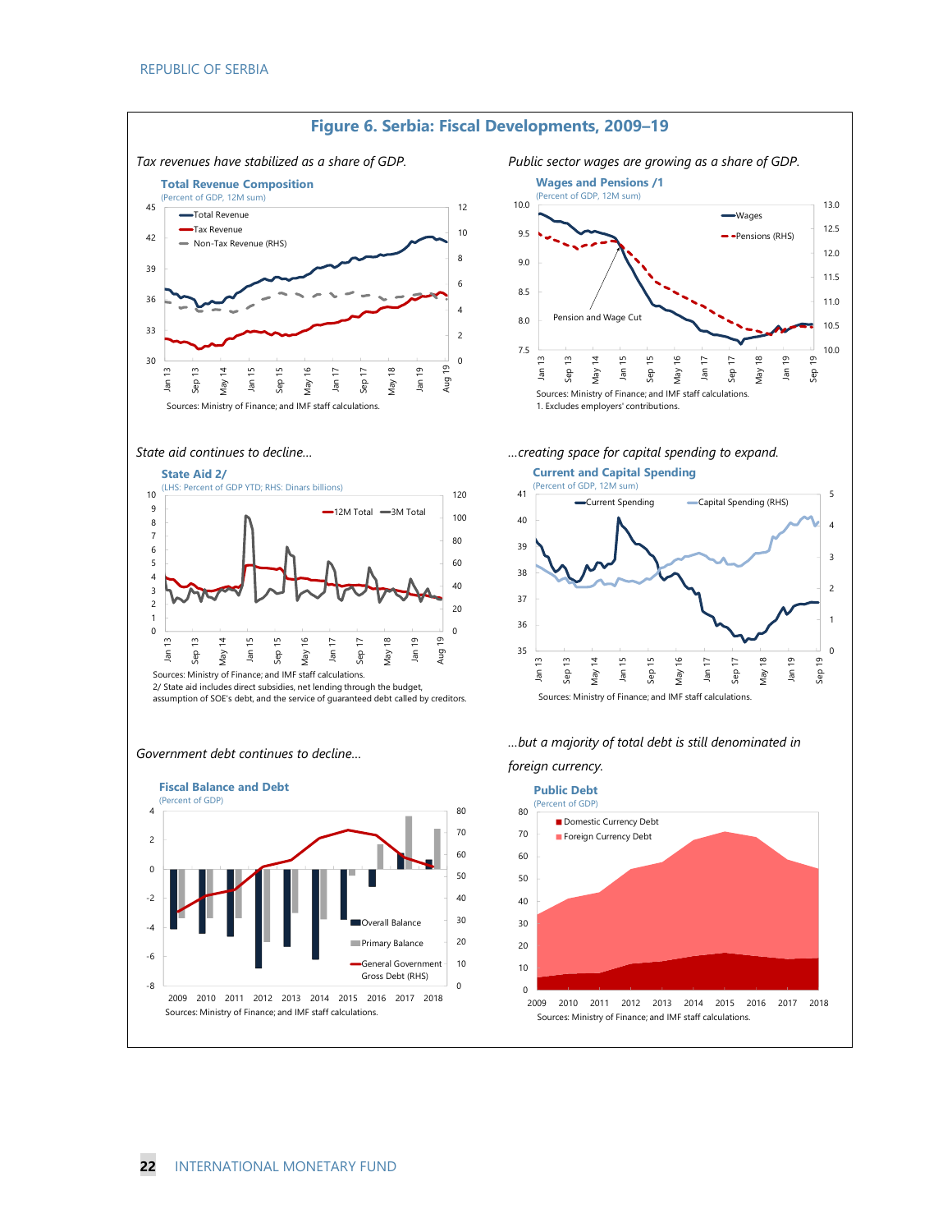# Figure 6. Serbia: Fiscal Developments, 2009–19

*Tax revenues have stabilized as a share of GDP.*

**Total Revenue Composition**

(Percent of GDP, 12M sum)

Total Revenue
Tax Revenue
Non-Tax Revenue (RHS)

45 42 39 36 33 30

12 10 8 6 4 2 0

Jan 13 Sep 13 May 14 Jan 15 Sep 15 May 16 Jan 17 Sep 17 May 18 Jan 19 Aug 19

Sources: Ministry of Finance; and IMF staff calculations.

*Public sector wages are growing as a share of GDP.*

**Wages and Pensions /1**

(Percent of GDP, 12M sum)

Wages
Pensions (RHS)

Pension and Wage Cut

10.0 9.5 9.0 8.5 8.0 7.5

13.0 12.5 12.0 11.5 11.0 10.5 10.0

Jan 13 Sep 13 May 14 Jan 15 Sep 15 May 16 Jan 17 Sep 17 May 18 Jan 19 Sep 19

Sources: Ministry of Finance; and IMF staff calculations.
1. Excludes employers' contributions.

*State aid continues to decline…*

**State Aid 2/**

(LHS: Percent of GDP YTD; RHS: Dinars billions)

12M Total
3M Total

10 9 8 7 6 5 4 3 2 1 0

120 100 80 60 40 20 0

Jan 13 Sep 13 May 14 Jan 15 Sep 15 May 16 Jan 17 Sep 17 May 18 Jan 19 Aug 19

Sources: Ministry of Finance; and IMF staff calculations.
2/ State aid includes direct subsidies, net lending through the budget, assumption of SOE's debt, and the service of guaranteed debt called by creditors.

*…creating space for capital spending to expand.*

**Current and Capital Spending**

(Percent of GDP, 12M sum)

Current Spending
Capital Spending (RHS)

41 40 39 38 37 36 35

5 4 3 2 1 0

Jan 13 Sep 13 May 14 Jan 15 Sep 15 May 16 Jan 17 Sep 17 May 18 Jan 19 Sep 19

Sources: Ministry of Finance; and IMF staff calculations.

*Government debt continues to decline…*

**Fiscal Balance and Debt**

(Percent of GDP)

Overall Balance
Primary Balance
General Government Gross Debt (RHS)

4 2 0 -2 -4 -6 -8

80 70 60 50 40 30 20 10 0

2009 2010 2011 2012 2013 2014 2015 2016 2017 2018

Sources: Ministry of Finance; and IMF staff calculations.

*…but a majority of total debt is still denominated in foreign currency.*

**Public Debt**

(Percent of GDP)

Domestic Currency Debt
Foreign Currency Debt

80 70 60 50 40 30 20 10 0

2009 2010 2011 2012 2013 2014 2015 2016 2017 2018

Sources: Ministry of Finance; and IMF staff calculations.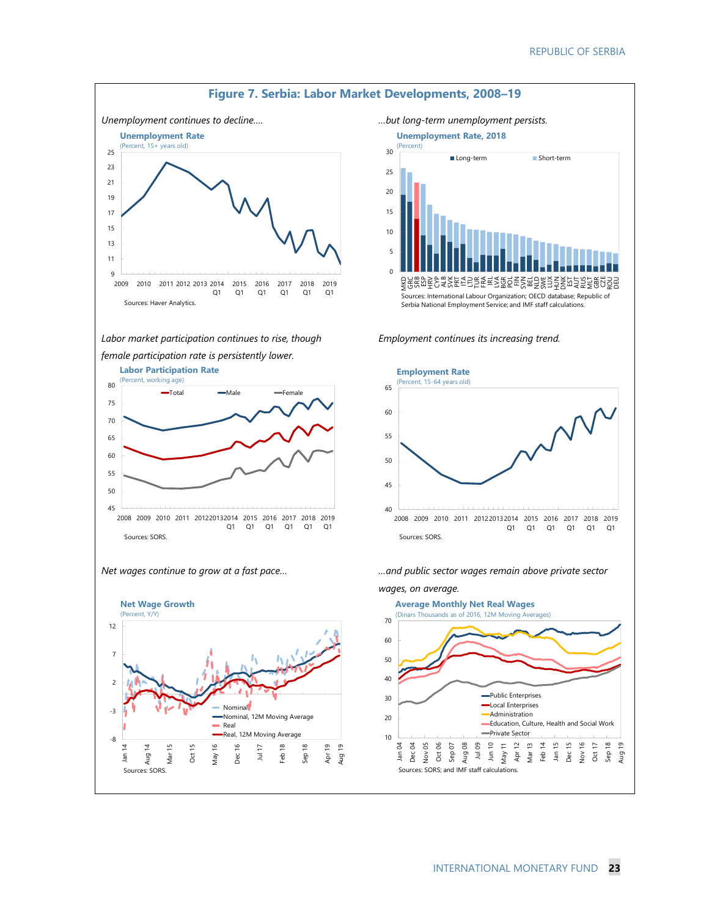# Figure 7. Serbia: Labor Market Developments, 2008–19

*Unemployment continues to decline....*

**Unemployment Rate**
(Percent, 15+ years old)

25
23
21
19
17
15
13
11
9

2009 2010 2011 2012 2013 2014 Q1 2015 Q1 2016 Q1 2017 Q1 2018 Q1 2019 Q1

Sources: Haver Analytics.

*...but long-term unemployment persists.*

**Unemployment Rate, 2018**
(Percent)

Long-term
Short-term

30
25
20
15
10
5
0

MKD GRC SRB ESP HRV CYP ALB SVK PRT ITA LTU TUR FRA IRL LVA BGR POL FIN SVN BEL NLD SWE LUX HUN DNK EST AUT RUS MLT GBR CZE ROU DEU

Sources: International Labour Organization; OECD database; Republic of Serbia National Employment Service; and IMF staff calculations.

*Labor market participation continues to rise, though female participation rate is persistently lower.*

**Labor Participation Rate**
(Percent, working age)

Total
Male
Female

80
75
70
65
60
55
50
45

2008 2009 2010 2011 2012 2013 2014 Q1 2015 Q1 2016 Q1 2017 Q1 2018 Q1 2019 Q1

Sources: SORS.

*Employment continues its increasing trend.*

**Employment Rate**
(Percent, 15-64 years old)

65
60
55
50
45
40

2008 2009 2010 2011 2012 2013 2014 Q1 2015 Q1 2016 Q1 2017 Q1 2018 Q1 2019 Q1

Sources: SORS.

*Net wages continue to grow at a fast pace...*

**Net Wage Growth**
(Percent, Y/Y)

12
7
2
-3
-8

Nominal
Nominal, 12M Moving Average
Real
Real, 12M Moving Average

Jan 14 Aug 14 Mar 15 Oct 15 May 16 Dec 16 Jul 17 Feb 18 Sep 18 Apr 19 Aug 19

Sources: SORS.

*...and public sector wages remain above private sector wages, on average.*

**Average Monthly Net Real Wages**
(Dinars Thousands as of 2016, 12M Moving Averages)

70
60
50
40
30
20
10

Public Enterprises
Local Enterprises
Administration
Education, Culture, Health and Social Work
Private Sector

Jan 04 Dec 04 Nov 05 Oct 06 Sep 07 Aug 08 Jul 09 Jun 10 May 11 Apr 12 Mar 13 Feb 14 Jan 15 Dec 15 Nov 16 Oct 17 Sep 18 Aug 19

Sources: SORS; and IMF staff calculations.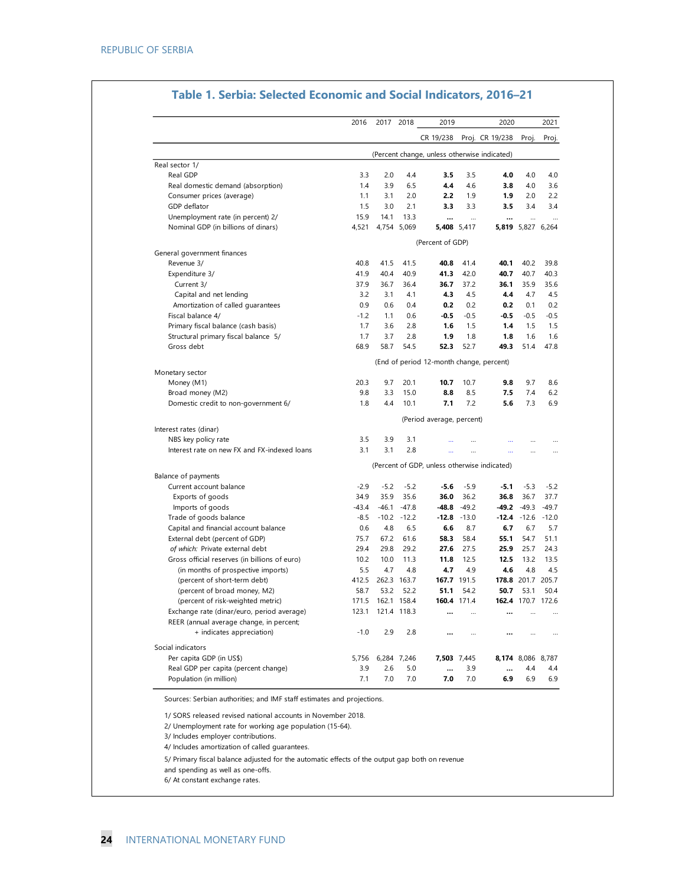## Table 1. Serbia: Selected Economic and Social Indicators, 2016–21

| | 2016 | 2017 | 2018 | 2019 | | 2020 | | 2021 |
|---|---|---|---|---|---|---|---|---|
| | | | | CR 19/238 | Proj. | CR 19/238 | Proj. | Proj. |
| | (Percent change, unless otherwise indicated) | | | | | | | |
| **Real sector 1/** | | | | | | | | |
| Real GDP | 3.3 | 2.0 | 4.4 | **3.5** | 3.5 | **4.0** | 4.0 | 4.0 |
| Real domestic demand (absorption) | 1.4 | 3.9 | 6.5 | **4.4** | 4.6 | **3.8** | 4.0 | 3.6 |
| Consumer prices (average) | 1.1 | 3.1 | 2.0 | **2.2** | 1.9 | **1.9** | 2.0 | 2.2 |
| GDP deflator | 1.5 | 3.0 | 2.1 | **3.3** | 3.3 | **3.5** | 3.4 | 3.4 |
| Unemployment rate (in percent) 2/ | 15.9 | 14.1 | 13.3 | **...** | ... | **...** | ... | ... |
| Nominal GDP (in billions of dinars) | 4,521 | 4,754 | 5,069 | **5,408** | 5,417 | **5,819** | 5,827 | 6,264 |
| | (Percent of GDP) | | | | | | | |
| **General government finances** | | | | | | | | |
| Revenue 3/ | 40.8 | 41.5 | 41.5 | **40.8** | 41.4 | **40.1** | 40.2 | 39.8 |
| Expenditure 3/ | 41.9 | 40.4 | 40.9 | **41.3** | 42.0 | **40.7** | 40.7 | 40.3 |
| Current 3/ | 37.9 | 36.7 | 36.4 | **36.7** | 37.2 | **36.1** | 35.9 | 35.6 |
| Capital and net lending | 3.2 | 3.1 | 4.1 | **4.3** | 4.5 | **4.4** | 4.7 | 4.5 |
| Amortization of called guarantees | 0.9 | 0.6 | 0.4 | **0.2** | 0.2 | **0.2** | 0.1 | 0.2 |
| Fiscal balance 4/ | -1.2 | 1.1 | 0.6 | **-0.5** | -0.5 | **-0.5** | -0.5 | -0.5 |
| Primary fiscal balance (cash basis) | 1.7 | 3.6 | 2.8 | **1.6** | 1.5 | **1.4** | 1.5 | 1.5 |
| Structural primary fiscal balance 5/ | 1.7 | 3.7 | 2.8 | **1.9** | 1.8 | **1.8** | 1.6 | 1.6 |
| Gross debt | 68.9 | 58.7 | 54.5 | **52.3** | 52.7 | **49.3** | 51.4 | 47.8 |
| | (End of period 12-month change, percent) | | | | | | | |
| **Monetary sector** | | | | | | | | |
| Money (M1) | 20.3 | 9.7 | 20.1 | **10.7** | 10.7 | **9.8** | 9.7 | 8.6 |
| Broad money (M2) | 9.8 | 3.3 | 15.0 | **8.8** | 8.5 | **7.5** | 7.4 | 6.2 |
| Domestic credit to non-government 6/ | 1.8 | 4.4 | 10.1 | **7.1** | 7.2 | **5.6** | 7.3 | 6.9 |
| | (Period average, percent) | | | | | | | |
| **Interest rates (dinar)** | | | | | | | | |
| NBS key policy rate | 3.5 | 3.9 | 3.1 | ... | ... | ... | ... | ... |
| Interest rate on new FX and FX-indexed loans | 3.1 | 3.1 | 2.8 | ... | ... | ... | ... | ... |
| | (Percent of GDP, unless otherwise indicated) | | | | | | | |
| **Balance of payments** | | | | | | | | |
| Current account balance | -2.9 | -5.2 | -5.2 | **-5.6** | -5.9 | **-5.1** | -5.3 | -5.2 |
| Exports of goods | 34.9 | 35.9 | 35.6 | **36.0** | 36.2 | **36.8** | 36.7 | 37.7 |
| Imports of goods | -43.4 | -46.1 | -47.8 | **-48.8** | -49.2 | **-49.2** | -49.3 | -49.7 |
| Trade of goods balance | -8.5 | -10.2 | -12.2 | **-12.8** | -13.0 | **-12.4** | -12.6 | -12.0 |
| Capital and financial account balance | 0.6 | 4.8 | 6.5 | **6.6** | 8.7 | **6.7** | 6.7 | 5.7 |
| External debt (percent of GDP) | 75.7 | 67.2 | 61.6 | **58.3** | 58.4 | **55.1** | 54.7 | 51.1 |
| *of which:* Private external debt | 29.4 | 29.8 | 29.2 | **27.6** | 27.5 | **25.9** | 25.7 | 24.3 |
| Gross official reserves (in billions of euro) | 10.2 | 10.0 | 11.3 | **11.8** | 12.5 | **12.5** | 13.2 | 13.5 |
| (in months of prospective imports) | 5.5 | 4.7 | 4.8 | **4.7** | 4.9 | **4.6** | 4.8 | 4.5 |
| (percent of short-term debt) | 412.5 | 262.3 | 163.7 | **167.7** | 191.5 | **178.8** | 201.7 | 205.7 |
| (percent of broad money, M2) | 58.7 | 53.2 | 52.2 | **51.1** | 54.2 | **50.7** | 53.1 | 50.4 |
| (percent of risk-weighted metric) | 171.5 | 162.1 | 158.4 | **160.4** | 171.4 | **162.4** | 170.7 | 172.6 |
| Exchange rate (dinar/euro, period average) | 123.1 | 121.4 | 118.3 | **...** | ... | **...** | ... | ... |
| REER (annual average change, in percent; + indicates appreciation) | -1.0 | 2.9 | 2.8 | **...** | ... | **...** | ... | ... |
| **Social indicators** | | | | | | | | |
| Per capita GDP (in US$) | 5,756 | 6,284 | 7,246 | **7,503** | 7,445 | **8,174** | 8,086 | 8,787 |
| Real GDP per capita (percent change) | 3.9 | 2.6 | 5.0 | **...** | 3.9 | **...** | 4.4 | 4.4 |
| Population (in million) | 7.1 | 7.0 | 7.0 | **7.0** | 7.0 | **6.9** | 6.9 | 6.9 |

Sources: Serbian authorities; and IMF staff estimates and projections.

1/ SORS released revised national accounts in November 2018.

2/ Unemployment rate for working age population (15-64).

3/ Includes employer contributions.

4/ Includes amortization of called guarantees.

5/ Primary fiscal balance adjusted for the automatic effects of the output gap both on revenue and spending as well as one-offs.

6/ At constant exchange rates.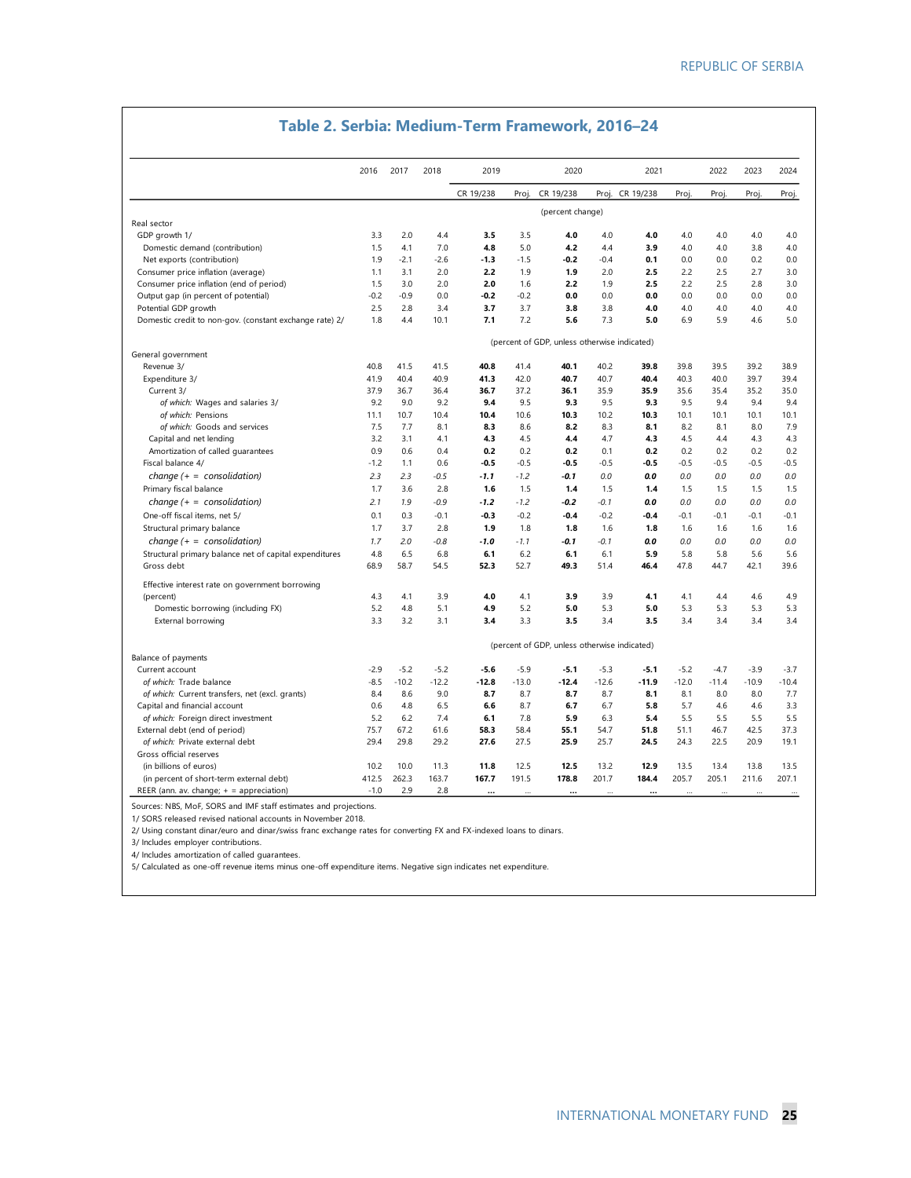## Table 2. Serbia: Medium-Term Framework, 2016–24

| | 2016 | 2017 | 2018 | 2019 | | 2020 | | 2021 | | 2022 | 2023 | 2024 |
|---|---|---|---|---|---|---|---|---|---|---|---|---|
| | | | | CR 19/238 | Proj. | CR 19/238 | Proj. | CR 19/238 | Proj. | Proj. | Proj. | Proj. |
| | (percent change) | | | | | | | | | | | |
| Real sector | | | | | | | | | | | | |
| GDP growth 1/ | 3.3 | 2.0 | 4.4 | **3.5** | 3.5 | **4.0** | 4.0 | **4.0** | 4.0 | 4.0 | 4.0 | 4.0 |
| Domestic demand (contribution) | 1.5 | 4.1 | 7.0 | **4.8** | 5.0 | **4.2** | 4.4 | **3.9** | 4.0 | 4.0 | 3.8 | 4.0 |
| Net exports (contribution) | 1.9 | -2.1 | -2.6 | **-1.3** | -1.5 | **-0.2** | -0.4 | **0.1** | 0.0 | 0.0 | 0.2 | 0.0 |
| Consumer price inflation (average) | 1.1 | 3.1 | 2.0 | **2.2** | 1.9 | **1.9** | 2.0 | **2.5** | 2.2 | 2.5 | 2.7 | 3.0 |
| Consumer price inflation (end of period) | 1.5 | 3.0 | 2.0 | **2.0** | 1.6 | **2.2** | 1.9 | **2.5** | 2.2 | 2.5 | 2.8 | 3.0 |
| Output gap (in percent of potential) | -0.2 | -0.9 | 0.0 | **-0.2** | -0.2 | **0.0** | 0.0 | **0.0** | 0.0 | 0.0 | 0.0 | 0.0 |
| Potential GDP growth | 2.5 | 2.8 | 3.4 | **3.7** | 3.7 | **3.8** | 3.8 | **4.0** | 4.0 | 4.0 | 4.0 | 4.0 |
| Domestic credit to non-gov. (constant exchange rate) 2/ | 1.8 | 4.4 | 10.1 | **7.1** | 7.2 | **5.6** | 7.3 | **5.0** | 6.9 | 5.9 | 4.6 | 5.0 |
| | (percent of GDP, unless otherwise indicated) | | | | | | | | | | | |
| General government | | | | | | | | | | | | |
| Revenue 3/ | 40.8 | 41.5 | 41.5 | **40.8** | 41.4 | **40.1** | 40.2 | **39.8** | 39.8 | 39.5 | 39.2 | 38.9 |
| Expenditure 3/ | 41.9 | 40.4 | 40.9 | **41.3** | 42.0 | **40.7** | 40.7 | **40.4** | 40.3 | 40.0 | 39.7 | 39.4 |
| Current 3/ | 37.9 | 36.7 | 36.4 | **36.7** | 37.2 | **36.1** | 35.9 | **35.9** | 35.6 | 35.4 | 35.2 | 35.0 |
| *of which:* Wages and salaries 3/ | 9.2 | 9.0 | 9.2 | **9.4** | 9.5 | **9.3** | 9.5 | **9.3** | 9.5 | 9.4 | 9.4 | 9.4 |
| *of which:* Pensions | 11.1 | 10.7 | 10.4 | **10.4** | 10.6 | **10.3** | 10.2 | **10.3** | 10.1 | 10.1 | 10.1 | 10.1 |
| *of which:* Goods and services | 7.5 | 7.7 | 8.1 | **8.3** | 8.6 | **8.2** | 8.3 | **8.1** | 8.2 | 8.1 | 8.0 | 7.9 |
| Capital and net lending | 3.2 | 3.1 | 4.1 | **4.3** | 4.5 | **4.4** | 4.7 | **4.3** | 4.5 | 4.4 | 4.3 | 4.3 |
| Amortization of called guarantees | 0.9 | 0.6 | 0.4 | **0.2** | 0.2 | **0.2** | 0.1 | **0.2** | 0.2 | 0.2 | 0.2 | 0.2 |
| Fiscal balance 4/ | -1.2 | 1.1 | 0.6 | **-0.5** | -0.5 | **-0.5** | -0.5 | **-0.5** | -0.5 | -0.5 | -0.5 | -0.5 |
| *change (+ = consolidation)* | *2.3* | *2.3* | *-0.5* | ***-1.1*** | *-1.2* | ***-0.1*** | *0.0* | ***0.0*** | *0.0* | *0.0* | *0.0* | *0.0* |
| Primary fiscal balance | 1.7 | 3.6 | 2.8 | **1.6** | 1.5 | **1.4** | 1.5 | **1.4** | 1.5 | 1.5 | 1.5 | 1.5 |
| *change (+ = consolidation)* | *2.1* | *1.9* | *-0.9* | ***-1.2*** | *-1.2* | ***-0.2*** | *-0.1* | ***0.0*** | *0.0* | *0.0* | *0.0* | *0.0* |
| One-off fiscal items, net 5/ | 0.1 | 0.3 | -0.1 | **-0.3** | -0.2 | **-0.4** | -0.2 | **-0.4** | -0.1 | -0.1 | -0.1 | -0.1 |
| Structural primary balance | 1.7 | 3.7 | 2.8 | **1.9** | 1.8 | **1.8** | 1.6 | **1.8** | 1.6 | 1.6 | 1.6 | 1.6 |
| *change (+ = consolidation)* | *1.7* | *2.0* | *-0.8* | ***-1.0*** | *-1.1* | ***-0.1*** | *-0.1* | ***0.0*** | *0.0* | *0.0* | *0.0* | *0.0* |
| Structural primary balance net of capital expenditures | 4.8 | 6.5 | 6.8 | **6.1** | 6.2 | **6.1** | 6.1 | **5.9** | 5.8 | 5.8 | 5.6 | 5.6 |
| Gross debt | 68.9 | 58.7 | 54.5 | **52.3** | 52.7 | **49.3** | 51.4 | **46.4** | 47.8 | 44.7 | 42.1 | 39.6 |
| Effective interest rate on government borrowing (percent) | 4.3 | 4.1 | 3.9 | **4.0** | 4.1 | **3.9** | 3.9 | **4.1** | 4.1 | 4.4 | 4.6 | 4.9 |
| Domestic borrowing (including FX) | 5.2 | 4.8 | 5.1 | **4.9** | 5.2 | **5.0** | 5.3 | **5.0** | 5.3 | 5.3 | 5.3 | 5.3 |
| External borrowing | 3.3 | 3.2 | 3.1 | **3.4** | 3.3 | **3.5** | 3.4 | **3.5** | 3.4 | 3.4 | 3.4 | 3.4 |
| | (percent of GDP, unless otherwise indicated) | | | | | | | | | | | |
| Balance of payments | | | | | | | | | | | | |
| Current account | -2.9 | -5.2 | -5.2 | **-5.6** | -5.9 | **-5.1** | -5.3 | **-5.1** | -5.2 | -4.7 | -3.9 | -3.7 |
| *of which:* Trade balance | -8.5 | -10.2 | -12.2 | **-12.8** | -13.0 | **-12.4** | -12.6 | **-11.9** | -12.0 | -11.4 | -10.9 | -10.4 |
| *of which:* Current transfers, net (excl. grants) | 8.4 | 8.6 | 9.0 | **8.7** | 8.7 | **8.7** | 8.7 | **8.1** | 8.1 | 8.0 | 8.0 | 7.7 |
| Capital and financial account | 0.6 | 4.8 | 6.5 | **6.6** | 8.7 | **6.7** | 6.7 | **5.8** | 5.7 | 4.6 | 4.6 | 3.3 |
| *of which:* Foreign direct investment | 5.2 | 6.2 | 7.4 | **6.1** | 7.8 | **5.9** | 6.3 | **5.4** | 5.5 | 5.5 | 5.5 | 5.5 |
| External debt (end of period) | 75.7 | 67.2 | 61.6 | **58.3** | 58.4 | **55.1** | 54.7 | **51.8** | 51.1 | 46.7 | 42.5 | 37.3 |
| *of which:* Private external debt | 29.4 | 29.8 | 29.2 | **27.6** | 27.5 | **25.9** | 25.7 | **24.5** | 24.3 | 22.5 | 20.9 | 19.1 |
| Gross official reserves | | | | | | | | | | | | |
| (in billions of euros) | 10.2 | 10.0 | 11.3 | **11.8** | 12.5 | **12.5** | 13.2 | **12.9** | 13.5 | 13.4 | 13.8 | 13.5 |
| (in percent of short-term external debt) | 412.5 | 262.3 | 163.7 | **167.7** | 191.5 | **178.8** | 201.7 | **184.4** | 205.7 | 205.1 | 211.6 | 207.1 |
| REER (ann. av. change; + = appreciation) | -1.0 | 2.9 | 2.8 | **...** | ... | **...** | ... | **...** | ... | ... | ... | ... |

Sources: NBS, MoF, SORS and IMF staff estimates and projections.

1/ SORS released revised national accounts in November 2018.

2/ Using constant dinar/euro and dinar/swiss franc exchange rates for converting FX and FX-indexed loans to dinars.

3/ Includes employer contributions.

4/ Includes amortization of called guarantees.

5/ Calculated as one-off revenue items minus one-off expenditure items. Negative sign indicates net expenditure.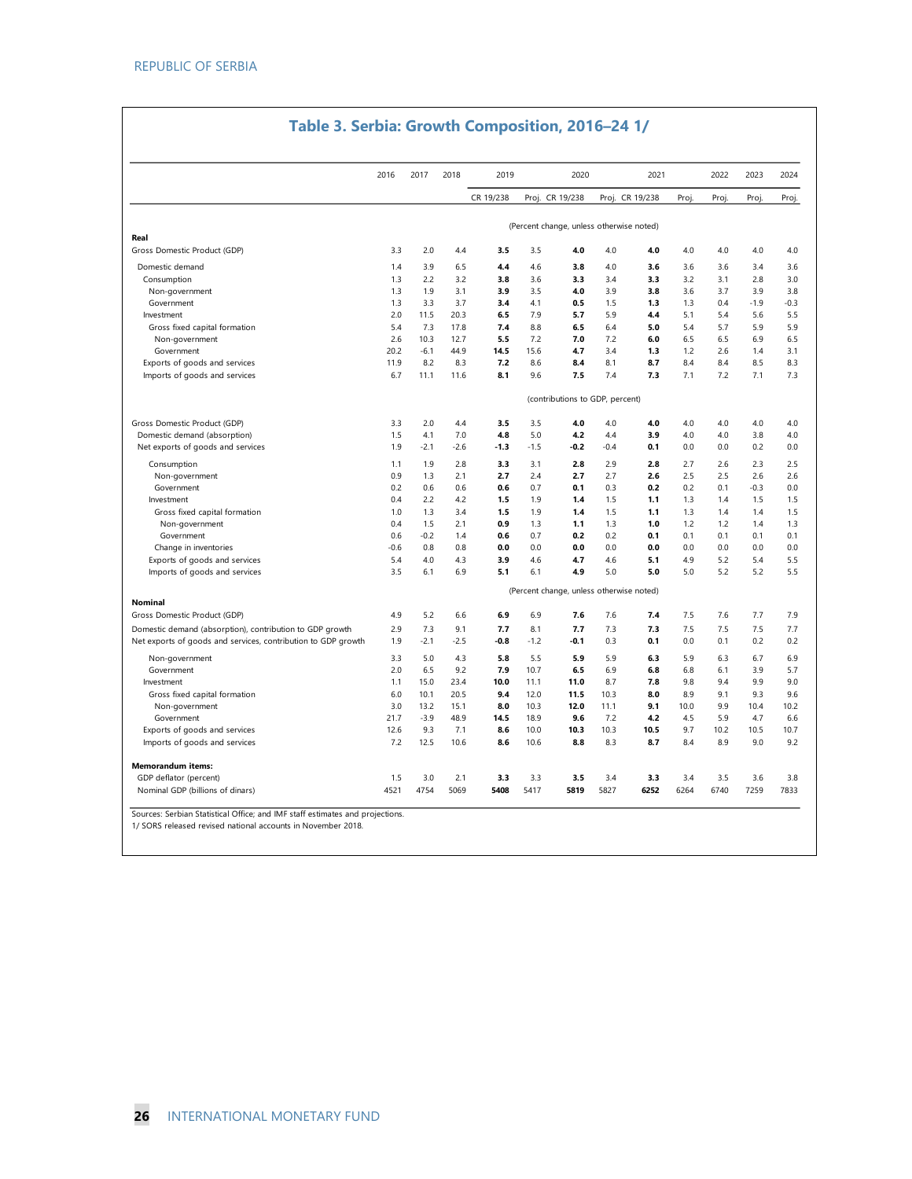## Table 3. Serbia: Growth Composition, 2016–24 1/

| | 2016 | 2017 | 2018 | 2019 | | 2020 | | 2021 | | 2022 | 2023 | 2024 |
|---|---|---|---|---|---|---|---|---|---|---|---|---|
| | | | | CR 19/238 | Proj. | CR 19/238 | Proj. | CR 19/238 | Proj. | Proj. | Proj. | Proj. |
| | (Percent change, unless otherwise noted) | | | | | | | | | | | |
| **Real** | | | | | | | | | | | | |
| Gross Domestic Product (GDP) | 3.3 | 2.0 | 4.4 | **3.5** | 3.5 | **4.0** | 4.0 | **4.0** | 4.0 | 4.0 | 4.0 | 4.0 |
| Domestic demand | 1.4 | 3.9 | 6.5 | **4.4** | 4.6 | **3.8** | 4.0 | **3.6** | 3.6 | 3.6 | 3.4 | 3.6 |
| Consumption | 1.3 | 2.2 | 3.2 | **3.8** | 3.6 | **3.3** | 3.4 | **3.3** | 3.2 | 3.1 | 2.8 | 3.0 |
| Non-government | 1.3 | 1.9 | 3.1 | **3.9** | 3.5 | **4.0** | 3.9 | **3.8** | 3.6 | 3.7 | 3.9 | 3.8 |
| Government | 1.3 | 3.3 | 3.7 | **3.4** | 4.1 | **0.5** | 1.5 | **1.3** | 1.3 | 0.4 | -1.9 | -0.3 |
| Investment | 2.0 | 11.5 | 20.3 | **6.5** | 7.9 | **5.7** | 5.9 | **4.4** | 5.1 | 5.4 | 5.6 | 5.5 |
| Gross fixed capital formation | 5.4 | 7.3 | 17.8 | **7.4** | 8.8 | **6.5** | 6.4 | **5.0** | 5.4 | 5.7 | 5.9 | 5.9 |
| Non-government | 2.6 | 10.3 | 12.7 | **5.5** | 7.2 | **7.0** | 7.2 | **6.0** | 6.5 | 6.5 | 6.9 | 6.5 |
| Government | 20.2 | -6.1 | 44.9 | **14.5** | 15.6 | **4.7** | 3.4 | **1.3** | 1.2 | 2.6 | 1.4 | 3.1 |
| Exports of goods and services | 11.9 | 8.2 | 8.3 | **7.2** | 8.6 | **8.4** | 8.1 | **8.7** | 8.4 | 8.4 | 8.5 | 8.3 |
| Imports of goods and services | 6.7 | 11.1 | 11.6 | **8.1** | 9.6 | **7.5** | 7.4 | **7.3** | 7.1 | 7.2 | 7.1 | 7.3 |
| | (contributions to GDP, percent) | | | | | | | | | | | |
| Gross Domestic Product (GDP) | 3.3 | 2.0 | 4.4 | **3.5** | 3.5 | **4.0** | 4.0 | **4.0** | 4.0 | 4.0 | 4.0 | 4.0 |
| Domestic demand (absorption) | 1.5 | 4.1 | 7.0 | **4.8** | 5.0 | **4.2** | 4.4 | **3.9** | 4.0 | 4.0 | 3.8 | 4.0 |
| Net exports of goods and services | 1.9 | -2.1 | -2.6 | **-1.3** | -1.5 | **-0.2** | -0.4 | **0.1** | 0.0 | 0.0 | 0.2 | 0.0 |
| Consumption | 1.1 | 1.9 | 2.8 | **3.3** | 3.1 | **2.8** | 2.9 | **2.8** | 2.7 | 2.6 | 2.3 | 2.5 |
| Non-government | 0.9 | 1.3 | 2.1 | **2.7** | 2.4 | **2.7** | 2.7 | **2.6** | 2.5 | 2.5 | 2.6 | 2.6 |
| Government | 0.2 | 0.6 | 0.6 | **0.6** | 0.7 | **0.1** | 0.3 | **0.2** | 0.2 | 0.1 | -0.3 | 0.0 |
| Investment | 0.4 | 2.2 | 4.2 | **1.5** | 1.9 | **1.4** | 1.5 | **1.1** | 1.3 | 1.4 | 1.5 | 1.5 |
| Gross fixed capital formation | 1.0 | 1.3 | 3.4 | **1.5** | 1.9 | **1.4** | 1.5 | **1.1** | 1.3 | 1.4 | 1.4 | 1.5 |
| Non-government | 0.4 | 1.5 | 2.1 | **0.9** | 1.3 | **1.1** | 1.3 | **1.0** | 1.2 | 1.2 | 1.4 | 1.3 |
| Government | 0.6 | -0.2 | 1.4 | **0.6** | 0.7 | **0.2** | 0.2 | **0.1** | 0.1 | 0.1 | 0.1 | 0.1 |
| Change in inventories | -0.6 | 0.8 | 0.8 | **0.0** | 0.0 | **0.0** | 0.0 | **0.0** | 0.0 | 0.0 | 0.0 | 0.0 |
| Exports of goods and services | 5.4 | 4.0 | 4.3 | **3.9** | 4.6 | **4.7** | 4.6 | **5.1** | 4.9 | 5.2 | 5.4 | 5.5 |
| Imports of goods and services | 3.5 | 6.1 | 6.9 | **5.1** | 6.1 | **4.9** | 5.0 | **5.0** | 5.0 | 5.2 | 5.2 | 5.5 |
| | (Percent change, unless otherwise noted) | | | | | | | | | | | |
| **Nominal** | | | | | | | | | | | | |
| Gross Domestic Product (GDP) | 4.9 | 5.2 | 6.6 | **6.9** | 6.9 | **7.6** | 7.6 | **7.4** | 7.5 | 7.6 | 7.7 | 7.9 |
| Domestic demand (absorption), contribution to GDP growth | 2.9 | 7.3 | 9.1 | **7.7** | 8.1 | **7.7** | 7.3 | **7.3** | 7.5 | 7.5 | 7.5 | 7.7 |
| Net exports of goods and services, contribution to GDP growth | 1.9 | -2.1 | -2.5 | **-0.8** | -1.2 | **-0.1** | 0.3 | **0.1** | 0.0 | 0.1 | 0.2 | 0.2 |
| Non-government | 3.3 | 5.0 | 4.3 | **5.8** | 5.5 | **5.9** | 5.9 | **6.3** | 5.9 | 6.3 | 6.7 | 6.9 |
| Government | 2.0 | 6.5 | 9.2 | **7.9** | 10.7 | **6.5** | 6.9 | **6.8** | 6.8 | 6.1 | 3.9 | 5.7 |
| Investment | 1.1 | 15.0 | 23.4 | **10.0** | 11.1 | **11.0** | 8.7 | **7.8** | 9.8 | 9.4 | 9.9 | 9.0 |
| Gross fixed capital formation | 6.0 | 10.1 | 20.5 | **9.4** | 12.0 | **11.5** | 10.3 | **8.0** | 8.9 | 9.1 | 9.3 | 9.6 |
| Non-government | 3.0 | 13.2 | 15.1 | **8.0** | 10.3 | **12.0** | 11.1 | **9.1** | 10.0 | 9.9 | 10.4 | 10.2 |
| Government | 21.7 | -3.9 | 48.9 | **14.5** | 18.9 | **9.6** | 7.2 | **4.2** | 4.5 | 5.9 | 4.7 | 6.6 |
| Exports of goods and services | 12.6 | 9.3 | 7.1 | **8.6** | 10.0 | **10.3** | 10.3 | **10.5** | 9.7 | 10.2 | 10.5 | 10.7 |
| Imports of goods and services | 7.2 | 12.5 | 10.6 | **8.6** | 10.6 | **8.8** | 8.3 | **8.7** | 8.4 | 8.9 | 9.0 | 9.2 |
| **Memorandum items:** | | | | | | | | | | | | |
| GDP deflator (percent) | 1.5 | 3.0 | 2.1 | **3.3** | 3.3 | **3.5** | 3.4 | **3.3** | 3.4 | 3.5 | 3.6 | 3.8 |
| Nominal GDP (billions of dinars) | 4521 | 4754 | 5069 | **5408** | 5417 | **5819** | 5827 | **6252** | 6264 | 6740 | 7259 | 7833 |

Sources: Serbian Statistical Office; and IMF staff estimates and projections.

1/ SORS released revised national accounts in November 2018.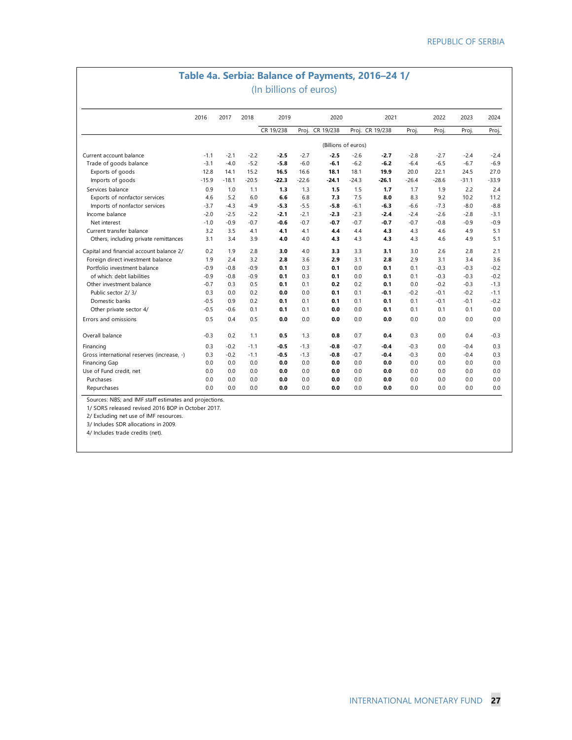## Table 4a. Serbia: Balance of Payments, 2016–24 1/

(In billions of euros)

| | 2016 | 2017 | 2018 | 2019 | | 2020 | | 2021 | | 2022 | 2023 | 2024 |
|---|---|---|---|---|---|---|---|---|---|---|---|---|
| | | | | CR 19/238 | Proj. | CR 19/238 | Proj. | CR 19/238 | Proj. | Proj. | Proj. | Proj. |
| | | | | | | (Billions of euros) | | | | | | |
| Current account balance | -1.1 | -2.1 | -2.2 | **-2.5** | -2.7 | **-2.5** | -2.6 | **-2.7** | -2.8 | -2.7 | -2.4 | -2.4 |
| Trade of goods balance | -3.1 | -4.0 | -5.2 | **-5.8** | -6.0 | **-6.1** | -6.2 | **-6.2** | -6.4 | -6.5 | -6.7 | -6.9 |
| Exports of goods | 12.8 | 14.1 | 15.2 | **16.5** | 16.6 | **18.1** | 18.1 | **19.9** | 20.0 | 22.1 | 24.5 | 27.0 |
| Imports of goods | -15.9 | -18.1 | -20.5 | **-22.3** | -22.6 | **-24.1** | -24.3 | **-26.1** | -26.4 | -28.6 | -31.1 | -33.9 |
| Services balance | 0.9 | 1.0 | 1.1 | **1.3** | 1.3 | **1.5** | 1.5 | **1.7** | 1.7 | 1.9 | 2.2 | 2.4 |
| Exports of nonfactor services | 4.6 | 5.2 | 6.0 | **6.6** | 6.8 | **7.3** | 7.5 | **8.0** | 8.3 | 9.2 | 10.2 | 11.2 |
| Imports of nonfactor services | -3.7 | -4.3 | -4.9 | **-5.3** | -5.5 | **-5.8** | -6.1 | **-6.3** | -6.6 | -7.3 | -8.0 | -8.8 |
| Income balance | -2.0 | -2.5 | -2.2 | **-2.1** | -2.1 | **-2.3** | -2.3 | **-2.4** | -2.4 | -2.6 | -2.8 | -3.1 |
| Net interest | -1.0 | -0.9 | -0.7 | **-0.6** | -0.7 | **-0.7** | -0.7 | **-0.7** | -0.7 | -0.8 | -0.9 | -0.9 |
| Current transfer balance | 3.2 | 3.5 | 4.1 | **4.1** | 4.1 | **4.4** | 4.4 | **4.3** | 4.3 | 4.6 | 4.9 | 5.1 |
| Others, including private remittances | 3.1 | 3.4 | 3.9 | **4.0** | 4.0 | **4.3** | 4.3 | **4.3** | 4.3 | 4.6 | 4.9 | 5.1 |
| Capital and financial account balance 2/ | 0.2 | 1.9 | 2.8 | **3.0** | 4.0 | **3.3** | 3.3 | **3.1** | 3.0 | 2.6 | 2.8 | 2.1 |
| Foreign direct investment balance | 1.9 | 2.4 | 3.2 | **2.8** | 3.6 | **2.9** | 3.1 | **2.8** | 2.9 | 3.1 | 3.4 | 3.6 |
| Portfolio investment balance | -0.9 | -0.8 | -0.9 | **0.1** | 0.3 | **0.1** | 0.0 | **0.1** | 0.1 | -0.3 | -0.3 | -0.2 |
| of which: debt liabilities | -0.9 | -0.8 | -0.9 | **0.1** | 0.3 | **0.1** | 0.0 | **0.1** | 0.1 | -0.3 | -0.3 | -0.2 |
| Other investment balance | -0.7 | 0.3 | 0.5 | **0.1** | 0.1 | **0.2** | 0.2 | **0.1** | 0.0 | -0.2 | -0.3 | -1.3 |
| Public sector 2/ 3/ | 0.3 | 0.0 | 0.2 | **0.0** | 0.0 | **0.1** | 0.1 | **-0.1** | -0.2 | -0.1 | -0.2 | -1.1 |
| Domestic banks | -0.5 | 0.9 | 0.2 | **0.1** | 0.1 | **0.1** | 0.1 | **0.1** | 0.1 | -0.1 | -0.1 | -0.2 |
| Other private sector 4/ | -0.5 | -0.6 | 0.1 | **0.1** | 0.1 | **0.0** | 0.0 | **0.1** | 0.1 | 0.1 | 0.1 | 0.0 |
| Errors and omissions | 0.5 | 0.4 | 0.5 | **0.0** | 0.0 | **0.0** | 0.0 | **0.0** | 0.0 | 0.0 | 0.0 | 0.0 |
| Overall balance | -0.3 | 0.2 | 1.1 | **0.5** | 1.3 | **0.8** | 0.7 | **0.4** | 0.3 | 0.0 | 0.4 | -0.3 |
| Financing | 0.3 | -0.2 | -1.1 | **-0.5** | -1.3 | **-0.8** | -0.7 | **-0.4** | -0.3 | 0.0 | -0.4 | 0.3 |
| Gross international reserves (increase, -) | 0.3 | -0.2 | -1.1 | **-0.5** | -1.3 | **-0.8** | -0.7 | **-0.4** | -0.3 | 0.0 | -0.4 | 0.3 |
| Financing Gap | 0.0 | 0.0 | 0.0 | **0.0** | 0.0 | **0.0** | 0.0 | **0.0** | 0.0 | 0.0 | 0.0 | 0.0 |
| Use of Fund credit, net | 0.0 | 0.0 | 0.0 | **0.0** | 0.0 | **0.0** | 0.0 | **0.0** | 0.0 | 0.0 | 0.0 | 0.0 |
| Purchases | 0.0 | 0.0 | 0.0 | **0.0** | 0.0 | **0.0** | 0.0 | **0.0** | 0.0 | 0.0 | 0.0 | 0.0 |
| Repurchases | 0.0 | 0.0 | 0.0 | **0.0** | 0.0 | **0.0** | 0.0 | **0.0** | 0.0 | 0.0 | 0.0 | 0.0 |

Sources: NBS; and IMF staff estimates and projections.

1/ SORS released revised 2016 BOP in October 2017.

2/ Excluding net use of IMF resources.

3/ Includes SDR allocations in 2009.

4/ Includes trade credits (net).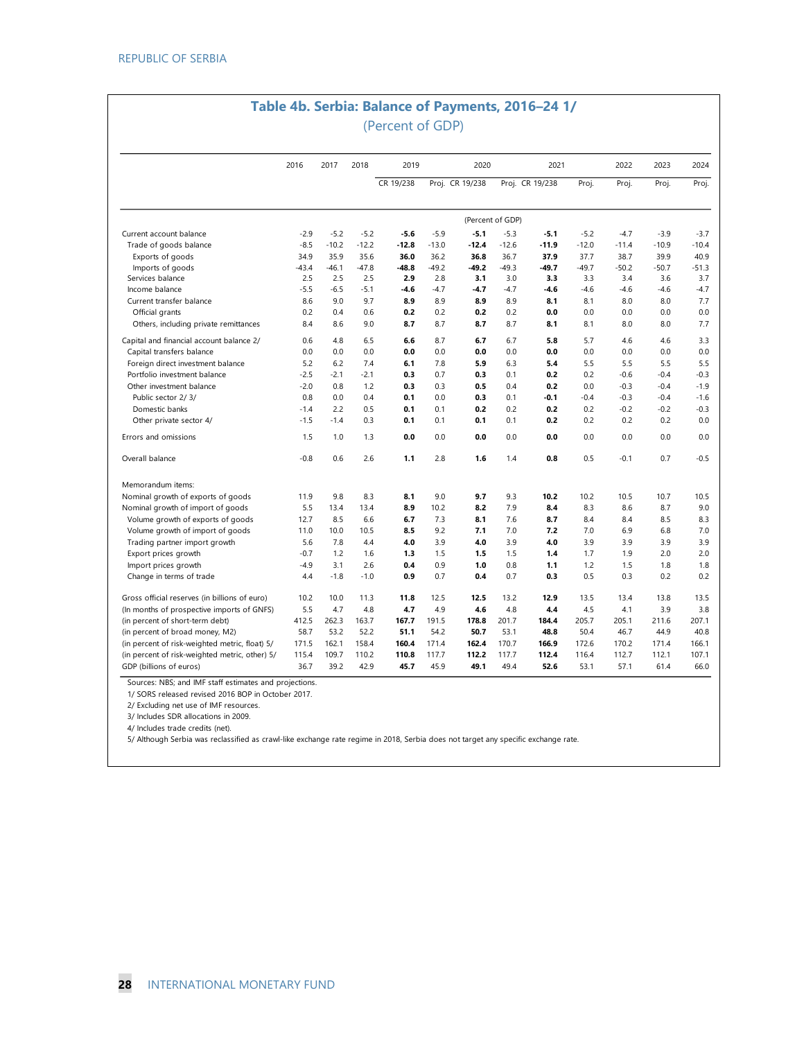## Table 4b. Serbia: Balance of Payments, 2016–24 1/

(Percent of GDP)

| | 2016 | 2017 | 2018 | 2019 | | 2020 | | 2021 | | 2022 | 2023 | 2024 |
|---|---|---|---|---|---|---|---|---|---|---|---|---|
| | | | | CR 19/238 | Proj. | CR 19/238 | Proj. | CR 19/238 | Proj. | Proj. | Proj. | Proj. |
| | | | | | | (Percent of GDP) | | | | | | |
| Current account balance | -2.9 | -5.2 | -5.2 | **-5.6** | -5.9 | **-5.1** | -5.3 | **-5.1** | -5.2 | -4.7 | -3.9 | -3.7 |
| Trade of goods balance | -8.5 | -10.2 | -12.2 | **-12.8** | -13.0 | **-12.4** | -12.6 | **-11.9** | -12.0 | -11.4 | -10.9 | -10.4 |
| Exports of goods | 34.9 | 35.9 | 35.6 | **36.0** | 36.2 | **36.8** | 36.7 | **37.9** | 37.7 | 38.7 | 39.9 | 40.9 |
| Imports of goods | -43.4 | -46.1 | -47.8 | **-48.8** | -49.2 | **-49.2** | -49.3 | **-49.7** | -49.7 | -50.2 | -50.7 | -51.3 |
| Services balance | 2.5 | 2.5 | 2.5 | **2.9** | 2.8 | **3.1** | 3.0 | **3.3** | 3.3 | 3.4 | 3.6 | 3.7 |
| Income balance | -5.5 | -6.5 | -5.1 | **-4.6** | -4.7 | **-4.7** | -4.7 | **-4.6** | -4.6 | -4.6 | -4.6 | -4.7 |
| Current transfer balance | 8.6 | 9.0 | 9.7 | **8.9** | 8.9 | **8.9** | 8.9 | **8.1** | 8.1 | 8.0 | 8.0 | 7.7 |
| Official grants | 0.2 | 0.4 | 0.6 | **0.2** | 0.2 | **0.2** | 0.2 | **0.0** | 0.0 | 0.0 | 0.0 | 0.0 |
| Others, including private remittances | 8.4 | 8.6 | 9.0 | **8.7** | 8.7 | **8.7** | 8.7 | **8.1** | 8.1 | 8.0 | 8.0 | 7.7 |
| Capital and financial account balance 2/ | 0.6 | 4.8 | 6.5 | **6.6** | 8.7 | **6.7** | 6.7 | **5.8** | 5.7 | 4.6 | 4.6 | 3.3 |
| Capital transfers balance | 0.0 | 0.0 | 0.0 | **0.0** | 0.0 | **0.0** | 0.0 | **0.0** | 0.0 | 0.0 | 0.0 | 0.0 |
| Foreign direct investment balance | 5.2 | 6.2 | 7.4 | **6.1** | 7.8 | **5.9** | 6.3 | **5.4** | 5.5 | 5.5 | 5.5 | 5.5 |
| Portfolio investment balance | -2.5 | -2.1 | -2.1 | **0.3** | 0.7 | **0.3** | 0.1 | **0.2** | 0.2 | -0.6 | -0.4 | -0.3 |
| Other investment balance | -2.0 | 0.8 | 1.2 | **0.3** | 0.3 | **0.5** | 0.4 | **0.2** | 0.0 | -0.3 | -0.4 | -1.9 |
| Public sector 2/ 3/ | 0.8 | 0.0 | 0.4 | **0.1** | 0.0 | **0.3** | 0.1 | **-0.1** | -0.4 | -0.3 | -0.4 | -1.6 |
| Domestic banks | -1.4 | 2.2 | 0.5 | **0.1** | 0.1 | **0.2** | 0.2 | **0.2** | 0.2 | -0.2 | -0.2 | -0.3 |
| Other private sector 4/ | -1.5 | -1.4 | 0.3 | **0.1** | 0.1 | **0.1** | 0.1 | **0.2** | 0.2 | 0.2 | 0.2 | 0.0 |
| Errors and omissions | 1.5 | 1.0 | 1.3 | **0.0** | 0.0 | **0.0** | 0.0 | **0.0** | 0.0 | 0.0 | 0.0 | 0.0 |
| Overall balance | -0.8 | 0.6 | 2.6 | **1.1** | 2.8 | **1.6** | 1.4 | **0.8** | 0.5 | -0.1 | 0.7 | -0.5 |
| Memorandum items: | | | | | | | | | | | | |
| Nominal growth of exports of goods | 11.9 | 9.8 | 8.3 | **8.1** | 9.0 | **9.7** | 9.3 | **10.2** | 10.2 | 10.5 | 10.7 | 10.5 |
| Nominal growth of import of goods | 5.5 | 13.4 | 13.4 | **8.9** | 10.2 | **8.2** | 7.9 | **8.4** | 8.3 | 8.6 | 8.7 | 9.0 |
| Volume growth of exports of goods | 12.7 | 8.5 | 6.6 | **6.7** | 7.3 | **8.1** | 7.6 | **8.7** | 8.4 | 8.4 | 8.5 | 8.3 |
| Volume growth of import of goods | 11.0 | 10.0 | 10.5 | **8.5** | 9.2 | **7.1** | 7.0 | **7.2** | 7.0 | 6.9 | 6.8 | 7.0 |
| Trading partner import growth | 5.6 | 7.8 | 4.4 | **4.0** | 3.9 | **4.0** | 3.9 | **4.0** | 3.9 | 3.9 | 3.9 | 3.9 |
| Export prices growth | -0.7 | 1.2 | 1.6 | **1.3** | 1.5 | **1.5** | 1.5 | **1.4** | 1.7 | 1.9 | 2.0 | 2.0 |
| Import prices growth | -4.9 | 3.1 | 2.6 | **0.4** | 0.9 | **1.0** | 0.8 | **1.1** | 1.2 | 1.5 | 1.8 | 1.8 |
| Change in terms of trade | 4.4 | -1.8 | -1.0 | **0.9** | 0.7 | **0.4** | 0.7 | **0.3** | 0.5 | 0.3 | 0.2 | 0.2 |
| Gross official reserves (in billions of euro) | 10.2 | 10.0 | 11.3 | **11.8** | 12.5 | **12.5** | 13.2 | **12.9** | 13.5 | 13.4 | 13.8 | 13.5 |
| (In months of prospective imports of GNFS) | 5.5 | 4.7 | 4.8 | **4.7** | 4.9 | **4.6** | 4.8 | **4.4** | 4.5 | 4.1 | 3.9 | 3.8 |
| (in percent of short-term debt) | 412.5 | 262.3 | 163.7 | **167.7** | 191.5 | **178.8** | 201.7 | **184.4** | 205.7 | 205.1 | 211.6 | 207.1 |
| (in percent of broad money, M2) | 58.7 | 53.2 | 52.2 | **51.1** | 54.2 | **50.7** | 53.1 | **48.8** | 50.4 | 46.7 | 44.9 | 40.8 |
| (in percent of risk-weighted metric, float) 5/ | 171.5 | 162.1 | 158.4 | **160.4** | 171.4 | **162.4** | 170.7 | **166.9** | 172.6 | 170.2 | 171.4 | 166.1 |
| (in percent of risk-weighted metric, other) 5/ | 115.4 | 109.7 | 110.2 | **110.8** | 117.7 | **112.2** | 117.7 | **112.4** | 116.4 | 112.7 | 112.1 | 107.1 |
| GDP (billions of euros) | 36.7 | 39.2 | 42.9 | **45.7** | 45.9 | **49.1** | 49.4 | **52.6** | 53.1 | 57.1 | 61.4 | 66.0 |

Sources: NBS; and IMF staff estimates and projections.

1/ SORS released revised 2016 BOP in October 2017.

2/ Excluding net use of IMF resources.

3/ Includes SDR allocations in 2009.

4/ Includes trade credits (net).

5/ Although Serbia was reclassified as crawl-like exchange rate regime in 2018, Serbia does not target any specific exchange rate.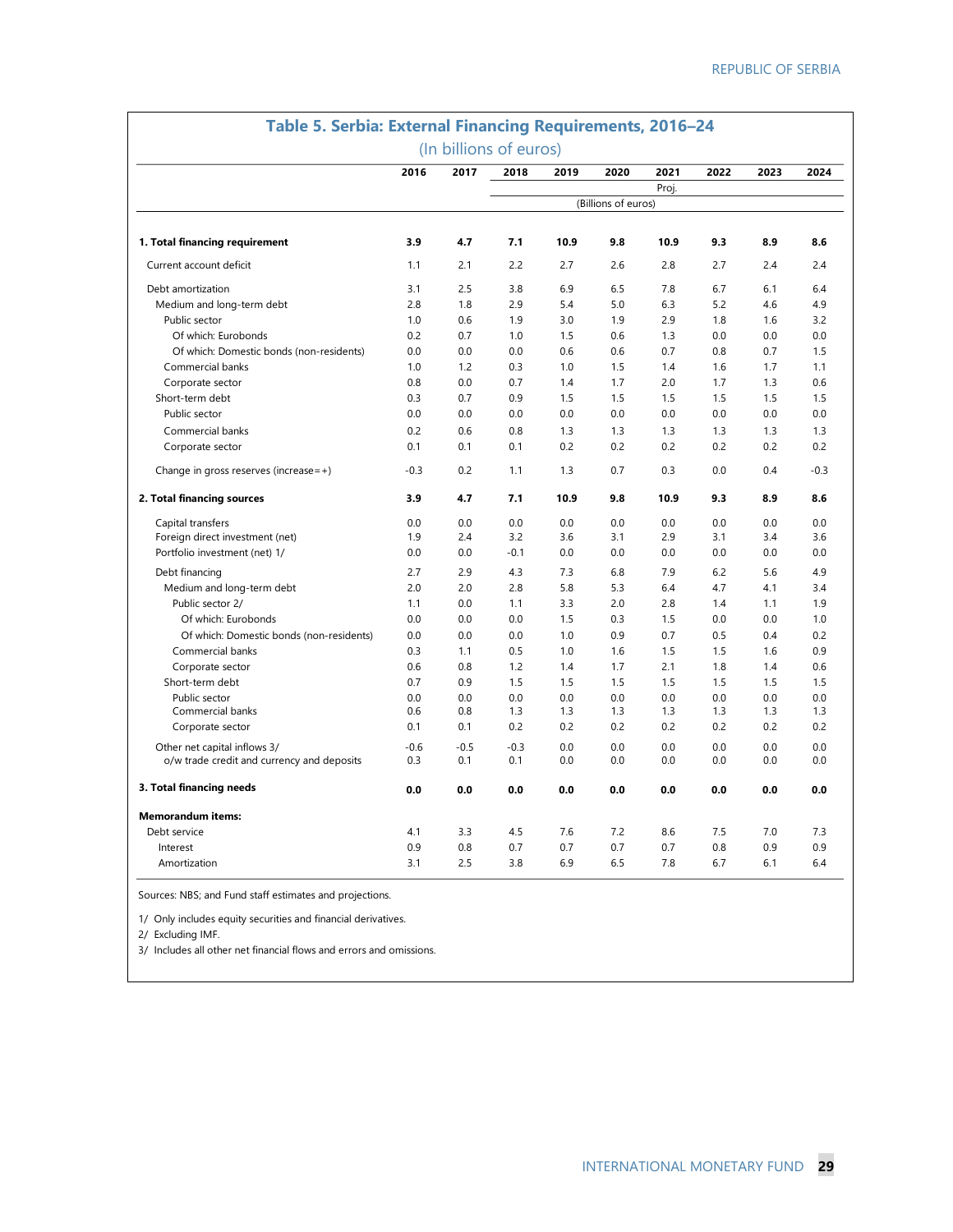## Table 5. Serbia: External Financing Requirements, 2016–24

(In billions of euros)

| | 2016 | 2017 | 2018 | 2019 | 2020 | 2021 | 2022 | 2023 | 2024 |
|---|---|---|---|---|---|---|---|---|---|
| | | | | | | Proj. | | | |
| | | | | | (Billions of euros) | | | | |
| **1. Total financing requirement** | **3.9** | **4.7** | **7.1** | **10.9** | **9.8** | **10.9** | **9.3** | **8.9** | **8.6** |
| Current account deficit | 1.1 | 2.1 | 2.2 | 2.7 | 2.6 | 2.8 | 2.7 | 2.4 | 2.4 |
| Debt amortization | 3.1 | 2.5 | 3.8 | 6.9 | 6.5 | 7.8 | 6.7 | 6.1 | 6.4 |
| Medium and long-term debt | 2.8 | 1.8 | 2.9 | 5.4 | 5.0 | 6.3 | 5.2 | 4.6 | 4.9 |
| Public sector | 1.0 | 0.6 | 1.9 | 3.0 | 1.9 | 2.9 | 1.8 | 1.6 | 3.2 |
| Of which: Eurobonds | 0.2 | 0.7 | 1.0 | 1.5 | 0.6 | 1.3 | 0.0 | 0.0 | 0.0 |
| Of which: Domestic bonds (non-residents) | 0.0 | 0.0 | 0.0 | 0.6 | 0.6 | 0.7 | 0.8 | 0.7 | 1.5 |
| Commercial banks | 1.0 | 1.2 | 0.3 | 1.0 | 1.5 | 1.4 | 1.6 | 1.7 | 1.1 |
| Corporate sector | 0.8 | 0.0 | 0.7 | 1.4 | 1.7 | 2.0 | 1.7 | 1.3 | 0.6 |
| Short-term debt | 0.3 | 0.7 | 0.9 | 1.5 | 1.5 | 1.5 | 1.5 | 1.5 | 1.5 |
| Public sector | 0.0 | 0.0 | 0.0 | 0.0 | 0.0 | 0.0 | 0.0 | 0.0 | 0.0 |
| Commercial banks | 0.2 | 0.6 | 0.8 | 1.3 | 1.3 | 1.3 | 1.3 | 1.3 | 1.3 |
| Corporate sector | 0.1 | 0.1 | 0.1 | 0.2 | 0.2 | 0.2 | 0.2 | 0.2 | 0.2 |
| Change in gross reserves (increase=+) | -0.3 | 0.2 | 1.1 | 1.3 | 0.7 | 0.3 | 0.0 | 0.4 | -0.3 |
| **2. Total financing sources** | **3.9** | **4.7** | **7.1** | **10.9** | **9.8** | **10.9** | **9.3** | **8.9** | **8.6** |
| Capital transfers | 0.0 | 0.0 | 0.0 | 0.0 | 0.0 | 0.0 | 0.0 | 0.0 | 0.0 |
| Foreign direct investment (net) | 1.9 | 2.4 | 3.2 | 3.6 | 3.1 | 2.9 | 3.1 | 3.4 | 3.6 |
| Portfolio investment (net) 1/ | 0.0 | 0.0 | -0.1 | 0.0 | 0.0 | 0.0 | 0.0 | 0.0 | 0.0 |
| Debt financing | 2.7 | 2.9 | 4.3 | 7.3 | 6.8 | 7.9 | 6.2 | 5.6 | 4.9 |
| Medium and long-term debt | 2.0 | 2.0 | 2.8 | 5.8 | 5.3 | 6.4 | 4.7 | 4.1 | 3.4 |
| Public sector 2/ | 1.1 | 0.0 | 1.1 | 3.3 | 2.0 | 2.8 | 1.4 | 1.1 | 1.9 |
| Of which: Eurobonds | 0.0 | 0.0 | 0.0 | 1.5 | 0.3 | 1.5 | 0.0 | 0.0 | 1.0 |
| Of which: Domestic bonds (non-residents) | 0.0 | 0.0 | 0.0 | 1.0 | 0.9 | 0.7 | 0.5 | 0.4 | 0.2 |
| Commercial banks | 0.3 | 1.1 | 0.5 | 1.0 | 1.6 | 1.5 | 1.5 | 1.6 | 0.9 |
| Corporate sector | 0.6 | 0.8 | 1.2 | 1.4 | 1.7 | 2.1 | 1.8 | 1.4 | 0.6 |
| Short-term debt | 0.7 | 0.9 | 1.5 | 1.5 | 1.5 | 1.5 | 1.5 | 1.5 | 1.5 |
| Public sector | 0.0 | 0.0 | 0.0 | 0.0 | 0.0 | 0.0 | 0.0 | 0.0 | 0.0 |
| Commercial banks | 0.6 | 0.8 | 1.3 | 1.3 | 1.3 | 1.3 | 1.3 | 1.3 | 1.3 |
| Corporate sector | 0.1 | 0.1 | 0.2 | 0.2 | 0.2 | 0.2 | 0.2 | 0.2 | 0.2 |
| Other net capital inflows 3/ | -0.6 | -0.5 | -0.3 | 0.0 | 0.0 | 0.0 | 0.0 | 0.0 | 0.0 |
| o/w trade credit and currency and deposits | 0.3 | 0.1 | 0.1 | 0.0 | 0.0 | 0.0 | 0.0 | 0.0 | 0.0 |
| **3. Total financing needs** | **0.0** | **0.0** | **0.0** | **0.0** | **0.0** | **0.0** | **0.0** | **0.0** | **0.0** |
| **Memorandum items:** | | | | | | | | | |
| Debt service | 4.1 | 3.3 | 4.5 | 7.6 | 7.2 | 8.6 | 7.5 | 7.0 | 7.3 |
| Interest | 0.9 | 0.8 | 0.7 | 0.7 | 0.7 | 0.7 | 0.8 | 0.9 | 0.9 |
| Amortization | 3.1 | 2.5 | 3.8 | 6.9 | 6.5 | 7.8 | 6.7 | 6.1 | 6.4 |

Sources: NBS; and Fund staff estimates and projections.

1/ Only includes equity securities and financial derivatives.

2/ Excluding IMF.

3/ Includes all other net financial flows and errors and omissions.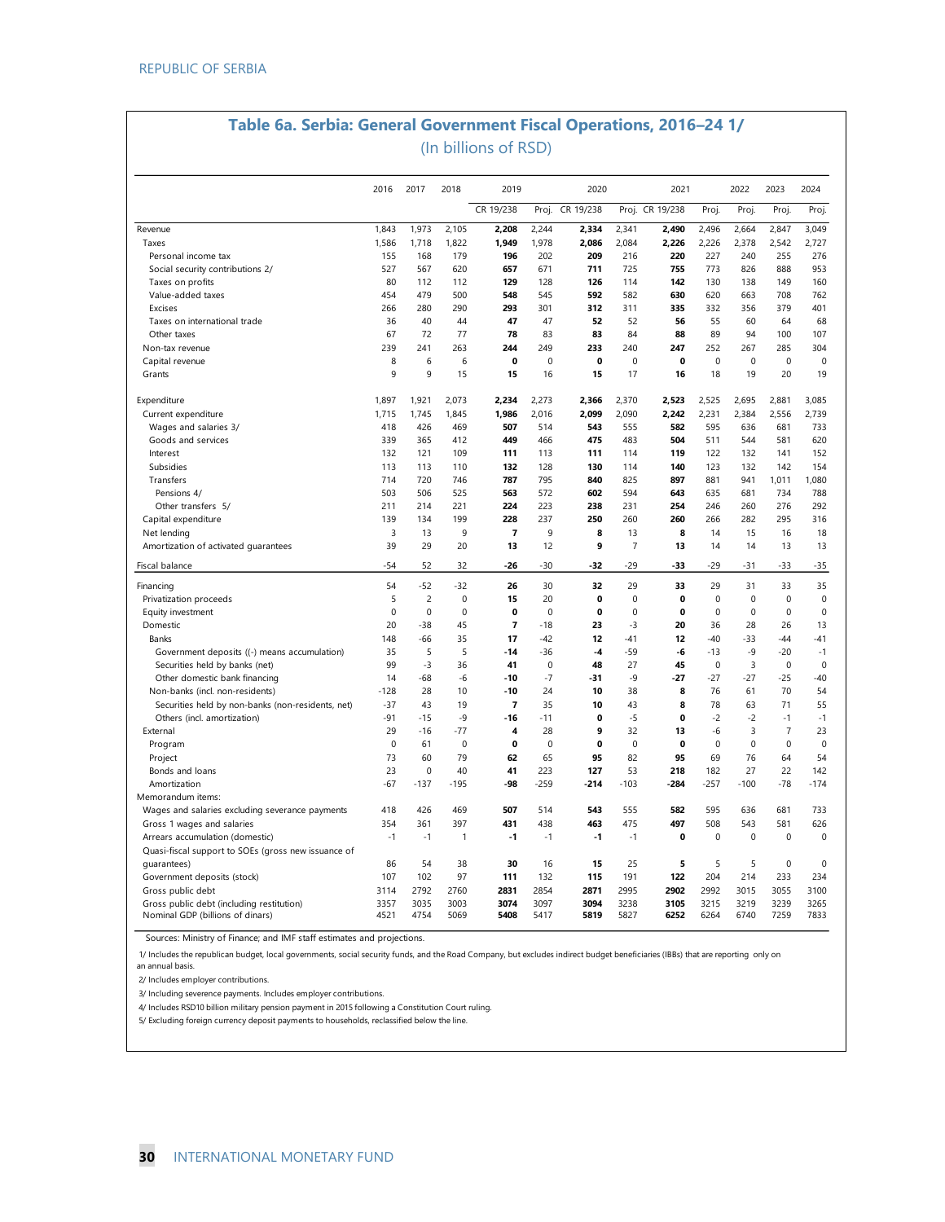## Table 6a. Serbia: General Government Fiscal Operations, 2016–24 1/

(In billions of RSD)

| | 2016 | 2017 | 2018 | 2019 | | 2020 | | 2021 | | 2022 | 2023 | 2024 |
|---|---|---|---|---|---|---|---|---|---|---|---|---|
| | | | | CR 19/238 | Proj. | CR 19/238 | Proj. | CR 19/238 | Proj. | Proj. | Proj. | Proj. |
| Revenue | 1,843 | 1,973 | 2,105 | **2,208** | 2,244 | **2,334** | 2,341 | **2,490** | 2,496 | 2,664 | 2,847 | 3,049 |
| Taxes | 1,586 | 1,718 | 1,822 | **1,949** | 1,978 | **2,086** | 2,084 | **2,226** | 2,226 | 2,378 | 2,542 | 2,727 |
| Personal income tax | 155 | 168 | 179 | **196** | 202 | **209** | 216 | **220** | 227 | 240 | 255 | 276 |
| Social security contributions 2/ | 527 | 567 | 620 | **657** | 671 | **711** | 725 | **755** | 773 | 826 | 888 | 953 |
| Taxes on profits | 80 | 112 | 112 | **129** | 128 | **126** | 114 | **142** | 130 | 138 | 149 | 160 |
| Value-added taxes | 454 | 479 | 500 | **548** | 545 | **592** | 582 | **630** | 620 | 663 | 708 | 762 |
| Excises | 266 | 280 | 290 | **293** | 301 | **312** | 311 | **335** | 332 | 356 | 379 | 401 |
| Taxes on international trade | 36 | 40 | 44 | **47** | 47 | **52** | 52 | **56** | 55 | 60 | 64 | 68 |
| Other taxes | 67 | 72 | 77 | **78** | 83 | **83** | 84 | **88** | 89 | 94 | 100 | 107 |
| Non-tax revenue | 239 | 241 | 263 | **244** | 249 | **233** | 240 | **247** | 252 | 267 | 285 | 304 |
| Capital revenue | 8 | 6 | 6 | **0** | 0 | **0** | 0 | **0** | 0 | 0 | 0 | 0 |
| Grants | 9 | 9 | 15 | **15** | 16 | **15** | 17 | **16** | 18 | 19 | 20 | 19 |
| Expenditure | 1,897 | 1,921 | 2,073 | **2,234** | 2,273 | **2,366** | 2,370 | **2,523** | 2,525 | 2,695 | 2,881 | 3,085 |
| Current expenditure | 1,715 | 1,745 | 1,845 | **1,986** | 2,016 | **2,099** | 2,090 | **2,242** | 2,231 | 2,384 | 2,556 | 2,739 |
| Wages and salaries 3/ | 418 | 426 | 469 | **507** | 514 | **543** | 555 | **582** | 595 | 636 | 681 | 733 |
| Goods and services | 339 | 365 | 412 | **449** | 466 | **475** | 483 | **504** | 511 | 544 | 581 | 620 |
| Interest | 132 | 121 | 109 | **111** | 113 | **111** | 114 | **119** | 122 | 132 | 141 | 152 |
| Subsidies | 113 | 113 | 110 | **132** | 128 | **130** | 114 | **140** | 123 | 132 | 142 | 154 |
| Transfers | 714 | 720 | 746 | **787** | 795 | **840** | 825 | **897** | 881 | 941 | 1,011 | 1,080 |
| Pensions 4/ | 503 | 506 | 525 | **563** | 572 | **602** | 594 | **643** | 635 | 681 | 734 | 788 |
| Other transfers 5/ | 211 | 214 | 221 | **224** | 223 | **238** | 231 | **254** | 246 | 260 | 276 | 292 |
| Capital expenditure | 139 | 134 | 199 | **228** | 237 | **250** | 260 | **260** | 266 | 282 | 295 | 316 |
| Net lending | 3 | 13 | 9 | **7** | 9 | **8** | 13 | **8** | 14 | 15 | 16 | 18 |
| Amortization of activated guarantees | 39 | 29 | 20 | **13** | 12 | **9** | 7 | **13** | 14 | 14 | 13 | 13 |
| Fiscal balance | -54 | 52 | 32 | **-26** | -30 | **-32** | -29 | **-33** | -29 | -31 | -33 | -35 |
| Financing | 54 | -52 | -32 | **26** | 30 | **32** | 29 | **33** | 29 | 31 | 33 | 35 |
| Privatization proceeds | 5 | 2 | 0 | **15** | 20 | **0** | 0 | **0** | 0 | 0 | 0 | 0 |
| Equity investment | 0 | 0 | 0 | **0** | 0 | **0** | 0 | **0** | 0 | 0 | 0 | 0 |
| Domestic | 20 | -38 | 45 | **7** | -18 | **23** | -3 | **20** | 36 | 28 | 26 | 13 |
| Banks | 148 | -66 | 35 | **17** | -42 | **12** | -41 | **12** | -40 | -33 | -44 | -41 |
| Government deposits ((-) means accumulation) | 35 | 5 | 5 | **-14** | -36 | **-4** | -59 | **-6** | -13 | -9 | -20 | -1 |
| Securities held by banks (net) | 99 | -3 | 36 | **41** | 0 | **48** | 27 | **45** | 0 | 3 | 0 | 0 |
| Other domestic bank financing | 14 | -68 | -6 | **-10** | -7 | **-31** | -9 | **-27** | -27 | -27 | -25 | -40 |
| Non-banks (incl. non-residents) | -128 | 28 | 10 | **-10** | 24 | **10** | 38 | **8** | 76 | 61 | 70 | 54 |
| Securities held by non-banks (non-residents, net) | -37 | 43 | 19 | **7** | 35 | **10** | 43 | **8** | 78 | 63 | 71 | 55 |
| Others (incl. amortization) | -91 | -15 | -9 | **-16** | -11 | **0** | -5 | **0** | -2 | -2 | -1 | -1 |
| External | 29 | -16 | -77 | **4** | 28 | **9** | 32 | **13** | -6 | 3 | 7 | 23 |
| Program | 0 | 61 | 0 | **0** | 0 | **0** | 0 | **0** | 0 | 0 | 0 | 0 |
| Project | 73 | 60 | 79 | **62** | 65 | **95** | 82 | **95** | 69 | 76 | 64 | 54 |
| Bonds and loans | 23 | 0 | 40 | **41** | 223 | **127** | 53 | **218** | 182 | 27 | 22 | 142 |
| Amortization | -67 | -137 | -195 | **-98** | -259 | **-214** | -103 | **-284** | -257 | -100 | -78 | -174 |
| Memorandum items: | | | | | | | | | | | | |
| Wages and salaries excluding severance payments | 418 | 426 | 469 | **507** | 514 | **543** | 555 | **582** | 595 | 636 | 681 | 733 |
| Gross 1 wages and salaries | 354 | 361 | 397 | **431** | 438 | **463** | 475 | **497** | 508 | 543 | 581 | 626 |
| Arrears accumulation (domestic) | -1 | -1 | 1 | **-1** | -1 | **-1** | -1 | **0** | 0 | 0 | 0 | 0 |
| Quasi-fiscal support to SOEs (gross new issuance of guarantees) | 86 | 54 | 38 | **30** | 16 | **15** | 25 | **5** | 5 | 5 | 0 | 0 |
| Government deposits (stock) | 107 | 102 | 97 | **111** | 132 | **115** | 191 | **122** | 204 | 214 | 233 | 234 |
| Gross public debt | 3114 | 2792 | 2760 | **2831** | 2854 | **2871** | 2995 | **2902** | 2992 | 3015 | 3055 | 3100 |
| Gross public debt (including restitution) | 3357 | 3035 | 3003 | **3074** | 3097 | **3094** | 3238 | **3105** | 3215 | 3219 | 3239 | 3265 |
| Nominal GDP (billions of dinars) | 4521 | 4754 | 5069 | **5408** | 5417 | **5819** | 5827 | **6252** | 6264 | 6740 | 7259 | 7833 |

Sources: Ministry of Finance; and IMF staff estimates and projections.

1/ Includes the republican budget, local governments, social security funds, and the Road Company, but excludes indirect budget beneficiaries (IBBs) that are reporting only on an annual basis.

2/ Includes employer contributions.

3/ Including severence payments. Includes employer contributions.

4/ Includes RSD10 billion military pension payment in 2015 following a Constitution Court ruling.

5/ Excluding foreign currency deposit payments to households, reclassified below the line.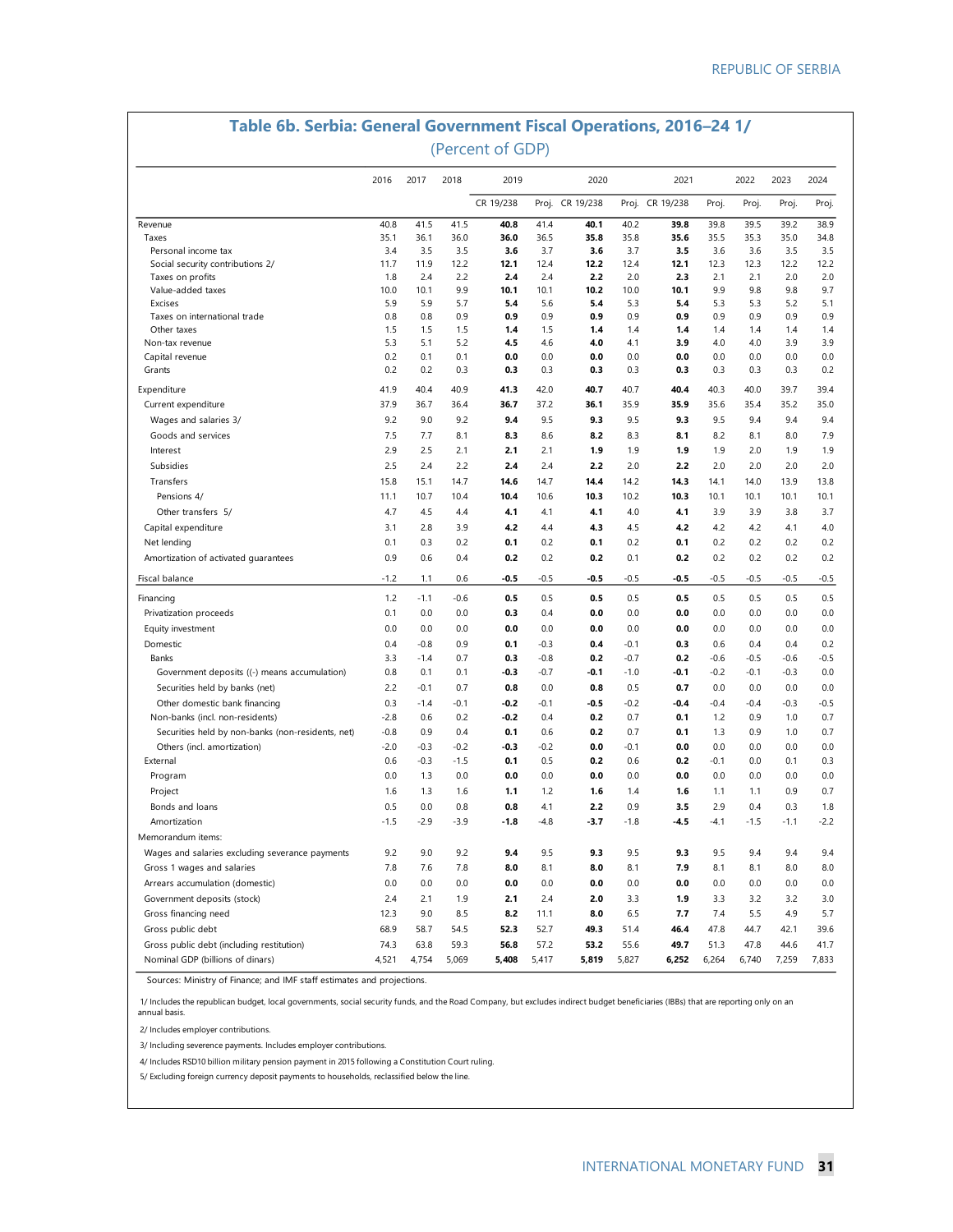## Table 6b. Serbia: General Government Fiscal Operations, 2016–24 1/

(Percent of GDP)

| | 2016 | 2017 | 2018 | 2019 | | 2020 | | 2021 | | 2022 | 2023 | 2024 |
|---|---|---|---|---|---|---|---|---|---|---|---|---|
| | | | | CR 19/238 | Proj. | CR 19/238 | Proj. | CR 19/238 | Proj. | Proj. | Proj. | Proj. |
| Revenue | 40.8 | 41.5 | 41.5 | **40.8** | 41.4 | **40.1** | 40.2 | **39.8** | 39.8 | 39.5 | 39.2 | 38.9 |
| Taxes | 35.1 | 36.1 | 36.0 | **36.0** | 36.5 | **35.8** | 35.8 | **35.6** | 35.5 | 35.3 | 35.0 | 34.8 |
| Personal income tax | 3.4 | 3.5 | 3.5 | **3.6** | 3.7 | **3.6** | 3.7 | **3.5** | 3.6 | 3.6 | 3.5 | 3.5 |
| Social security contributions 2/ | 11.7 | 11.9 | 12.2 | **12.1** | 12.4 | **12.2** | 12.4 | **12.1** | 12.3 | 12.3 | 12.2 | 12.2 |
| Taxes on profits | 1.8 | 2.4 | 2.2 | **2.4** | 2.4 | **2.2** | 2.0 | **2.3** | 2.1 | 2.1 | 2.0 | 2.0 |
| Value-added taxes | 10.0 | 10.1 | 9.9 | **10.1** | 10.1 | **10.2** | 10.0 | **10.1** | 9.9 | 9.8 | 9.8 | 9.7 |
| Excises | 5.9 | 5.9 | 5.7 | **5.4** | 5.6 | **5.4** | 5.3 | **5.4** | 5.3 | 5.3 | 5.2 | 5.1 |
| Taxes on international trade | 0.8 | 0.8 | 0.9 | **0.9** | 0.9 | **0.9** | 0.9 | **0.9** | 0.9 | 0.9 | 0.9 | 0.9 |
| Other taxes | 1.5 | 1.5 | 1.5 | **1.4** | 1.5 | **1.4** | 1.4 | **1.4** | 1.4 | 1.4 | 1.4 | 1.4 |
| Non-tax revenue | 5.3 | 5.1 | 5.2 | **4.5** | 4.6 | **4.0** | 4.1 | **3.9** | 4.0 | 4.0 | 3.9 | 3.9 |
| Capital revenue | 0.2 | 0.1 | 0.1 | **0.0** | 0.0 | **0.0** | 0.0 | **0.0** | 0.0 | 0.0 | 0.0 | 0.0 |
| Grants | 0.2 | 0.2 | 0.3 | **0.3** | 0.3 | **0.3** | 0.3 | **0.3** | 0.3 | 0.3 | 0.3 | 0.2 |
| Expenditure | 41.9 | 40.4 | 40.9 | **41.3** | 42.0 | **40.7** | 40.7 | **40.4** | 40.3 | 40.0 | 39.7 | 39.4 |
| Current expenditure | 37.9 | 36.7 | 36.4 | **36.7** | 37.2 | **36.1** | 35.9 | **35.9** | 35.6 | 35.4 | 35.2 | 35.0 |
| Wages and salaries 3/ | 9.2 | 9.0 | 9.2 | **9.4** | 9.5 | **9.3** | 9.5 | **9.3** | 9.5 | 9.4 | 9.4 | 9.4 |
| Goods and services | 7.5 | 7.7 | 8.1 | **8.3** | 8.6 | **8.2** | 8.3 | **8.1** | 8.2 | 8.1 | 8.0 | 7.9 |
| Interest | 2.9 | 2.5 | 2.1 | **2.1** | 2.1 | **1.9** | 1.9 | **1.9** | 1.9 | 2.0 | 1.9 | 1.9 |
| Subsidies | 2.5 | 2.4 | 2.2 | **2.4** | 2.4 | **2.2** | 2.0 | **2.2** | 2.0 | 2.0 | 2.0 | 2.0 |
| Transfers | 15.8 | 15.1 | 14.7 | **14.6** | 14.7 | **14.4** | 14.2 | **14.3** | 14.1 | 14.0 | 13.9 | 13.8 |
| Pensions 4/ | 11.1 | 10.7 | 10.4 | **10.4** | 10.6 | **10.3** | 10.2 | **10.3** | 10.1 | 10.1 | 10.1 | 10.1 |
| Other transfers 5/ | 4.7 | 4.5 | 4.4 | **4.1** | 4.1 | **4.1** | 4.0 | **4.1** | 3.9 | 3.9 | 3.8 | 3.7 |
| Capital expenditure | 3.1 | 2.8 | 3.9 | **4.2** | 4.4 | **4.3** | 4.5 | **4.2** | 4.2 | 4.2 | 4.1 | 4.0 |
| Net lending | 0.1 | 0.3 | 0.2 | **0.1** | 0.2 | **0.1** | 0.2 | **0.1** | 0.2 | 0.2 | 0.2 | 0.2 |
| Amortization of activated guarantees | 0.9 | 0.6 | 0.4 | **0.2** | 0.2 | **0.2** | 0.1 | **0.2** | 0.2 | 0.2 | 0.2 | 0.2 |
| Fiscal balance | -1.2 | 1.1 | 0.6 | **-0.5** | -0.5 | **-0.5** | -0.5 | **-0.5** | -0.5 | -0.5 | -0.5 | -0.5 |
| Financing | 1.2 | -1.1 | -0.6 | **0.5** | 0.5 | **0.5** | 0.5 | **0.5** | 0.5 | 0.5 | 0.5 | 0.5 |
| Privatization proceeds | 0.1 | 0.0 | 0.0 | **0.3** | 0.4 | **0.0** | 0.0 | **0.0** | 0.0 | 0.0 | 0.0 | 0.0 |
| Equity investment | 0.0 | 0.0 | 0.0 | **0.0** | 0.0 | **0.0** | 0.0 | **0.0** | 0.0 | 0.0 | 0.0 | 0.0 |
| Domestic | 0.4 | -0.8 | 0.9 | **0.1** | -0.3 | **0.4** | -0.1 | **0.3** | 0.6 | 0.4 | 0.4 | 0.2 |
| Banks | 3.3 | -1.4 | 0.7 | **0.3** | -0.8 | **0.2** | -0.7 | **0.2** | -0.6 | -0.5 | -0.6 | -0.5 |
| Government deposits ((-) means accumulation) | 0.8 | 0.1 | 0.1 | **-0.3** | -0.7 | **-0.1** | -1.0 | **-0.1** | -0.2 | -0.1 | -0.3 | 0.0 |
| Securities held by banks (net) | 2.2 | -0.1 | 0.7 | **0.8** | 0.0 | **0.8** | 0.5 | **0.7** | 0.0 | 0.0 | 0.0 | 0.0 |
| Other domestic bank financing | 0.3 | -1.4 | -0.1 | **-0.2** | -0.1 | **-0.5** | -0.2 | **-0.4** | -0.4 | -0.4 | -0.3 | -0.5 |
| Non-banks (incl. non-residents) | -2.8 | 0.6 | 0.2 | **-0.2** | 0.4 | **0.2** | 0.7 | **0.1** | 1.2 | 0.9 | 1.0 | 0.7 |
| Securities held by non-banks (non-residents, net) | -0.8 | 0.9 | 0.4 | **0.1** | 0.6 | **0.2** | 0.7 | **0.1** | 1.3 | 0.9 | 1.0 | 0.7 |
| Others (incl. amortization) | -2.0 | -0.3 | -0.2 | **-0.3** | -0.2 | **0.0** | -0.1 | **0.0** | 0.0 | 0.0 | 0.0 | 0.0 |
| External | 0.6 | -0.3 | -1.5 | **0.1** | 0.5 | **0.2** | 0.6 | **0.2** | -0.1 | 0.0 | 0.1 | 0.3 |
| Program | 0.0 | 1.3 | 0.0 | **0.0** | 0.0 | **0.0** | 0.0 | **0.0** | 0.0 | 0.0 | 0.0 | 0.0 |
| Project | 1.6 | 1.3 | 1.6 | **1.1** | 1.2 | **1.6** | 1.4 | **1.6** | 1.1 | 1.1 | 0.9 | 0.7 |
| Bonds and loans | 0.5 | 0.0 | 0.8 | **0.8** | 4.1 | **2.2** | 0.9 | **3.5** | 2.9 | 0.4 | 0.3 | 1.8 |
| Amortization | -1.5 | -2.9 | -3.9 | **-1.8** | -4.8 | **-3.7** | -1.8 | **-4.5** | -4.1 | -1.5 | -1.1 | -2.2 |
| Memorandum items: | | | | | | | | | | | | |
| Wages and salaries excluding severance payments | 9.2 | 9.0 | 9.2 | **9.4** | 9.5 | **9.3** | 9.5 | **9.3** | 9.5 | 9.4 | 9.4 | 9.4 |
| Gross 1 wages and salaries | 7.8 | 7.6 | 7.8 | **8.0** | 8.1 | **8.0** | 8.1 | **7.9** | 8.1 | 8.1 | 8.0 | 8.0 |
| Arrears accumulation (domestic) | 0.0 | 0.0 | 0.0 | **0.0** | 0.0 | **0.0** | 0.0 | **0.0** | 0.0 | 0.0 | 0.0 | 0.0 |
| Government deposits (stock) | 2.4 | 2.1 | 1.9 | **2.1** | 2.4 | **2.0** | 3.3 | **1.9** | 3.3 | 3.2 | 3.2 | 3.0 |
| Gross financing need | 12.3 | 9.0 | 8.5 | **8.2** | 11.1 | **8.0** | 6.5 | **7.7** | 7.4 | 5.5 | 4.9 | 5.7 |
| Gross public debt | 68.9 | 58.7 | 54.5 | **52.3** | 52.7 | **49.3** | 51.4 | **46.4** | 47.8 | 44.7 | 42.1 | 39.6 |
| Gross public debt (including restitution) | 74.3 | 63.8 | 59.3 | **56.8** | 57.2 | **53.2** | 55.6 | **49.7** | 51.3 | 47.8 | 44.6 | 41.7 |
| Nominal GDP (billions of dinars) | 4,521 | 4,754 | 5,069 | **5,408** | 5,417 | **5,819** | 5,827 | **6,252** | 6,264 | 6,740 | 7,259 | 7,833 |

Sources: Ministry of Finance; and IMF staff estimates and projections.

1/ Includes the republican budget, local governments, social security funds, and the Road Company, but excludes indirect budget beneficiaries (IBBs) that are reporting only on an annual basis.

2/ Includes employer contributions.

3/ Including severence payments. Includes employer contributions.

4/ Includes RSD10 billion military pension payment in 2015 following a Constitution Court ruling.

5/ Excluding foreign currency deposit payments to households, reclassified below the line.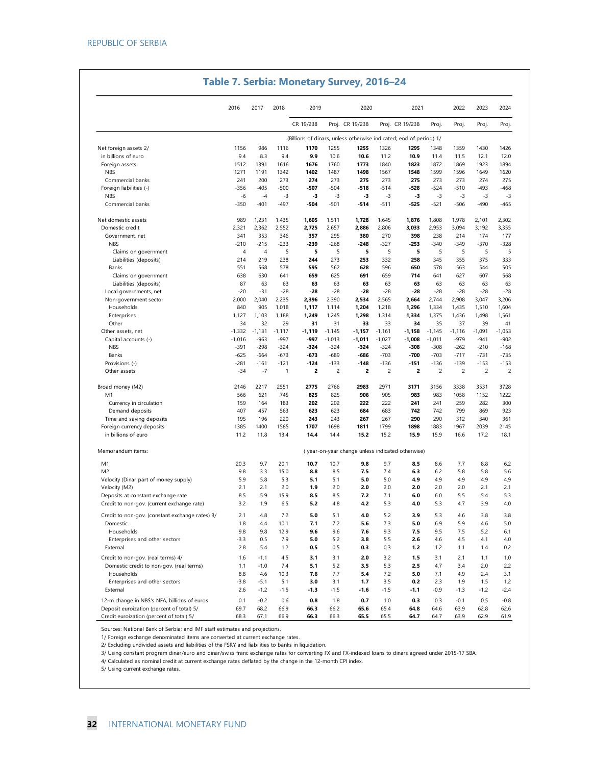## Table 7. Serbia: Monetary Survey, 2016–24

| | 2016 | 2017 | 2018 | 2019 | | 2020 | | 2021 | | 2022 | 2023 | 2024 |
|---|---|---|---|---|---|---|---|---|---|---|---|---|
| | | | | CR 19/238 | Proj. | CR 19/238 | Proj. | CR 19/238 | Proj. | Proj. | Proj. | Proj. |
| | (Billions of dinars, unless otherwise indicated; end of period) 1/ | | | | | | | | | | | |
| Net foreign assets 2/ | 1156 | 986 | 1116 | **1170** | 1255 | **1255** | 1326 | **1295** | 1348 | 1359 | 1430 | 1426 |
| in billions of euro | 9.4 | 8.3 | 9.4 | **9.9** | 10.6 | **10.6** | 11.2 | **10.9** | 11.4 | 11.5 | 12.1 | 12.0 |
| Foreign assets | 1512 | 1391 | 1616 | **1676** | 1760 | **1773** | 1840 | **1823** | 1872 | 1869 | 1923 | 1894 |
| NBS | 1271 | 1191 | 1342 | **1402** | 1487 | **1498** | 1567 | **1548** | 1599 | 1596 | 1649 | 1620 |
| Commercial banks | 241 | 200 | 273 | **274** | 273 | **275** | 273 | **275** | 273 | 273 | 274 | 275 |
| Foreign liabilities (-) | -356 | -405 | -500 | **-507** | -504 | **-518** | -514 | **-528** | -524 | -510 | -493 | -468 |
| NBS | -6 | -4 | -3 | **-3** | -3 | **-3** | -3 | **-3** | -3 | -3 | -3 | -3 |
| Commercial banks | -350 | -401 | -497 | **-504** | -501 | **-514** | -511 | **-525** | -521 | -506 | -490 | -465 |
| Net domestic assets | 989 | 1,231 | 1,435 | **1,605** | 1,511 | **1,728** | 1,645 | **1,876** | 1,808 | 1,978 | 2,101 | 2,302 |
| Domestic credit | 2,321 | 2,362 | 2,552 | **2,725** | 2,657 | **2,886** | 2,806 | **3,033** | 2,953 | 3,094 | 3,192 | 3,355 |
| Government, net | 341 | 353 | 346 | **357** | 295 | **380** | 270 | **398** | 238 | 214 | 174 | 177 |
| NBS | -210 | -215 | -233 | **-239** | -268 | **-248** | -327 | **-253** | -340 | -349 | -370 | -328 |
| Claims on government | 4 | 4 | 5 | **5** | 5 | **5** | 5 | **5** | 5 | 5 | 5 | 5 |
| Liabilities (deposits) | 214 | 219 | 238 | **244** | 273 | **253** | 332 | **258** | 345 | 355 | 375 | 333 |
| Banks | 551 | 568 | 578 | **595** | 562 | **628** | 596 | **650** | 578 | 563 | 544 | 505 |
| Claims on government | 638 | 630 | 641 | **659** | 625 | **691** | 659 | **714** | 641 | 627 | 607 | 568 |
| Liabilities (deposits) | 87 | 63 | 63 | **63** | 63 | **63** | 63 | **63** | 63 | 63 | 63 | 63 |
| Local governments, net | -20 | -31 | -28 | **-28** | -28 | **-28** | -28 | **-28** | -28 | -28 | -28 | -28 |
| Non-government sector | 2,000 | 2,040 | 2,235 | **2,396** | 2,390 | **2,534** | 2,565 | **2,664** | 2,744 | 2,908 | 3,047 | 3,206 |
| Households | 840 | 905 | 1,018 | **1,117** | 1,114 | **1,204** | 1,218 | **1,296** | 1,334 | 1,435 | 1,510 | 1,604 |
| Enterprises | 1,127 | 1,103 | 1,188 | **1,249** | 1,245 | **1,298** | 1,314 | **1,334** | 1,375 | 1,436 | 1,498 | 1,561 |
| Other | 34 | 32 | 29 | **31** | 31 | **33** | 33 | **34** | 35 | 37 | 39 | 41 |
| Other assets, net | -1,332 | -1,131 | -1,117 | **-1,119** | -1,145 | **-1,157** | -1,161 | **-1,158** | -1,145 | -1,116 | -1,091 | -1,053 |
| Capital accounts (-) | -1,016 | -963 | -997 | **-997** | -1,013 | **-1,011** | -1,027 | **-1,008** | -1,011 | -979 | -941 | -902 |
| NBS | -391 | -298 | -324 | **-324** | -324 | **-324** | -324 | **-308** | -308 | -262 | -210 | -168 |
| Banks | -625 | -664 | -673 | **-673** | -689 | **-686** | -703 | **-700** | -703 | -717 | -731 | -735 |
| Provisions (-) | -281 | -161 | -121 | **-124** | -133 | **-148** | -136 | **-151** | -136 | -139 | -153 | -153 |
| Other assets | -34 | -7 | 1 | **2** | 2 | **2** | 2 | **2** | 2 | 2 | 2 | 2 |
| Broad money (M2) | 2146 | 2217 | 2551 | **2775** | 2766 | **2983** | 2971 | **3171** | 3156 | 3338 | 3531 | 3728 |
| M1 | 566 | 621 | 745 | **825** | 825 | **906** | 905 | **983** | 983 | 1058 | 1152 | 1222 |
| Currency in circulation | 159 | 164 | 183 | **202** | 202 | **222** | 222 | **241** | 241 | 259 | 282 | 300 |
| Demand deposits | 407 | 457 | 563 | **623** | 623 | **684** | 683 | **742** | 742 | 799 | 869 | 923 |
| Time and saving deposits | 195 | 196 | 220 | **243** | 243 | **267** | 267 | **290** | 290 | 312 | 340 | 361 |
| Foreign currency deposits | 1385 | 1400 | 1585 | **1707** | 1698 | **1811** | 1799 | **1898** | 1883 | 1967 | 2039 | 2145 |
| in billions of euro | 11.2 | 11.8 | 13.4 | **14.4** | 14.4 | **15.2** | 15.2 | **15.9** | 15.9 | 16.6 | 17.2 | 18.1 |
| Memorandum items: | (year-on-year change unless indicated otherwise) | | | | | | | | | | | |
| M1 | 20.3 | 9.7 | 20.1 | **10.7** | 10.7 | **9.8** | 9.7 | **8.5** | 8.6 | 7.7 | 8.8 | 6.2 |
| M2 | 9.8 | 3.3 | 15.0 | **8.8** | 8.5 | **7.5** | 7.4 | **6.3** | 6.2 | 5.8 | 5.8 | 5.6 |
| Velocity (Dinar part of money supply) | 5.9 | 5.8 | 5.3 | **5.1** | 5.1 | **5.0** | 5.0 | **4.9** | 4.9 | 4.9 | 4.9 | 4.9 |
| Velocity (M2) | 2.1 | 2.1 | 2.0 | **1.9** | 2.0 | **2.0** | 2.0 | **2.0** | 2.0 | 2.0 | 2.1 | 2.1 |
| Deposits at constant exchange rate | 8.5 | 5.9 | 15.9 | **8.5** | 8.5 | **7.2** | 7.1 | **6.0** | 6.0 | 5.5 | 5.4 | 5.3 |
| Credit to non-gov. (current exchange rate) | 3.2 | 1.9 | 6.5 | **5.2** | 4.8 | **4.2** | 5.3 | **4.0** | 5.3 | 4.7 | 3.9 | 4.0 |
| Credit to non-gov. (constant exchange rates) 3/ | 2.1 | 4.8 | 7.2 | **5.0** | 5.1 | **4.0** | 5.2 | **3.9** | 5.3 | 4.6 | 3.8 | 3.8 |
| Domestic | 1.8 | 4.4 | 10.1 | **7.1** | 7.2 | **5.6** | 7.3 | **5.0** | 6.9 | 5.9 | 4.6 | 5.0 |
| Households | 9.8 | 9.8 | 12.9 | **9.6** | 9.6 | **7.6** | 9.3 | **7.5** | 9.5 | 7.5 | 5.2 | 6.1 |
| Enterprises and other sectors | -3.3 | 0.5 | 7.9 | **5.0** | 5.2 | **3.8** | 5.5 | **2.6** | 4.6 | 4.5 | 4.1 | 4.0 |
| External | 2.8 | 5.4 | 1.2 | **0.5** | 0.5 | **0.3** | 0.3 | **1.2** | 1.2 | 1.1 | 1.4 | 0.2 |
| Credit to non-gov. (real terms) 4/ | 1.6 | -1.1 | 4.5 | **3.1** | 3.1 | **2.0** | 3.2 | **1.5** | 3.1 | 2.1 | 1.1 | 1.0 |
| Domestic credit to non-gov. (real terms) | 1.1 | -1.0 | 7.4 | **5.1** | 5.2 | **3.5** | 5.3 | **2.5** | 4.7 | 3.4 | 2.0 | 2.2 |
| Households | 8.8 | 4.6 | 10.3 | **7.6** | 7.7 | **5.4** | 7.2 | **5.0** | 7.1 | 4.9 | 2.4 | 3.1 |
| Enterprises and other sectors | -3.8 | -5.1 | 5.1 | **3.0** | 3.1 | **1.7** | 3.5 | **0.2** | 2.3 | 1.9 | 1.5 | 1.2 |
| External | 2.6 | -1.2 | -1.5 | **-1.3** | -1.5 | **-1.6** | -1.5 | **-1.1** | -0.9 | -1.3 | -1.2 | -2.4 |
| 12-m change in NBS's NFA, billions of euros | 0.1 | -0.2 | 0.6 | **0.8** | 1.8 | **0.7** | 1.0 | **0.3** | 0.3 | -0.1 | 0.5 | -0.8 |
| Deposit euroization (percent of total) 5/ | 69.7 | 68.2 | 66.9 | **66.3** | 66.2 | **65.6** | 65.4 | **64.8** | 64.6 | 63.9 | 62.8 | 62.6 |
| Credit euroization (percent of total) 5/ | 68.3 | 67.1 | 66.9 | **66.3** | 66.3 | **65.5** | 65.5 | **64.7** | 64.7 | 63.9 | 62.9 | 61.9 |

Sources: National Bank of Serbia; and IMF staff estimates and projections.

1/ Foreign exchange denominated items are converted at current exchange rates.

2/ Excluding undivided assets and liabilities of the FSRY and liabilities to banks in liquidation.

3/ Using constant program dinar/euro and dinar/swiss franc exchange rates for converting FX and FX-indexed loans to dinars agreed under 2015-17 SBA.

4/ Calculated as nominal credit at current exchange rates deflated by the change in the 12-month CPI index.

5/ Using current exchange rates.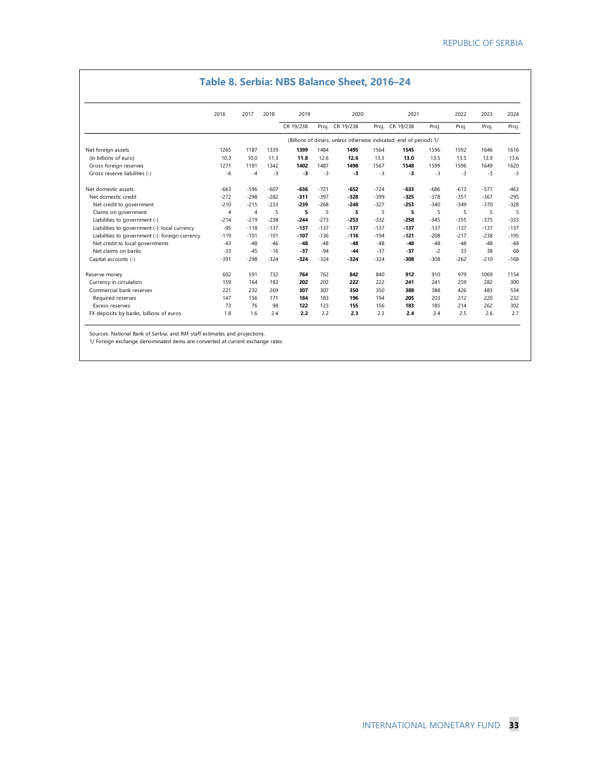## Table 8. Serbia: NBS Balance Sheet, 2016–24

| | 2016 | 2017 | 2018 | 2019 | | 2020 | | 2021 | | 2022 | 2023 | 2024 |
|---|---|---|---|---|---|---|---|---|---|---|---|---|
| | | | | CR 19/238 | Proj. | CR 19/238 | Proj. | CR 19/238 | Proj. | Proj. | Proj. | Proj. |
| | (Billions of dinars, unless otherwise indicated; end of period) 1/ | | | | | | | | | | | |
| Net foreign assets | 1265 | 1187 | 1339 | **1399** | 1484 | **1495** | 1564 | **1545** | 1596 | 1592 | 1646 | 1616 |
| (In billions of euro) | 10.3 | 10.0 | 11.3 | **11.8** | 12.6 | **12.6** | 13.3 | **13.0** | 13.5 | 13.5 | 13.9 | 13.6 |
| Gross foreign reserves | 1271 | 1191 | 1342 | **1402** | 1487 | **1498** | 1567 | **1548** | 1599 | 1596 | 1649 | 1620 |
| Gross reserve liabilities (-) | -6 | -4 | -3 | **-3** | -3 | **-3** | -3 | **-3** | -3 | -3 | -3 | -3 |
| Net domestic assets | -663 | -596 | -607 | **-636** | -721 | **-652** | -724 | **-633** | -686 | -613 | -577 | -463 |
| Net domestic credit | -272 | -298 | -282 | **-311** | -397 | **-328** | -399 | **-325** | -378 | -351 | -367 | -295 |
| Net credit to government | -210 | -215 | -233 | **-239** | -268 | **-248** | -327 | **-253** | -340 | -349 | -370 | -328 |
| Claims on government | 4 | 4 | 5 | **5** | 5 | **5** | 5 | **5** | 5 | 5 | 5 | 5 |
| Liabilities to government (-) | -214 | -219 | -238 | **-244** | -273 | **-253** | -332 | **-258** | -345 | -355 | -375 | -333 |
| Liabilities to government (-): local currency | -95 | -118 | -137 | **-137** | -137 | **-137** | -137 | **-137** | -137 | -137 | -137 | -137 |
| Liabilities to government (-): foreign currency | -119 | -101 | -101 | **-107** | -136 | **-116** | -194 | **-121** | -208 | -217 | -238 | -195 |
| Net credit to local governments | -43 | -48 | -46 | **-48** | -48 | **-48** | -48 | **-48** | -48 | -48 | -48 | -48 |
| Net claims on banks | -33 | -45 | -16 | **-37** | -94 | **-44** | -37 | **-37** | -2 | 33 | 38 | 68 |
| Capital accounts (-) | -391 | -298 | -324 | **-324** | -324 | **-324** | -324 | **-308** | -308 | -262 | -210 | -168 |
| Reserve money | 602 | 591 | 732 | **764** | 762 | **842** | 840 | **912** | 910 | 979 | 1069 | 1154 |
| Currency in circulation | 159 | 164 | 183 | **202** | 202 | **222** | 222 | **241** | 241 | 259 | 282 | 300 |
| Commercial bank reserves | 221 | 232 | 269 | **307** | 307 | **350** | 350 | **388** | 388 | 426 | 483 | 534 |
| Required reserves | 147 | 156 | 171 | **184** | 183 | **196** | 194 | **205** | 203 | 212 | 220 | 232 |
| Excess reserves | 73 | 76 | 98 | **122** | 123 | **155** | 156 | **183** | 185 | 214 | 262 | 302 |
| FX deposits by banks, billions of euros | 1.8 | 1.6 | 2.4 | **2.2** | 2.2 | **2.3** | 2.3 | **2.4** | 2.4 | 2.5 | 2.6 | 2.7 |

Sources: National Bank of Serbia; and IMF staff estimates and projections.

1/ Foreign exchange denominated items are converted at current exchange rates.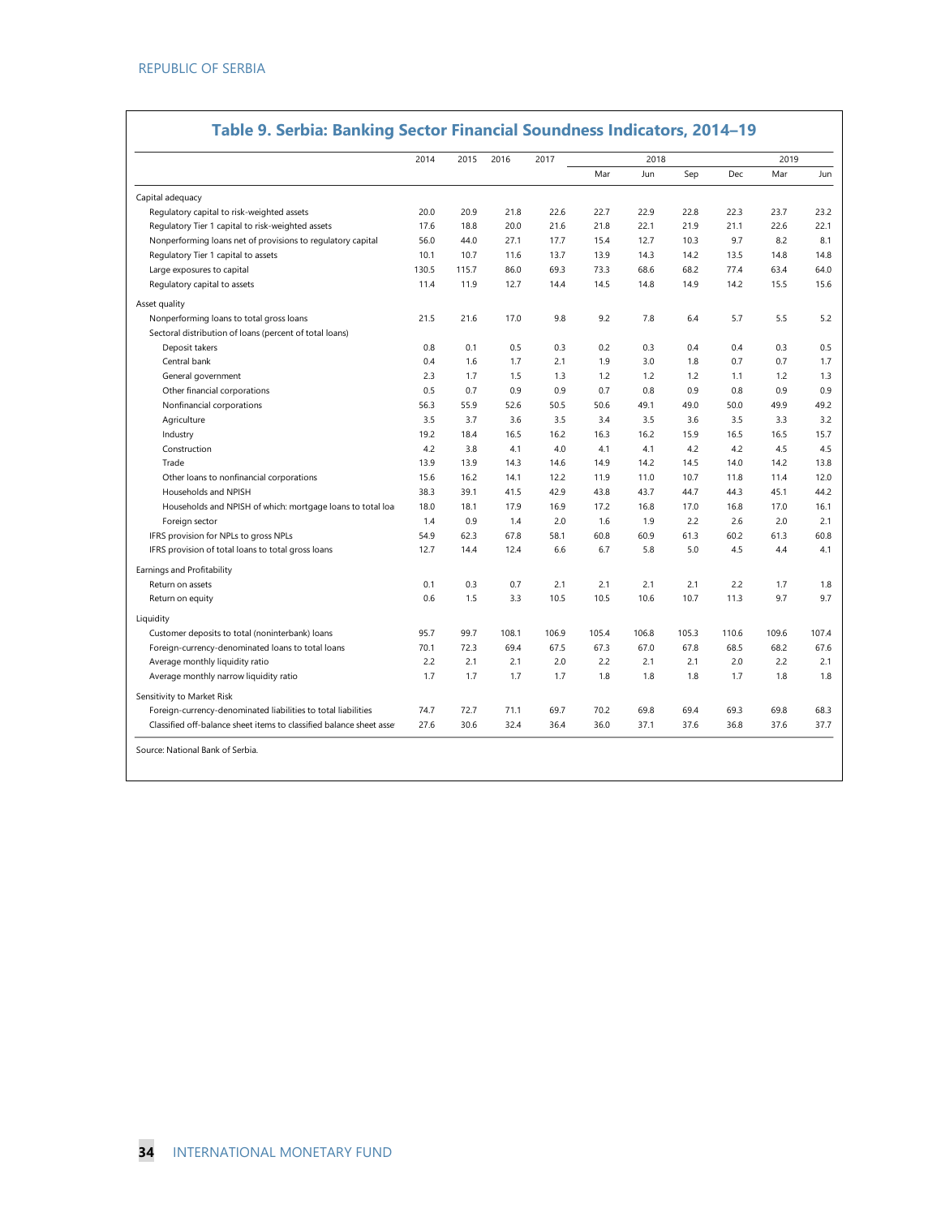## Table 9. Serbia: Banking Sector Financial Soundness Indicators, 2014–19

| | 2014 | 2015 | 2016 | 2017 | 2018 | | | | 2019 | |
|---|---|---|---|---|---|---|---|---|---|---|
| | | | | | Mar | Jun | Sep | Dec | Mar | Jun |
| Capital adequacy | | | | | | | | | | |
| Regulatory capital to risk-weighted assets | 20.0 | 20.9 | 21.8 | 22.6 | 22.7 | 22.9 | 22.8 | 22.3 | 23.7 | 23.2 |
| Regulatory Tier 1 capital to risk-weighted assets | 17.6 | 18.8 | 20.0 | 21.6 | 21.8 | 22.1 | 21.9 | 21.1 | 22.6 | 22.1 |
| Nonperforming loans net of provisions to regulatory capital | 56.0 | 44.0 | 27.1 | 17.7 | 15.4 | 12.7 | 10.3 | 9.7 | 8.2 | 8.1 |
| Regulatory Tier 1 capital to assets | 10.1 | 10.7 | 11.6 | 13.7 | 13.9 | 14.3 | 14.2 | 13.5 | 14.8 | 14.8 |
| Large exposures to capital | 130.5 | 115.7 | 86.0 | 69.3 | 73.3 | 68.6 | 68.2 | 77.4 | 63.4 | 64.0 |
| Regulatory capital to assets | 11.4 | 11.9 | 12.7 | 14.4 | 14.5 | 14.8 | 14.9 | 14.2 | 15.5 | 15.6 |
| Asset quality | | | | | | | | | | |
| Nonperforming loans to total gross loans | 21.5 | 21.6 | 17.0 | 9.8 | 9.2 | 7.8 | 6.4 | 5.7 | 5.5 | 5.2 |
| Sectoral distribution of loans (percent of total loans) | | | | | | | | | | |
| Deposit takers | 0.8 | 0.1 | 0.5 | 0.3 | 0.2 | 0.3 | 0.4 | 0.4 | 0.3 | 0.5 |
| Central bank | 0.4 | 1.6 | 1.7 | 2.1 | 1.9 | 3.0 | 1.8 | 0.7 | 0.7 | 1.7 |
| General government | 2.3 | 1.7 | 1.5 | 1.3 | 1.2 | 1.2 | 1.2 | 1.1 | 1.2 | 1.3 |
| Other financial corporations | 0.5 | 0.7 | 0.9 | 0.9 | 0.7 | 0.8 | 0.9 | 0.8 | 0.9 | 0.9 |
| Nonfinancial corporations | 56.3 | 55.9 | 52.6 | 50.5 | 50.6 | 49.1 | 49.0 | 50.0 | 49.9 | 49.2 |
| Agriculture | 3.5 | 3.7 | 3.6 | 3.5 | 3.4 | 3.5 | 3.6 | 3.5 | 3.3 | 3.2 |
| Industry | 19.2 | 18.4 | 16.5 | 16.2 | 16.3 | 16.2 | 15.9 | 16.5 | 16.5 | 15.7 |
| Construction | 4.2 | 3.8 | 4.1 | 4.0 | 4.1 | 4.1 | 4.2 | 4.2 | 4.5 | 4.5 |
| Trade | 13.9 | 13.9 | 14.3 | 14.6 | 14.9 | 14.2 | 14.5 | 14.0 | 14.2 | 13.8 |
| Other loans to nonfinancial corporations | 15.6 | 16.2 | 14.1 | 12.2 | 11.9 | 11.0 | 10.7 | 11.8 | 11.4 | 12.0 |
| Households and NPISH | 38.3 | 39.1 | 41.5 | 42.9 | 43.8 | 43.7 | 44.7 | 44.3 | 45.1 | 44.2 |
| Households and NPISH of which: mortgage loans to total loa | 18.0 | 18.1 | 17.9 | 16.9 | 17.2 | 16.8 | 17.0 | 16.8 | 17.0 | 16.1 |
| Foreign sector | 1.4 | 0.9 | 1.4 | 2.0 | 1.6 | 1.9 | 2.2 | 2.6 | 2.0 | 2.1 |
| IFRS provision for NPLs to gross NPLs | 54.9 | 62.3 | 67.8 | 58.1 | 60.8 | 60.9 | 61.3 | 60.2 | 61.3 | 60.8 |
| IFRS provision of total loans to total gross loans | 12.7 | 14.4 | 12.4 | 6.6 | 6.7 | 5.8 | 5.0 | 4.5 | 4.4 | 4.1 |
| Earnings and Profitability | | | | | | | | | | |
| Return on assets | 0.1 | 0.3 | 0.7 | 2.1 | 2.1 | 2.1 | 2.1 | 2.2 | 1.7 | 1.8 |
| Return on equity | 0.6 | 1.5 | 3.3 | 10.5 | 10.5 | 10.6 | 10.7 | 11.3 | 9.7 | 9.7 |
| Liquidity | | | | | | | | | | |
| Customer deposits to total (noninterbank) loans | 95.7 | 99.7 | 108.1 | 106.9 | 105.4 | 106.8 | 105.3 | 110.6 | 109.6 | 107.4 |
| Foreign-currency-denominated loans to total loans | 70.1 | 72.3 | 69.4 | 67.5 | 67.3 | 67.0 | 67.8 | 68.5 | 68.2 | 67.6 |
| Average monthly liquidity ratio | 2.2 | 2.1 | 2.1 | 2.0 | 2.2 | 2.1 | 2.1 | 2.0 | 2.2 | 2.1 |
| Average monthly narrow liquidity ratio | 1.7 | 1.7 | 1.7 | 1.7 | 1.8 | 1.8 | 1.8 | 1.7 | 1.8 | 1.8 |
| Sensitivity to Market Risk | | | | | | | | | | |
| Foreign-currency-denominated liabilities to total liabilities | 74.7 | 72.7 | 71.1 | 69.7 | 70.2 | 69.8 | 69.4 | 69.3 | 69.8 | 68.3 |
| Classified off-balance sheet items to classified balance sheet asse | 27.6 | 30.6 | 32.4 | 36.4 | 36.0 | 37.1 | 37.6 | 36.8 | 37.6 | 37.7 |

Source: National Bank of Serbia.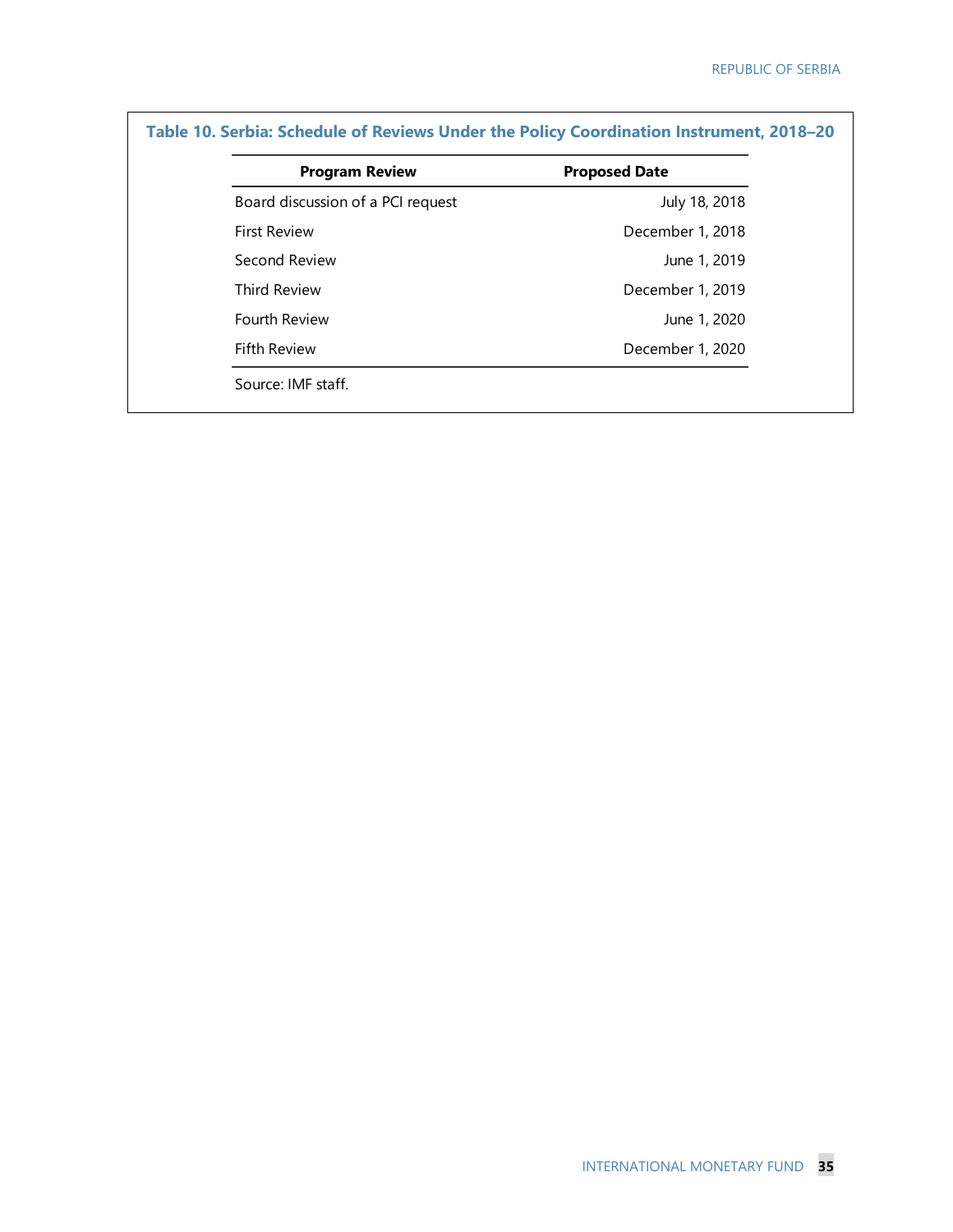### Table 10. Serbia: Schedule of Reviews Under the Policy Coordination Instrument, 2018–20

| Program Review | Proposed Date |
|---|---|
| Board discussion of a PCI request | July 18, 2018 |
| First Review | December 1, 2018 |
| Second Review | June 1, 2019 |
| Third Review | December 1, 2019 |
| Fourth Review | June 1, 2020 |
| Fifth Review | December 1, 2020 |

Source: IMF staff.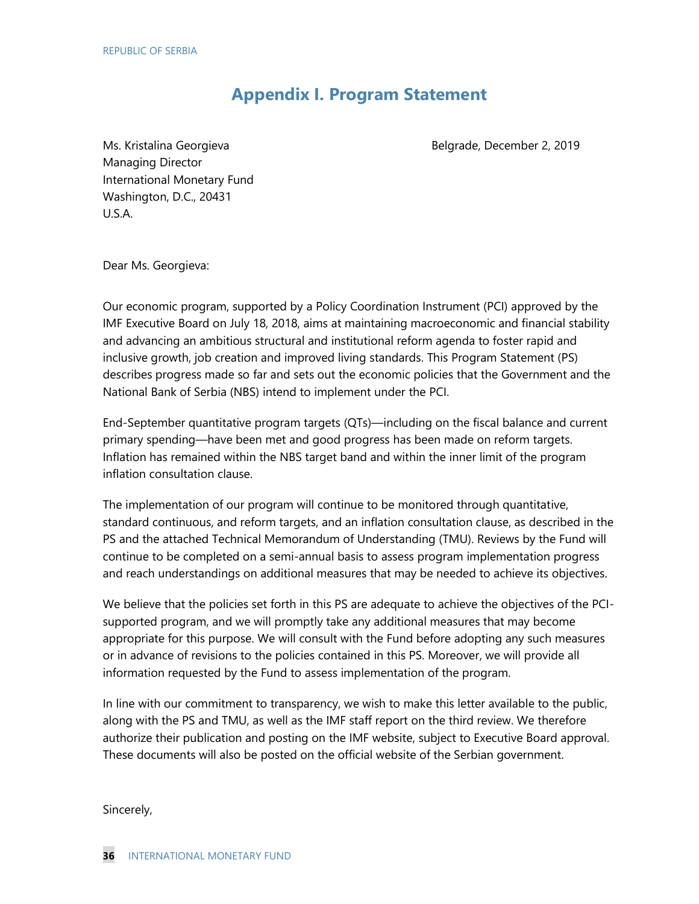# Appendix I. Program Statement

Ms. Kristalina Georgieva
Managing Director
International Monetary Fund
Washington, D.C., 20431
U.S.A.

Belgrade, December 2, 2019

Dear Ms. Georgieva:

Our economic program, supported by a Policy Coordination Instrument (PCI) approved by the IMF Executive Board on July 18, 2018, aims at maintaining macroeconomic and financial stability and advancing an ambitious structural and institutional reform agenda to foster rapid and inclusive growth, job creation and improved living standards. This Program Statement (PS) describes progress made so far and sets out the economic policies that the Government and the National Bank of Serbia (NBS) intend to implement under the PCI.

End-September quantitative program targets (QTs)—including on the fiscal balance and current primary spending—have been met and good progress has been made on reform targets. Inflation has remained within the NBS target band and within the inner limit of the program inflation consultation clause.

The implementation of our program will continue to be monitored through quantitative, standard continuous, and reform targets, and an inflation consultation clause, as described in the PS and the attached Technical Memorandum of Understanding (TMU). Reviews by the Fund will continue to be completed on a semi-annual basis to assess program implementation progress and reach understandings on additional measures that may be needed to achieve its objectives.

We believe that the policies set forth in this PS are adequate to achieve the objectives of the PCI-supported program, and we will promptly take any additional measures that may become appropriate for this purpose. We will consult with the Fund before adopting any such measures or in advance of revisions to the policies contained in this PS. Moreover, we will provide all information requested by the Fund to assess implementation of the program.

In line with our commitment to transparency, we wish to make this letter available to the public, along with the PS and TMU, as well as the IMF staff report on the third review. We therefore authorize their publication and posting on the IMF website, subject to Executive Board approval. These documents will also be posted on the official website of the Serbian government.

Sincerely,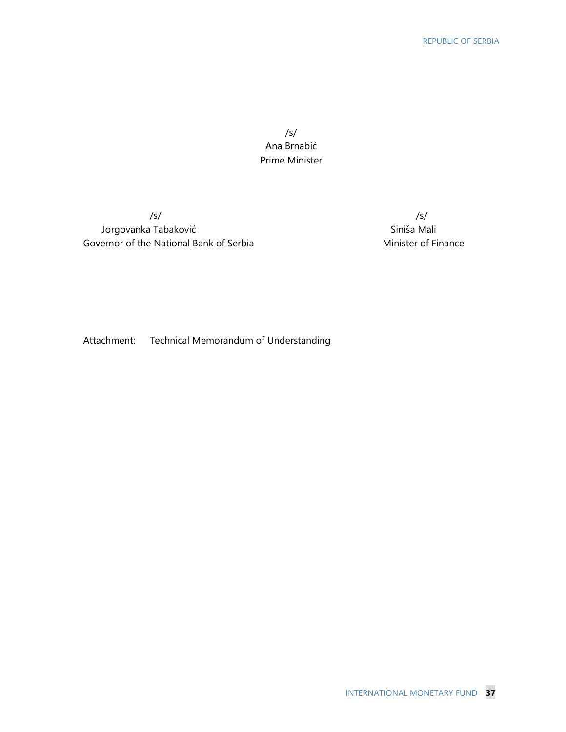/s/
Ana Brnabić
Prime Minister

/s/
Jorgovanka Tabaković
Governor of the National Bank of Serbia

/s/
Siniša Mali
Minister of Finance

Attachment: Technical Memorandum of Understanding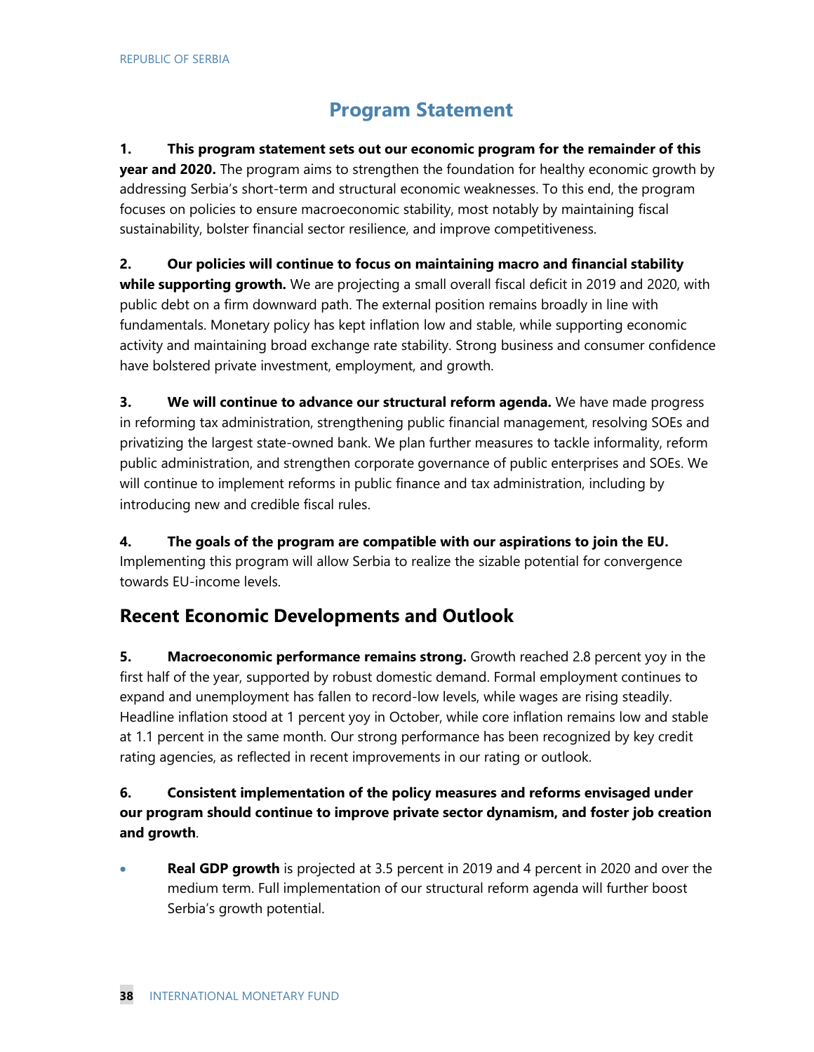# Program Statement

**1. This program statement sets out our economic program for the remainder of this year and 2020.** The program aims to strengthen the foundation for healthy economic growth by addressing Serbia's short-term and structural economic weaknesses. To this end, the program focuses on policies to ensure macroeconomic stability, most notably by maintaining fiscal sustainability, bolster financial sector resilience, and improve competitiveness.

**2. Our policies will continue to focus on maintaining macro and financial stability while supporting growth.** We are projecting a small overall fiscal deficit in 2019 and 2020, with public debt on a firm downward path. The external position remains broadly in line with fundamentals. Monetary policy has kept inflation low and stable, while supporting economic activity and maintaining broad exchange rate stability. Strong business and consumer confidence have bolstered private investment, employment, and growth.

**3. We will continue to advance our structural reform agenda.** We have made progress in reforming tax administration, strengthening public financial management, resolving SOEs and privatizing the largest state-owned bank. We plan further measures to tackle informality, reform public administration, and strengthen corporate governance of public enterprises and SOEs. We will continue to implement reforms in public finance and tax administration, including by introducing new and credible fiscal rules.

**4. The goals of the program are compatible with our aspirations to join the EU.** Implementing this program will allow Serbia to realize the sizable potential for convergence towards EU-income levels.

## Recent Economic Developments and Outlook

**5. Macroeconomic performance remains strong.** Growth reached 2.8 percent yoy in the first half of the year, supported by robust domestic demand. Formal employment continues to expand and unemployment has fallen to record-low levels, while wages are rising steadily. Headline inflation stood at 1 percent yoy in October, while core inflation remains low and stable at 1.1 percent in the same month. Our strong performance has been recognized by key credit rating agencies, as reflected in recent improvements in our rating or outlook.

**6. Consistent implementation of the policy measures and reforms envisaged under our program should continue to improve private sector dynamism, and foster job creation and growth**.

- **Real GDP growth** is projected at 3.5 percent in 2019 and 4 percent in 2020 and over the medium term. Full implementation of our structural reform agenda will further boost Serbia's growth potential.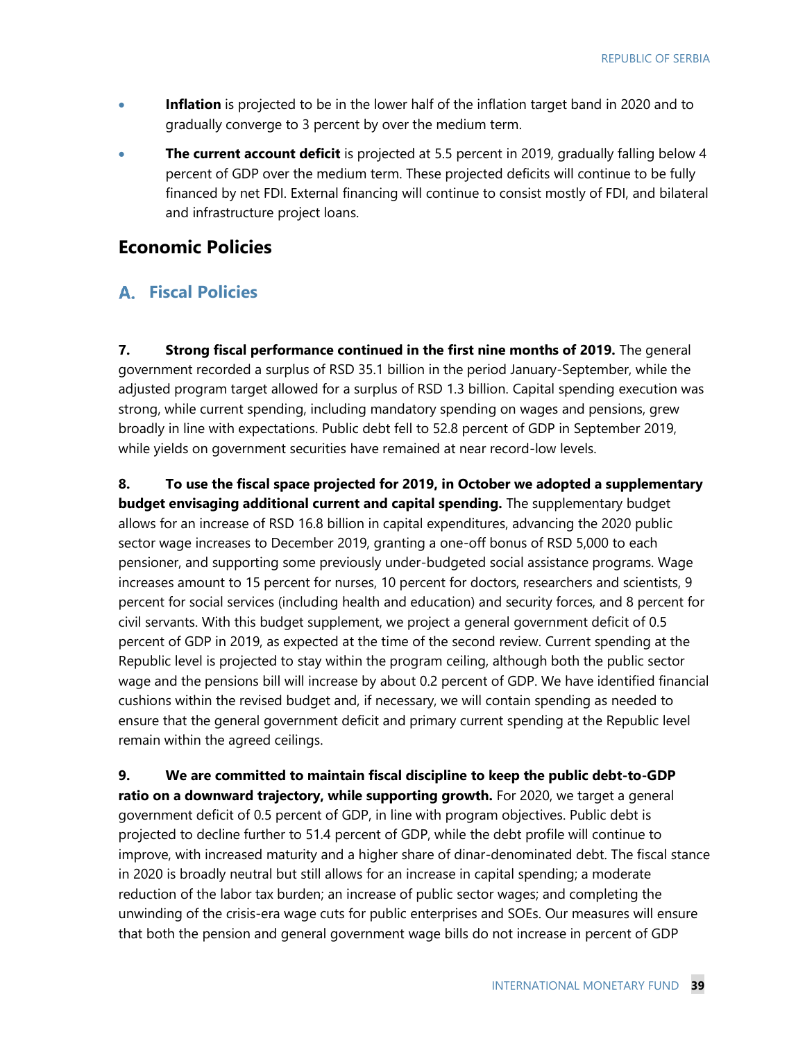- **Inflation** is projected to be in the lower half of the inflation target band in 2020 and to gradually converge to 3 percent by over the medium term.
- **The current account deficit** is projected at 5.5 percent in 2019, gradually falling below 4 percent of GDP over the medium term. These projected deficits will continue to be fully financed by net FDI. External financing will continue to consist mostly of FDI, and bilateral and infrastructure project loans.

## Economic Policies

### A. Fiscal Policies

**7. Strong fiscal performance continued in the first nine months of 2019.** The general government recorded a surplus of RSD 35.1 billion in the period January-September, while the adjusted program target allowed for a surplus of RSD 1.3 billion. Capital spending execution was strong, while current spending, including mandatory spending on wages and pensions, grew broadly in line with expectations. Public debt fell to 52.8 percent of GDP in September 2019, while yields on government securities have remained at near record-low levels.

**8. To use the fiscal space projected for 2019, in October we adopted a supplementary budget envisaging additional current and capital spending.** The supplementary budget allows for an increase of RSD 16.8 billion in capital expenditures, advancing the 2020 public sector wage increases to December 2019, granting a one-off bonus of RSD 5,000 to each pensioner, and supporting some previously under-budgeted social assistance programs. Wage increases amount to 15 percent for nurses, 10 percent for doctors, researchers and scientists, 9 percent for social services (including health and education) and security forces, and 8 percent for civil servants. With this budget supplement, we project a general government deficit of 0.5 percent of GDP in 2019, as expected at the time of the second review. Current spending at the Republic level is projected to stay within the program ceiling, although both the public sector wage and the pensions bill will increase by about 0.2 percent of GDP. We have identified financial cushions within the revised budget and, if necessary, we will contain spending as needed to ensure that the general government deficit and primary current spending at the Republic level remain within the agreed ceilings.

**9. We are committed to maintain fiscal discipline to keep the public debt-to-GDP ratio on a downward trajectory, while supporting growth.** For 2020, we target a general government deficit of 0.5 percent of GDP, in line with program objectives. Public debt is projected to decline further to 51.4 percent of GDP, while the debt profile will continue to improve, with increased maturity and a higher share of dinar-denominated debt. The fiscal stance in 2020 is broadly neutral but still allows for an increase in capital spending; a moderate reduction of the labor tax burden; an increase of public sector wages; and completing the unwinding of the crisis-era wage cuts for public enterprises and SOEs. Our measures will ensure that both the pension and general government wage bills do not increase in percent of GDP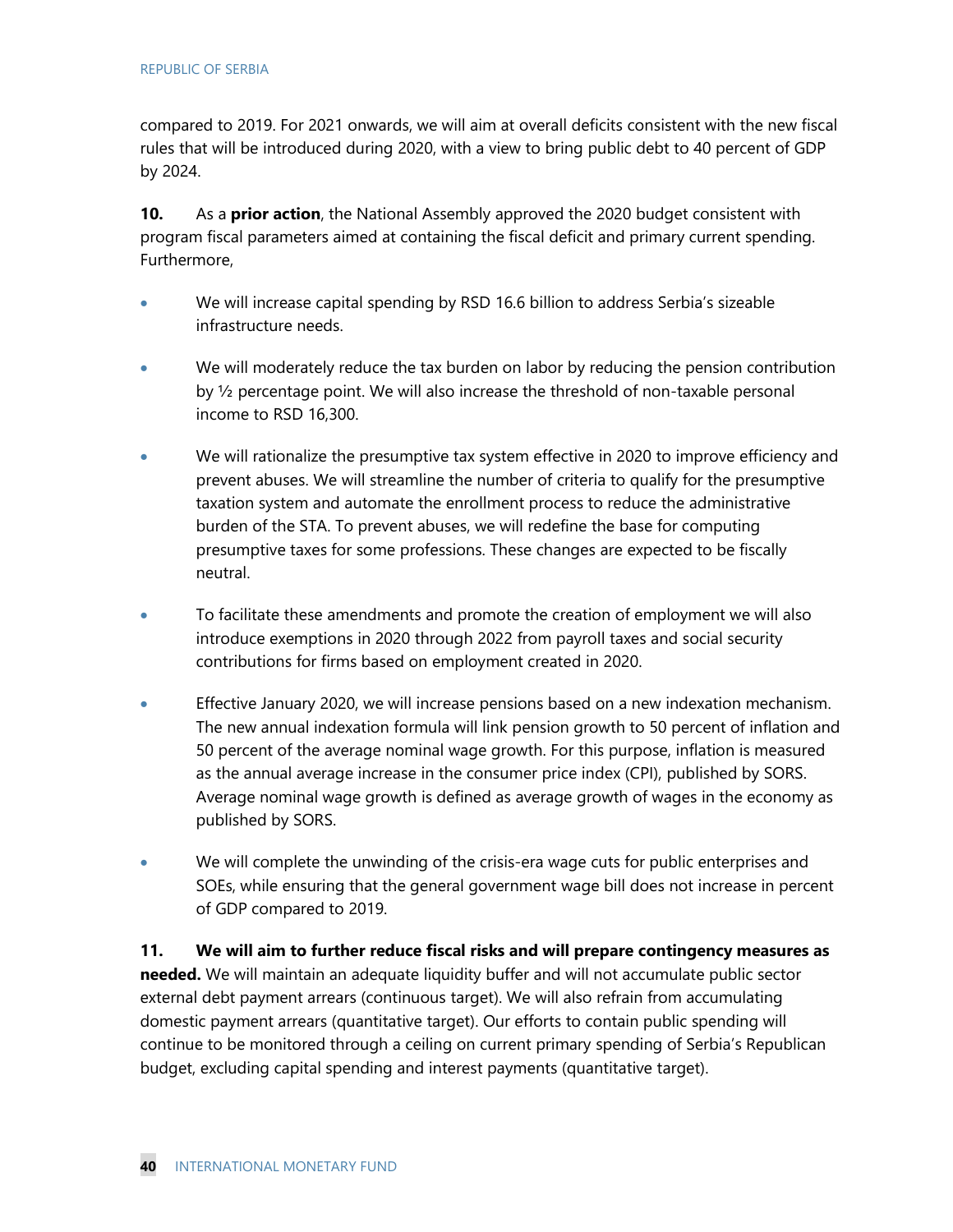compared to 2019. For 2021 onwards, we will aim at overall deficits consistent with the new fiscal rules that will be introduced during 2020, with a view to bring public debt to 40 percent of GDP by 2024.

**10.** As a **prior action**, the National Assembly approved the 2020 budget consistent with program fiscal parameters aimed at containing the fiscal deficit and primary current spending. Furthermore,

- We will increase capital spending by RSD 16.6 billion to address Serbia's sizeable infrastructure needs.
- We will moderately reduce the tax burden on labor by reducing the pension contribution by ½ percentage point. We will also increase the threshold of non-taxable personal income to RSD 16,300.
- We will rationalize the presumptive tax system effective in 2020 to improve efficiency and prevent abuses. We will streamline the number of criteria to qualify for the presumptive taxation system and automate the enrollment process to reduce the administrative burden of the STA. To prevent abuses, we will redefine the base for computing presumptive taxes for some professions. These changes are expected to be fiscally neutral.
- To facilitate these amendments and promote the creation of employment we will also introduce exemptions in 2020 through 2022 from payroll taxes and social security contributions for firms based on employment created in 2020.
- Effective January 2020, we will increase pensions based on a new indexation mechanism. The new annual indexation formula will link pension growth to 50 percent of inflation and 50 percent of the average nominal wage growth. For this purpose, inflation is measured as the annual average increase in the consumer price index (CPI), published by SORS. Average nominal wage growth is defined as average growth of wages in the economy as published by SORS.
- We will complete the unwinding of the crisis-era wage cuts for public enterprises and SOEs, while ensuring that the general government wage bill does not increase in percent of GDP compared to 2019.

**11. We will aim to further reduce fiscal risks and will prepare contingency measures as needed.** We will maintain an adequate liquidity buffer and will not accumulate public sector external debt payment arrears (continuous target). We will also refrain from accumulating domestic payment arrears (quantitative target). Our efforts to contain public spending will continue to be monitored through a ceiling on current primary spending of Serbia's Republican budget, excluding capital spending and interest payments (quantitative target).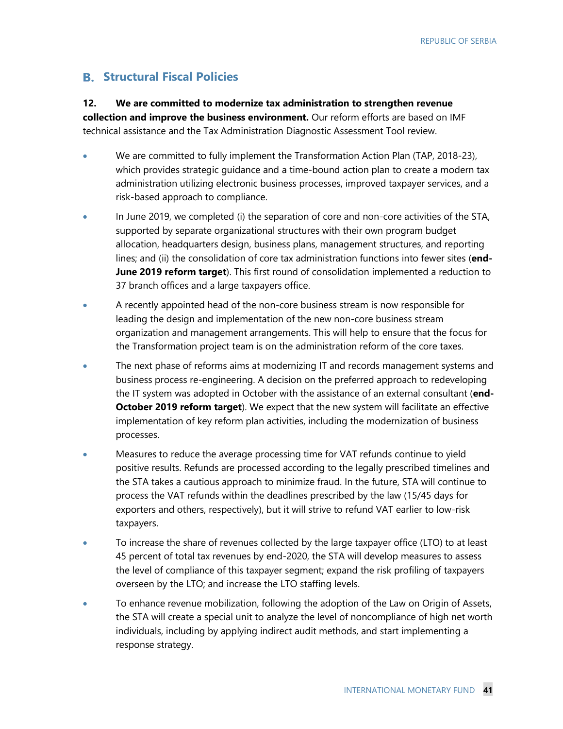## B. Structural Fiscal Policies

**12. We are committed to modernize tax administration to strengthen revenue collection and improve the business environment.** Our reform efforts are based on IMF technical assistance and the Tax Administration Diagnostic Assessment Tool review.

- We are committed to fully implement the Transformation Action Plan (TAP, 2018-23), which provides strategic guidance and a time-bound action plan to create a modern tax administration utilizing electronic business processes, improved taxpayer services, and a risk-based approach to compliance.
- In June 2019, we completed (i) the separation of core and non-core activities of the STA, supported by separate organizational structures with their own program budget allocation, headquarters design, business plans, management structures, and reporting lines; and (ii) the consolidation of core tax administration functions into fewer sites (**end-June 2019 reform target**). This first round of consolidation implemented a reduction to 37 branch offices and a large taxpayers office.
- A recently appointed head of the non-core business stream is now responsible for leading the design and implementation of the new non-core business stream organization and management arrangements. This will help to ensure that the focus for the Transformation project team is on the administration reform of the core taxes.
- The next phase of reforms aims at modernizing IT and records management systems and business process re-engineering. A decision on the preferred approach to redeveloping the IT system was adopted in October with the assistance of an external consultant (**end-October 2019 reform target**). We expect that the new system will facilitate an effective implementation of key reform plan activities, including the modernization of business processes.
- Measures to reduce the average processing time for VAT refunds continue to yield positive results. Refunds are processed according to the legally prescribed timelines and the STA takes a cautious approach to minimize fraud. In the future, STA will continue to process the VAT refunds within the deadlines prescribed by the law (15/45 days for exporters and others, respectively), but it will strive to refund VAT earlier to low-risk taxpayers.
- To increase the share of revenues collected by the large taxpayer office (LTO) to at least 45 percent of total tax revenues by end-2020, the STA will develop measures to assess the level of compliance of this taxpayer segment; expand the risk profiling of taxpayers overseen by the LTO; and increase the LTO staffing levels.
- To enhance revenue mobilization, following the adoption of the Law on Origin of Assets, the STA will create a special unit to analyze the level of noncompliance of high net worth individuals, including by applying indirect audit methods, and start implementing a response strategy.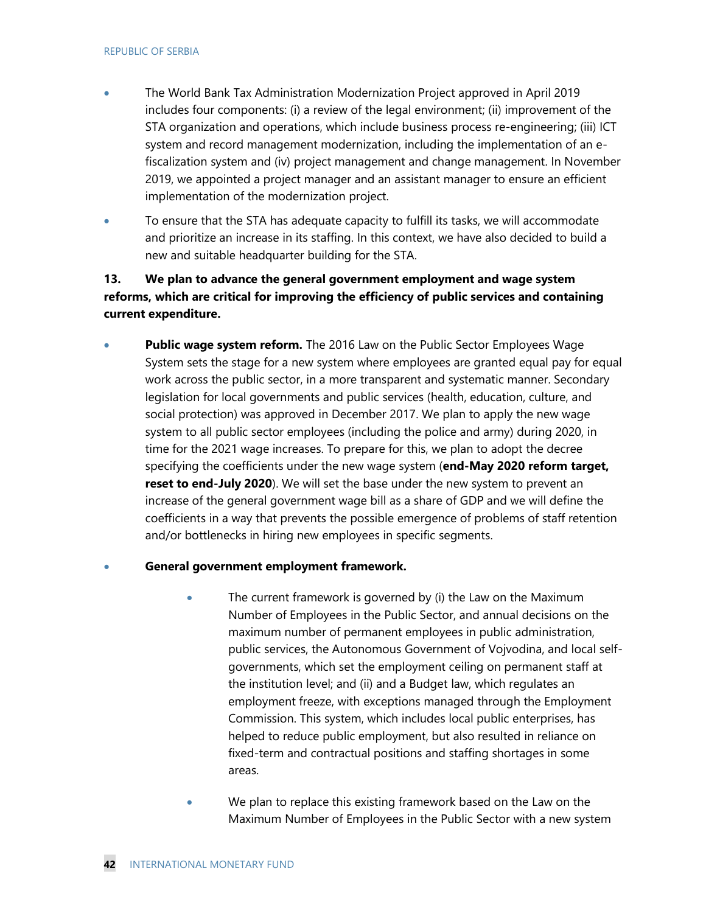- The World Bank Tax Administration Modernization Project approved in April 2019 includes four components: (i) a review of the legal environment; (ii) improvement of the STA organization and operations, which include business process re-engineering; (iii) ICT system and record management modernization, including the implementation of an e-fiscalization system and (iv) project management and change management. In November 2019, we appointed a project manager and an assistant manager to ensure an efficient implementation of the modernization project.
- To ensure that the STA has adequate capacity to fulfill its tasks, we will accommodate and prioritize an increase in its staffing. In this context, we have also decided to build a new and suitable headquarter building for the STA.

**13. We plan to advance the general government employment and wage system reforms, which are critical for improving the efficiency of public services and containing current expenditure.**

- **Public wage system reform.** The 2016 Law on the Public Sector Employees Wage System sets the stage for a new system where employees are granted equal pay for equal work across the public sector, in a more transparent and systematic manner. Secondary legislation for local governments and public services (health, education, culture, and social protection) was approved in December 2017. We plan to apply the new wage system to all public sector employees (including the police and army) during 2020, in time for the 2021 wage increases. To prepare for this, we plan to adopt the decree specifying the coefficients under the new wage system (**end-May 2020 reform target, reset to end-July 2020**). We will set the base under the new system to prevent an increase of the general government wage bill as a share of GDP and we will define the coefficients in a way that prevents the possible emergence of problems of staff retention and/or bottlenecks in hiring new employees in specific segments.

- **General government employment framework.**
    - The current framework is governed by (i) the Law on the Maximum Number of Employees in the Public Sector, and annual decisions on the maximum number of permanent employees in public administration, public services, the Autonomous Government of Vojvodina, and local self-governments, which set the employment ceiling on permanent staff at the institution level; and (ii) and a Budget law, which regulates an employment freeze, with exceptions managed through the Employment Commission. This system, which includes local public enterprises, has helped to reduce public employment, but also resulted in reliance on fixed-term and contractual positions and staffing shortages in some areas.
    - We plan to replace this existing framework based on the Law on the Maximum Number of Employees in the Public Sector with a new system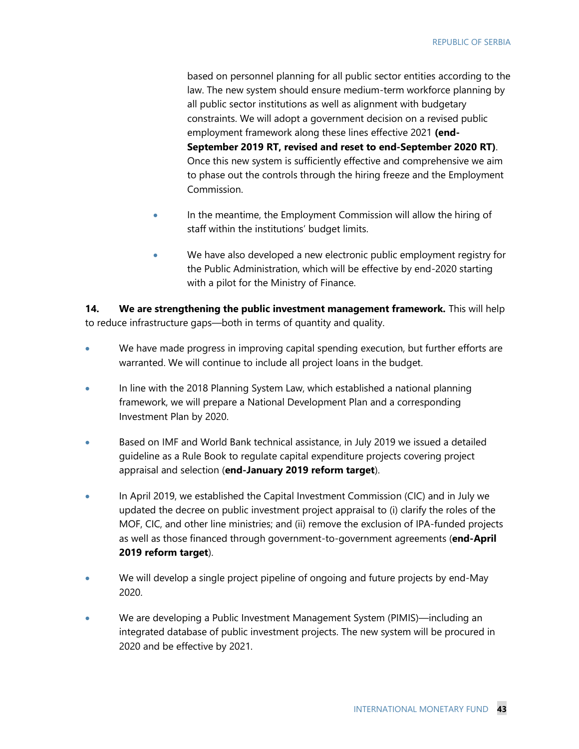based on personnel planning for all public sector entities according to the law. The new system should ensure medium-term workforce planning by all public sector institutions as well as alignment with budgetary constraints. We will adopt a government decision on a revised public employment framework along these lines effective 2021 **(end-September 2019 RT, revised and reset to end-September 2020 RT)**. Once this new system is sufficiently effective and comprehensive we aim to phase out the controls through the hiring freeze and the Employment Commission.

- In the meantime, the Employment Commission will allow the hiring of staff within the institutions' budget limits.
- We have also developed a new electronic public employment registry for the Public Administration, which will be effective by end-2020 starting with a pilot for the Ministry of Finance.

**14. We are strengthening the public investment management framework.** This will help to reduce infrastructure gaps—both in terms of quantity and quality.

- We have made progress in improving capital spending execution, but further efforts are warranted. We will continue to include all project loans in the budget.
- In line with the 2018 Planning System Law, which established a national planning framework, we will prepare a National Development Plan and a corresponding Investment Plan by 2020.
- Based on IMF and World Bank technical assistance, in July 2019 we issued a detailed guideline as a Rule Book to regulate capital expenditure projects covering project appraisal and selection (**end-January 2019 reform target**).
- In April 2019, we established the Capital Investment Commission (CIC) and in July we updated the decree on public investment project appraisal to (i) clarify the roles of the MOF, CIC, and other line ministries; and (ii) remove the exclusion of IPA-funded projects as well as those financed through government-to-government agreements (**end-April 2019 reform target**).
- We will develop a single project pipeline of ongoing and future projects by end-May 2020.
- We are developing a Public Investment Management System (PIMIS)—including an integrated database of public investment projects. The new system will be procured in 2020 and be effective by 2021.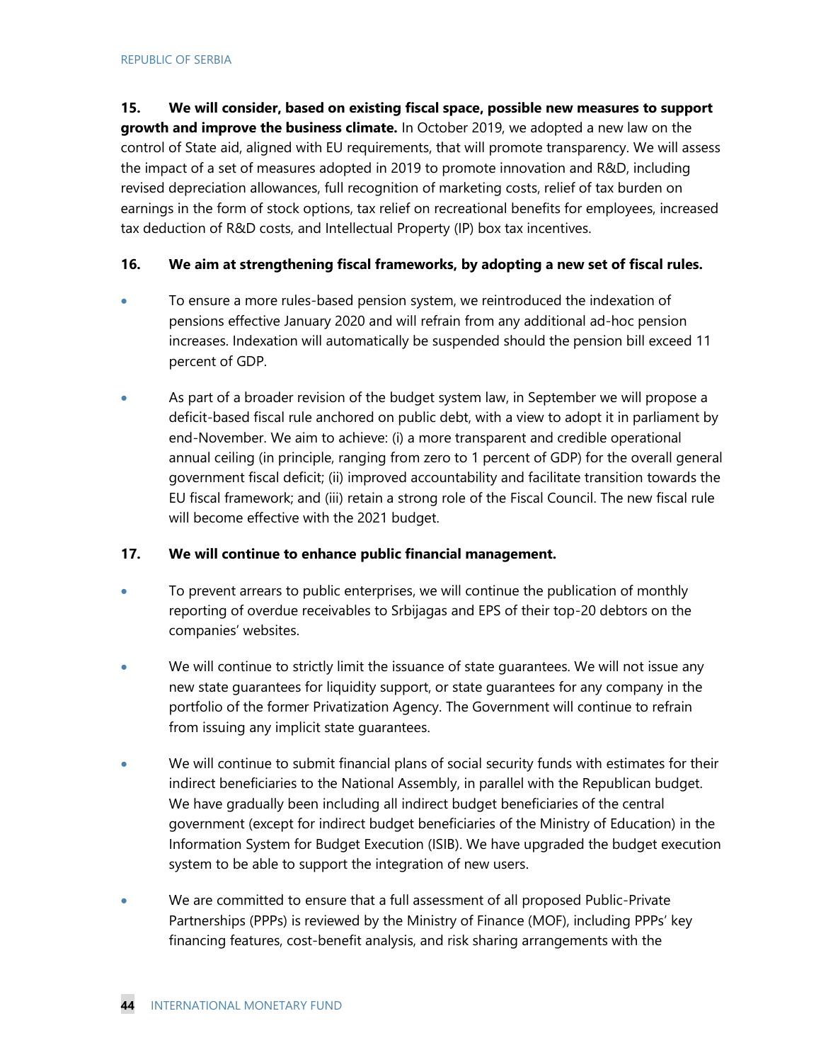**15. We will consider, based on existing fiscal space, possible new measures to support growth and improve the business climate.** In October 2019, we adopted a new law on the control of State aid, aligned with EU requirements, that will promote transparency. We will assess the impact of a set of measures adopted in 2019 to promote innovation and R&D, including revised depreciation allowances, full recognition of marketing costs, relief of tax burden on earnings in the form of stock options, tax relief on recreational benefits for employees, increased tax deduction of R&D costs, and Intellectual Property (IP) box tax incentives.

**16. We aim at strengthening fiscal frameworks, by adopting a new set of fiscal rules.**

- To ensure a more rules-based pension system, we reintroduced the indexation of pensions effective January 2020 and will refrain from any additional ad-hoc pension increases. Indexation will automatically be suspended should the pension bill exceed 11 percent of GDP.
- As part of a broader revision of the budget system law, in September we will propose a deficit-based fiscal rule anchored on public debt, with a view to adopt it in parliament by end-November. We aim to achieve: (i) a more transparent and credible operational annual ceiling (in principle, ranging from zero to 1 percent of GDP) for the overall general government fiscal deficit; (ii) improved accountability and facilitate transition towards the EU fiscal framework; and (iii) retain a strong role of the Fiscal Council. The new fiscal rule will become effective with the 2021 budget.

**17. We will continue to enhance public financial management.**

- To prevent arrears to public enterprises, we will continue the publication of monthly reporting of overdue receivables to Srbijagas and EPS of their top-20 debtors on the companies' websites.
- We will continue to strictly limit the issuance of state guarantees. We will not issue any new state guarantees for liquidity support, or state guarantees for any company in the portfolio of the former Privatization Agency. The Government will continue to refrain from issuing any implicit state guarantees.
- We will continue to submit financial plans of social security funds with estimates for their indirect beneficiaries to the National Assembly, in parallel with the Republican budget. We have gradually been including all indirect budget beneficiaries of the central government (except for indirect budget beneficiaries of the Ministry of Education) in the Information System for Budget Execution (ISIB). We have upgraded the budget execution system to be able to support the integration of new users.
- We are committed to ensure that a full assessment of all proposed Public-Private Partnerships (PPPs) is reviewed by the Ministry of Finance (MOF), including PPPs' key financing features, cost-benefit analysis, and risk sharing arrangements with the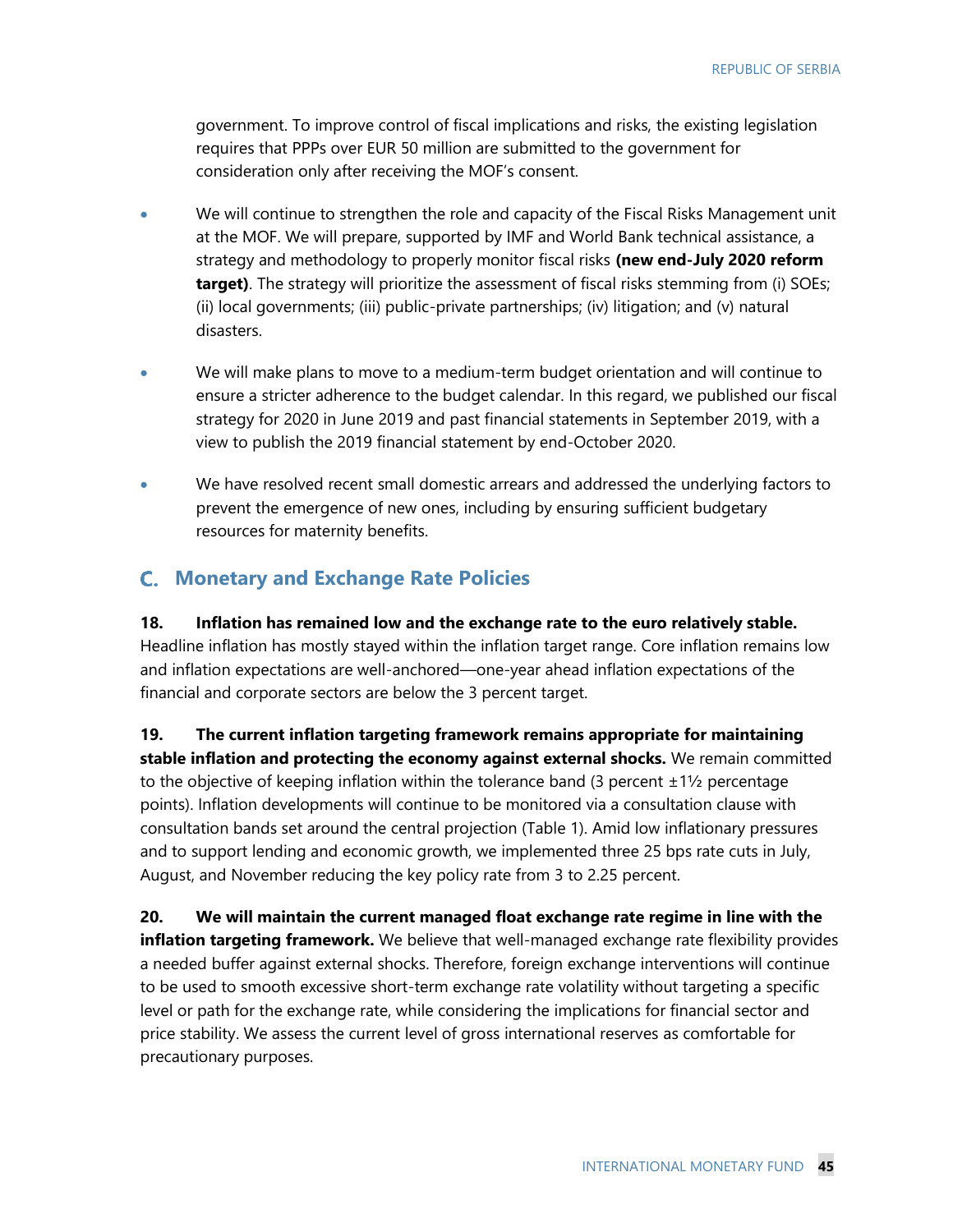government. To improve control of fiscal implications and risks, the existing legislation requires that PPPs over EUR 50 million are submitted to the government for consideration only after receiving the MOF's consent.

- We will continue to strengthen the role and capacity of the Fiscal Risks Management unit at the MOF. We will prepare, supported by IMF and World Bank technical assistance, a strategy and methodology to properly monitor fiscal risks **(new end-July 2020 reform target)**. The strategy will prioritize the assessment of fiscal risks stemming from (i) SOEs; (ii) local governments; (iii) public-private partnerships; (iv) litigation; and (v) natural disasters.
- We will make plans to move to a medium-term budget orientation and will continue to ensure a stricter adherence to the budget calendar. In this regard, we published our fiscal strategy for 2020 in June 2019 and past financial statements in September 2019, with a view to publish the 2019 financial statement by end-October 2020.
- We have resolved recent small domestic arrears and addressed the underlying factors to prevent the emergence of new ones, including by ensuring sufficient budgetary resources for maternity benefits.

## C. Monetary and Exchange Rate Policies

**18. Inflation has remained low and the exchange rate to the euro relatively stable.** Headline inflation has mostly stayed within the inflation target range. Core inflation remains low and inflation expectations are well-anchored—one-year ahead inflation expectations of the financial and corporate sectors are below the 3 percent target.

**19. The current inflation targeting framework remains appropriate for maintaining stable inflation and protecting the economy against external shocks.** We remain committed to the objective of keeping inflation within the tolerance band (3 percent ±1½ percentage points). Inflation developments will continue to be monitored via a consultation clause with consultation bands set around the central projection (Table 1). Amid low inflationary pressures and to support lending and economic growth, we implemented three 25 bps rate cuts in July, August, and November reducing the key policy rate from 3 to 2.25 percent.

**20. We will maintain the current managed float exchange rate regime in line with the inflation targeting framework.** We believe that well-managed exchange rate flexibility provides a needed buffer against external shocks. Therefore, foreign exchange interventions will continue to be used to smooth excessive short-term exchange rate volatility without targeting a specific level or path for the exchange rate, while considering the implications for financial sector and price stability. We assess the current level of gross international reserves as comfortable for precautionary purposes.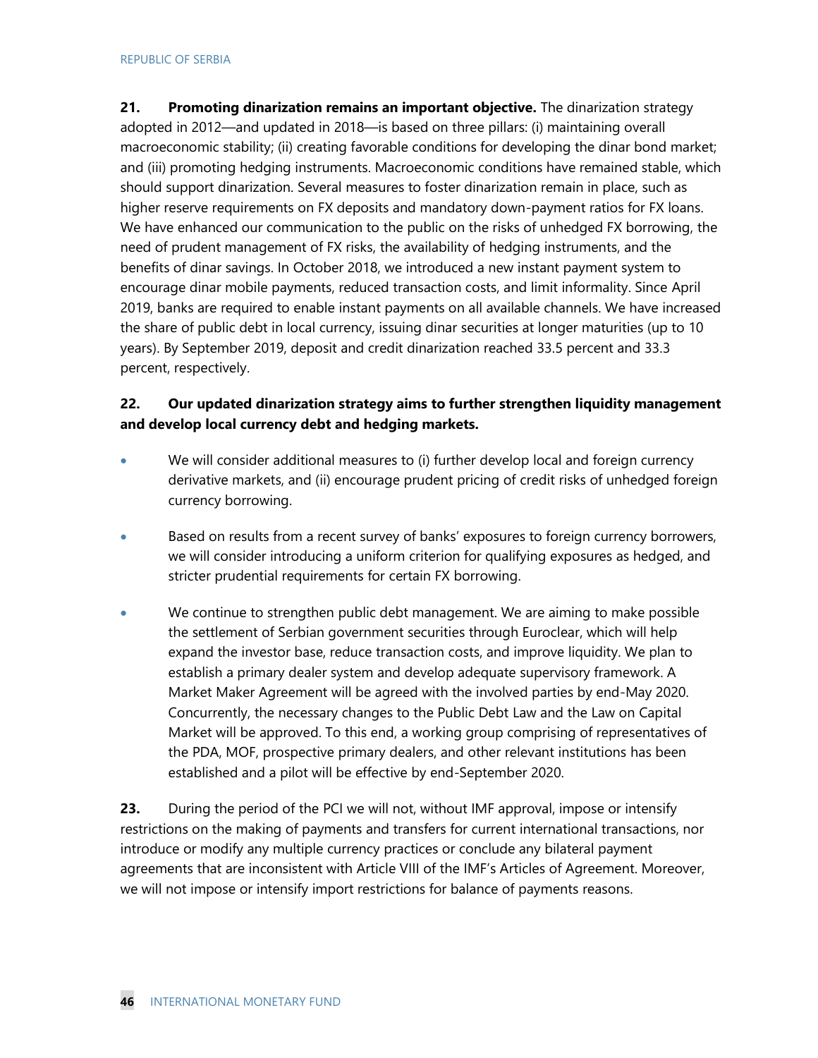**21. Promoting dinarization remains an important objective.** The dinarization strategy adopted in 2012—and updated in 2018—is based on three pillars: (i) maintaining overall macroeconomic stability; (ii) creating favorable conditions for developing the dinar bond market; and (iii) promoting hedging instruments. Macroeconomic conditions have remained stable, which should support dinarization. Several measures to foster dinarization remain in place, such as higher reserve requirements on FX deposits and mandatory down-payment ratios for FX loans. We have enhanced our communication to the public on the risks of unhedged FX borrowing, the need of prudent management of FX risks, the availability of hedging instruments, and the benefits of dinar savings. In October 2018, we introduced a new instant payment system to encourage dinar mobile payments, reduced transaction costs, and limit informality. Since April 2019, banks are required to enable instant payments on all available channels. We have increased the share of public debt in local currency, issuing dinar securities at longer maturities (up to 10 years). By September 2019, deposit and credit dinarization reached 33.5 percent and 33.3 percent, respectively.

**22. Our updated dinarization strategy aims to further strengthen liquidity management and develop local currency debt and hedging markets.**

- We will consider additional measures to (i) further develop local and foreign currency derivative markets, and (ii) encourage prudent pricing of credit risks of unhedged foreign currency borrowing.
- Based on results from a recent survey of banks' exposures to foreign currency borrowers, we will consider introducing a uniform criterion for qualifying exposures as hedged, and stricter prudential requirements for certain FX borrowing.
- We continue to strengthen public debt management. We are aiming to make possible the settlement of Serbian government securities through Euroclear, which will help expand the investor base, reduce transaction costs, and improve liquidity. We plan to establish a primary dealer system and develop adequate supervisory framework. A Market Maker Agreement will be agreed with the involved parties by end-May 2020. Concurrently, the necessary changes to the Public Debt Law and the Law on Capital Market will be approved. To this end, a working group comprising of representatives of the PDA, MOF, prospective primary dealers, and other relevant institutions has been established and a pilot will be effective by end-September 2020.

**23.** During the period of the PCI we will not, without IMF approval, impose or intensify restrictions on the making of payments and transfers for current international transactions, nor introduce or modify any multiple currency practices or conclude any bilateral payment agreements that are inconsistent with Article VIII of the IMF's Articles of Agreement. Moreover, we will not impose or intensify import restrictions for balance of payments reasons.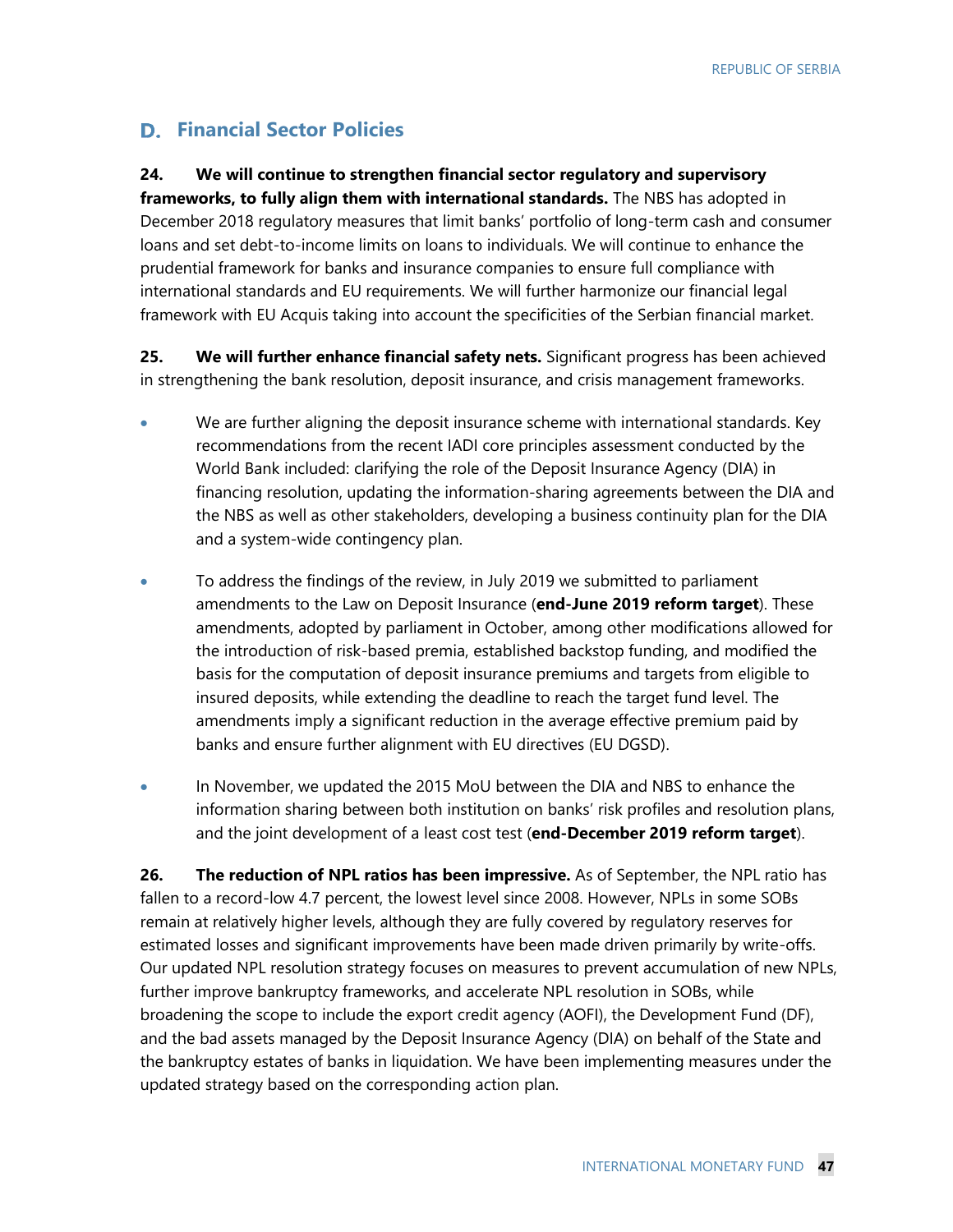## D. Financial Sector Policies

**24. We will continue to strengthen financial sector regulatory and supervisory frameworks, to fully align them with international standards.** The NBS has adopted in December 2018 regulatory measures that limit banks' portfolio of long-term cash and consumer loans and set debt-to-income limits on loans to individuals. We will continue to enhance the prudential framework for banks and insurance companies to ensure full compliance with international standards and EU requirements. We will further harmonize our financial legal framework with EU Acquis taking into account the specificities of the Serbian financial market.

**25. We will further enhance financial safety nets.** Significant progress has been achieved in strengthening the bank resolution, deposit insurance, and crisis management frameworks.

- We are further aligning the deposit insurance scheme with international standards. Key recommendations from the recent IADI core principles assessment conducted by the World Bank included: clarifying the role of the Deposit Insurance Agency (DIA) in financing resolution, updating the information-sharing agreements between the DIA and the NBS as well as other stakeholders, developing a business continuity plan for the DIA and a system-wide contingency plan.
- To address the findings of the review, in July 2019 we submitted to parliament amendments to the Law on Deposit Insurance (**end-June 2019 reform target**). These amendments, adopted by parliament in October, among other modifications allowed for the introduction of risk-based premia, established backstop funding, and modified the basis for the computation of deposit insurance premiums and targets from eligible to insured deposits, while extending the deadline to reach the target fund level. The amendments imply a significant reduction in the average effective premium paid by banks and ensure further alignment with EU directives (EU DGSD).
- In November, we updated the 2015 MoU between the DIA and NBS to enhance the information sharing between both institution on banks' risk profiles and resolution plans, and the joint development of a least cost test (**end-December 2019 reform target**).

**26. The reduction of NPL ratios has been impressive.** As of September, the NPL ratio has fallen to a record-low 4.7 percent, the lowest level since 2008. However, NPLs in some SOBs remain at relatively higher levels, although they are fully covered by regulatory reserves for estimated losses and significant improvements have been made driven primarily by write-offs. Our updated NPL resolution strategy focuses on measures to prevent accumulation of new NPLs, further improve bankruptcy frameworks, and accelerate NPL resolution in SOBs, while broadening the scope to include the export credit agency (AOFI), the Development Fund (DF), and the bad assets managed by the Deposit Insurance Agency (DIA) on behalf of the State and the bankruptcy estates of banks in liquidation. We have been implementing measures under the updated strategy based on the corresponding action plan.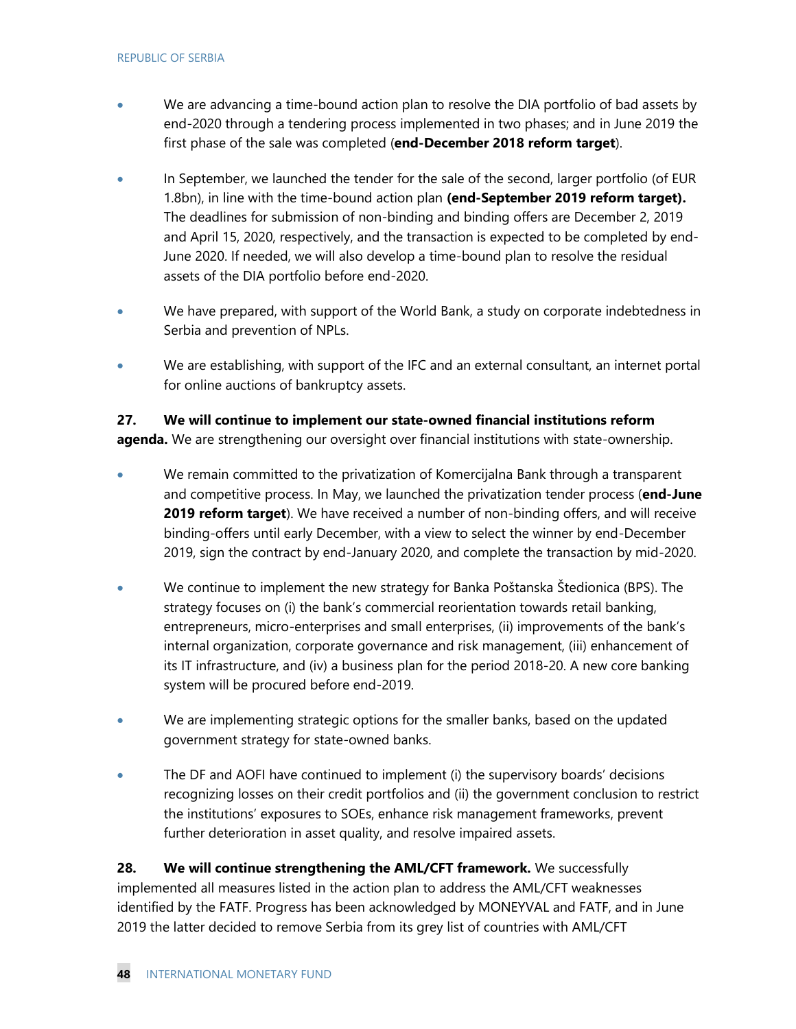- We are advancing a time-bound action plan to resolve the DIA portfolio of bad assets by end-2020 through a tendering process implemented in two phases; and in June 2019 the first phase of the sale was completed (**end-December 2018 reform target**).
- In September, we launched the tender for the sale of the second, larger portfolio (of EUR 1.8bn), in line with the time-bound action plan **(end-September 2019 reform target).** The deadlines for submission of non-binding and binding offers are December 2, 2019 and April 15, 2020, respectively, and the transaction is expected to be completed by end-June 2020. If needed, we will also develop a time-bound plan to resolve the residual assets of the DIA portfolio before end-2020.
- We have prepared, with support of the World Bank, a study on corporate indebtedness in Serbia and prevention of NPLs.
- We are establishing, with support of the IFC and an external consultant, an internet portal for online auctions of bankruptcy assets.

**27. We will continue to implement our state-owned financial institutions reform agenda.** We are strengthening our oversight over financial institutions with state-ownership.

- We remain committed to the privatization of Komercijalna Bank through a transparent and competitive process. In May, we launched the privatization tender process (**end-June 2019 reform target**). We have received a number of non-binding offers, and will receive binding-offers until early December, with a view to select the winner by end-December 2019, sign the contract by end-January 2020, and complete the transaction by mid-2020.
- We continue to implement the new strategy for Banka Poštanska Štedionica (BPS). The strategy focuses on (i) the bank's commercial reorientation towards retail banking, entrepreneurs, micro-enterprises and small enterprises, (ii) improvements of the bank's internal organization, corporate governance and risk management, (iii) enhancement of its IT infrastructure, and (iv) a business plan for the period 2018-20. A new core banking system will be procured before end-2019.
- We are implementing strategic options for the smaller banks, based on the updated government strategy for state-owned banks.
- The DF and AOFI have continued to implement (i) the supervisory boards' decisions recognizing losses on their credit portfolios and (ii) the government conclusion to restrict the institutions' exposures to SOEs, enhance risk management frameworks, prevent further deterioration in asset quality, and resolve impaired assets.

**28. We will continue strengthening the AML/CFT framework.** We successfully implemented all measures listed in the action plan to address the AML/CFT weaknesses identified by the FATF. Progress has been acknowledged by MONEYVAL and FATF, and in June 2019 the latter decided to remove Serbia from its grey list of countries with AML/CFT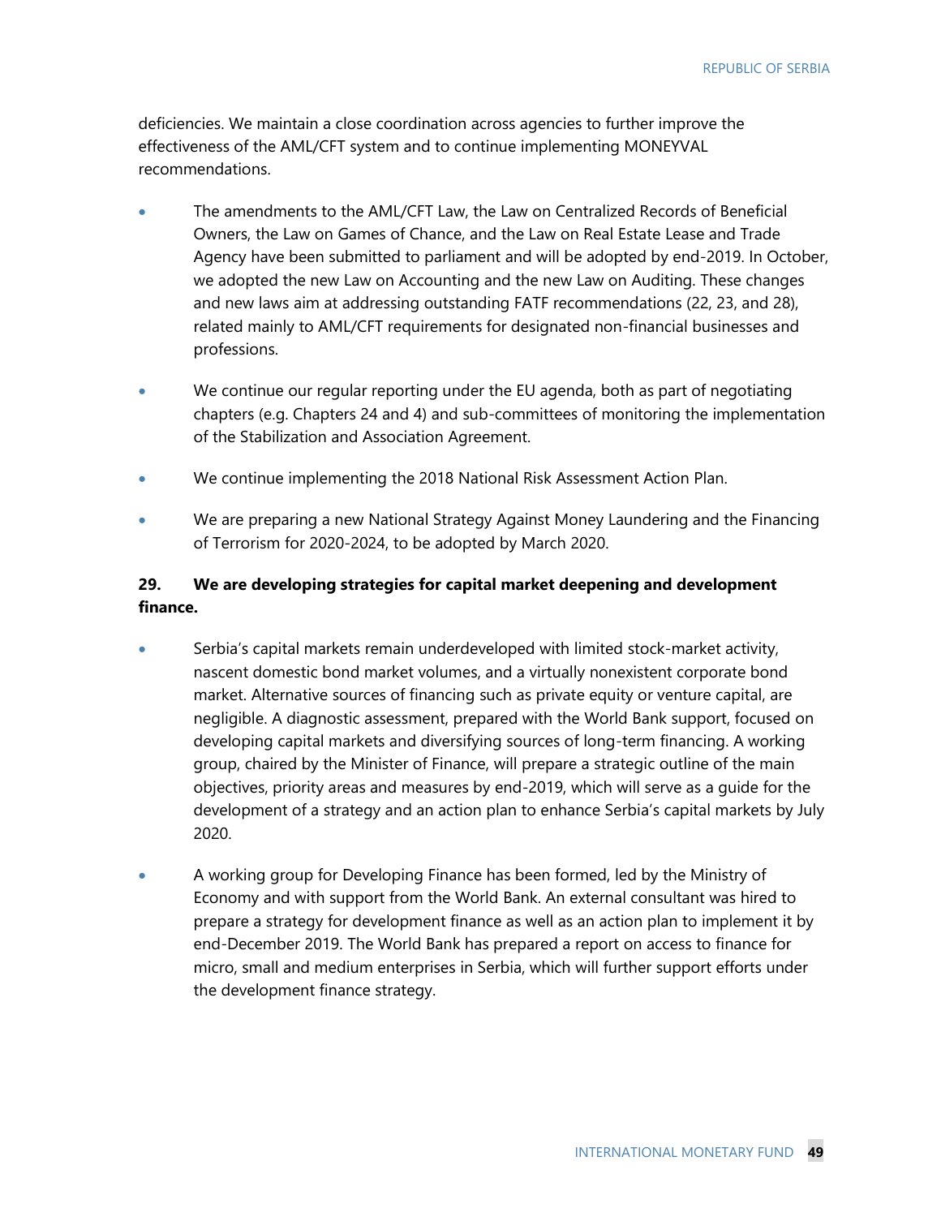deficiencies. We maintain a close coordination across agencies to further improve the effectiveness of the AML/CFT system and to continue implementing MONEYVAL recommendations.

- The amendments to the AML/CFT Law, the Law on Centralized Records of Beneficial Owners, the Law on Games of Chance, and the Law on Real Estate Lease and Trade Agency have been submitted to parliament and will be adopted by end-2019. In October, we adopted the new Law on Accounting and the new Law on Auditing. These changes and new laws aim at addressing outstanding FATF recommendations (22, 23, and 28), related mainly to AML/CFT requirements for designated non-financial businesses and professions.

- We continue our regular reporting under the EU agenda, both as part of negotiating chapters (e.g. Chapters 24 and 4) and sub-committees of monitoring the implementation of the Stabilization and Association Agreement.

- We continue implementing the 2018 National Risk Assessment Action Plan.

- We are preparing a new National Strategy Against Money Laundering and the Financing of Terrorism for 2020-2024, to be adopted by March 2020.

**29. We are developing strategies for capital market deepening and development finance.**

- Serbia's capital markets remain underdeveloped with limited stock-market activity, nascent domestic bond market volumes, and a virtually nonexistent corporate bond market. Alternative sources of financing such as private equity or venture capital, are negligible. A diagnostic assessment, prepared with the World Bank support, focused on developing capital markets and diversifying sources of long-term financing. A working group, chaired by the Minister of Finance, will prepare a strategic outline of the main objectives, priority areas and measures by end-2019, which will serve as a guide for the development of a strategy and an action plan to enhance Serbia's capital markets by July 2020.

- A working group for Developing Finance has been formed, led by the Ministry of Economy and with support from the World Bank. An external consultant was hired to prepare a strategy for development finance as well as an action plan to implement it by end-December 2019. The World Bank has prepared a report on access to finance for micro, small and medium enterprises in Serbia, which will further support efforts under the development finance strategy.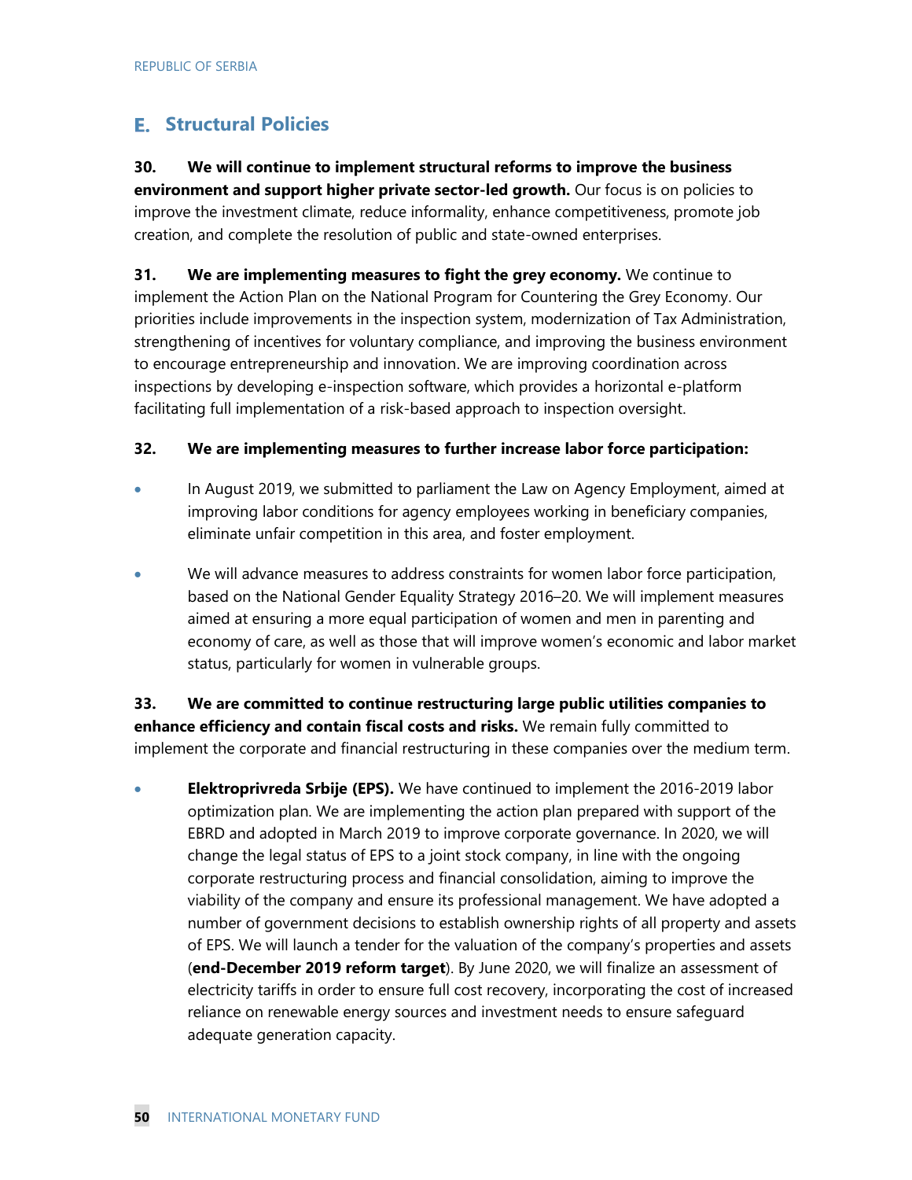## E. Structural Policies

**30. We will continue to implement structural reforms to improve the business environment and support higher private sector-led growth.** Our focus is on policies to improve the investment climate, reduce informality, enhance competitiveness, promote job creation, and complete the resolution of public and state-owned enterprises.

**31. We are implementing measures to fight the grey economy.** We continue to implement the Action Plan on the National Program for Countering the Grey Economy. Our priorities include improvements in the inspection system, modernization of Tax Administration, strengthening of incentives for voluntary compliance, and improving the business environment to encourage entrepreneurship and innovation. We are improving coordination across inspections by developing e-inspection software, which provides a horizontal e-platform facilitating full implementation of a risk-based approach to inspection oversight.

**32. We are implementing measures to further increase labor force participation:**

- In August 2019, we submitted to parliament the Law on Agency Employment, aimed at improving labor conditions for agency employees working in beneficiary companies, eliminate unfair competition in this area, and foster employment.
- We will advance measures to address constraints for women labor force participation, based on the National Gender Equality Strategy 2016–20. We will implement measures aimed at ensuring a more equal participation of women and men in parenting and economy of care, as well as those that will improve women's economic and labor market status, particularly for women in vulnerable groups.

**33. We are committed to continue restructuring large public utilities companies to enhance efficiency and contain fiscal costs and risks.** We remain fully committed to implement the corporate and financial restructuring in these companies over the medium term.

- **Elektroprivreda Srbije (EPS).** We have continued to implement the 2016-2019 labor optimization plan. We are implementing the action plan prepared with support of the EBRD and adopted in March 2019 to improve corporate governance. In 2020, we will change the legal status of EPS to a joint stock company, in line with the ongoing corporate restructuring process and financial consolidation, aiming to improve the viability of the company and ensure its professional management. We have adopted a number of government decisions to establish ownership rights of all property and assets of EPS. We will launch a tender for the valuation of the company's properties and assets (**end-December 2019 reform target**). By June 2020, we will finalize an assessment of electricity tariffs in order to ensure full cost recovery, incorporating the cost of increased reliance on renewable energy sources and investment needs to ensure safeguard adequate generation capacity.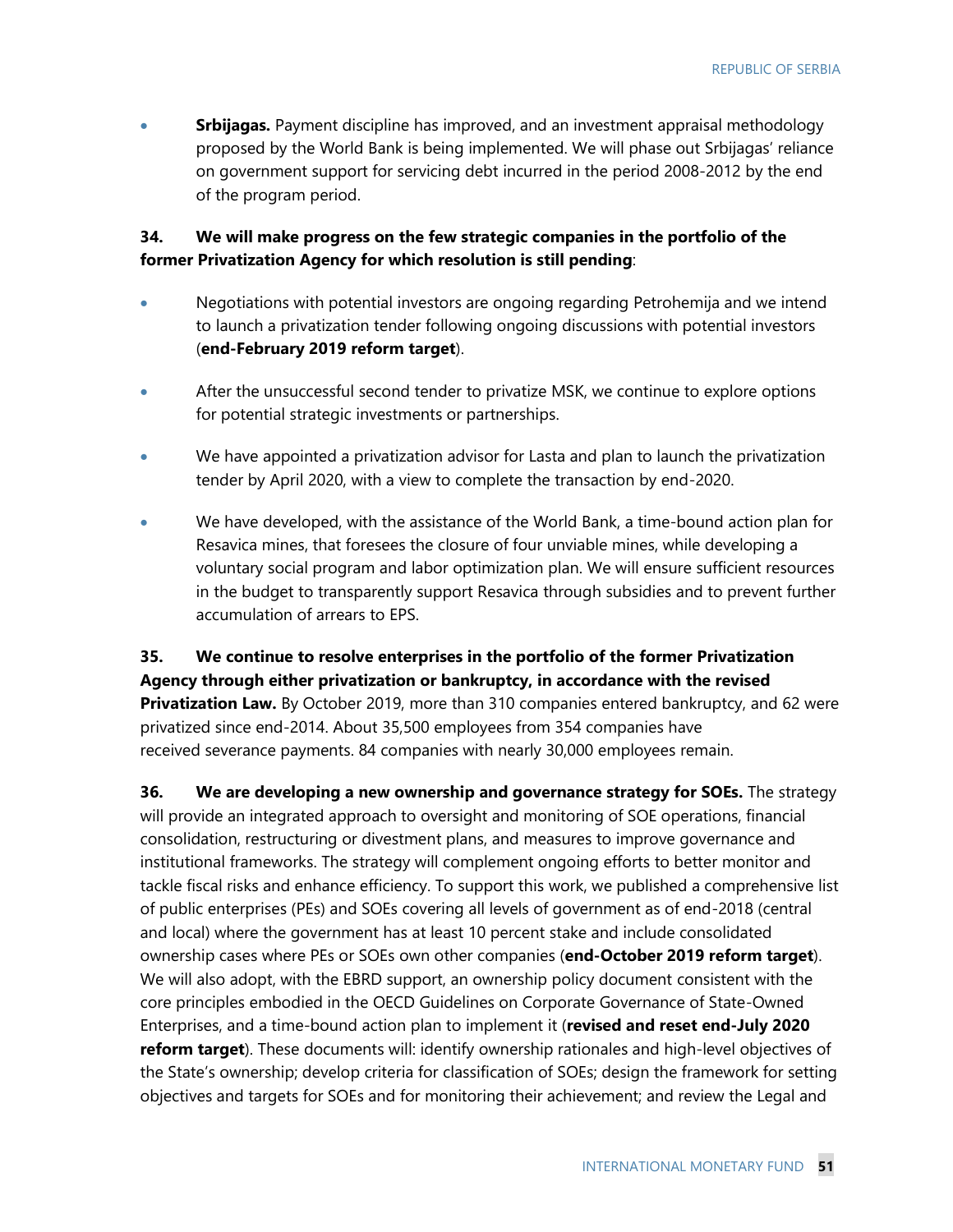- **Srbijagas.** Payment discipline has improved, and an investment appraisal methodology proposed by the World Bank is being implemented. We will phase out Srbijagas' reliance on government support for servicing debt incurred in the period 2008-2012 by the end of the program period.

**34. We will make progress on the few strategic companies in the portfolio of the former Privatization Agency for which resolution is still pending**:

- Negotiations with potential investors are ongoing regarding Petrohemija and we intend to launch a privatization tender following ongoing discussions with potential investors (**end-February 2019 reform target**).
- After the unsuccessful second tender to privatize MSK, we continue to explore options for potential strategic investments or partnerships.
- We have appointed a privatization advisor for Lasta and plan to launch the privatization tender by April 2020, with a view to complete the transaction by end-2020.
- We have developed, with the assistance of the World Bank, a time-bound action plan for Resavica mines, that foresees the closure of four unviable mines, while developing a voluntary social program and labor optimization plan. We will ensure sufficient resources in the budget to transparently support Resavica through subsidies and to prevent further accumulation of arrears to EPS.

**35. We continue to resolve enterprises in the portfolio of the former Privatization Agency through either privatization or bankruptcy, in accordance with the revised Privatization Law.** By October 2019, more than 310 companies entered bankruptcy, and 62 were privatized since end-2014. About 35,500 employees from 354 companies have received severance payments. 84 companies with nearly 30,000 employees remain.

**36. We are developing a new ownership and governance strategy for SOEs.** The strategy will provide an integrated approach to oversight and monitoring of SOE operations, financial consolidation, restructuring or divestment plans, and measures to improve governance and institutional frameworks. The strategy will complement ongoing efforts to better monitor and tackle fiscal risks and enhance efficiency. To support this work, we published a comprehensive list of public enterprises (PEs) and SOEs covering all levels of government as of end-2018 (central and local) where the government has at least 10 percent stake and include consolidated ownership cases where PEs or SOEs own other companies (**end-October 2019 reform target**). We will also adopt, with the EBRD support, an ownership policy document consistent with the core principles embodied in the OECD Guidelines on Corporate Governance of State-Owned Enterprises, and a time-bound action plan to implement it (**revised and reset end-July 2020 reform target**). These documents will: identify ownership rationales and high-level objectives of the State's ownership; develop criteria for classification of SOEs; design the framework for setting objectives and targets for SOEs and for monitoring their achievement; and review the Legal and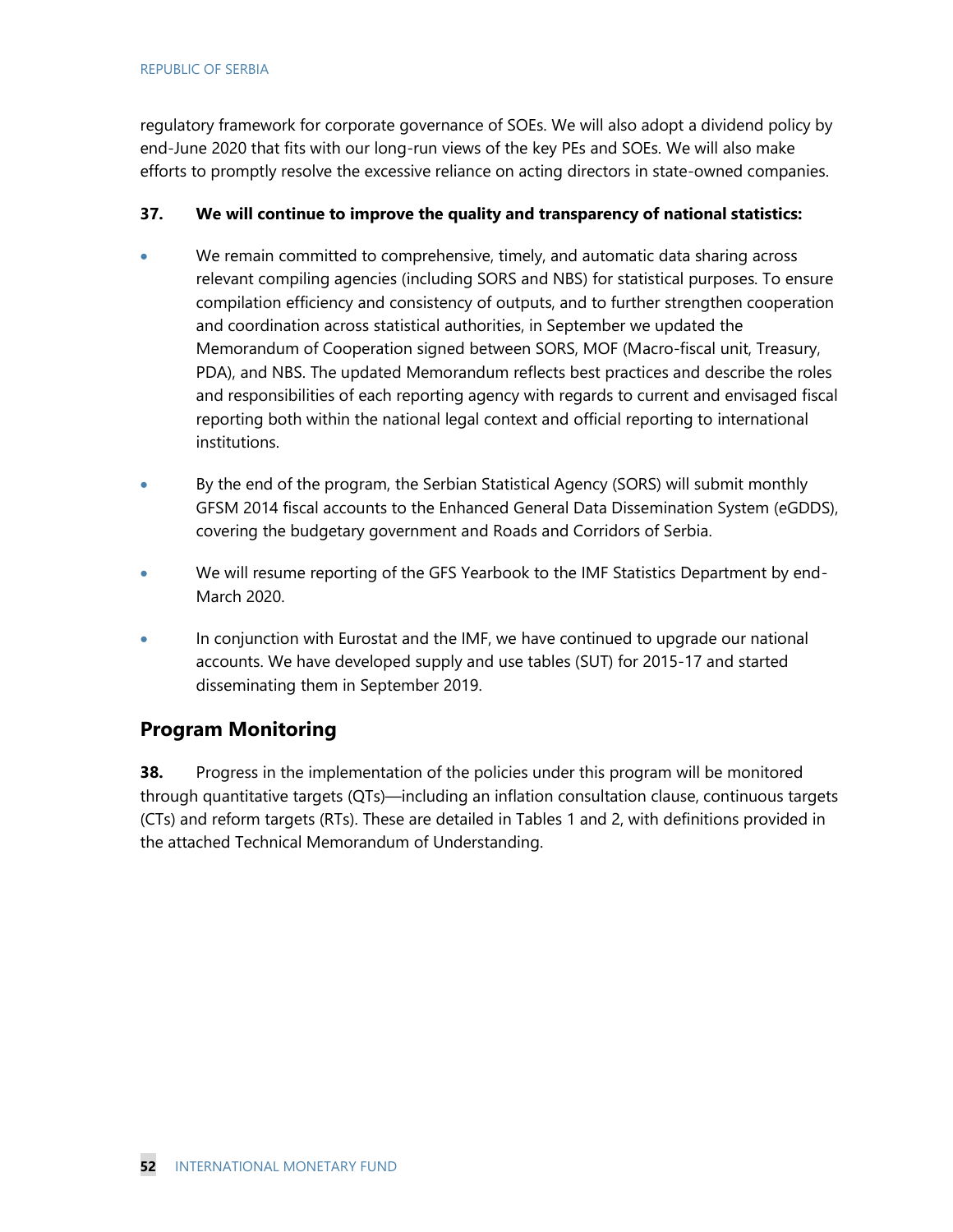regulatory framework for corporate governance of SOEs. We will also adopt a dividend policy by end-June 2020 that fits with our long-run views of the key PEs and SOEs. We will also make efforts to promptly resolve the excessive reliance on acting directors in state-owned companies.

**37. We will continue to improve the quality and transparency of national statistics:**

- We remain committed to comprehensive, timely, and automatic data sharing across relevant compiling agencies (including SORS and NBS) for statistical purposes. To ensure compilation efficiency and consistency of outputs, and to further strengthen cooperation and coordination across statistical authorities, in September we updated the Memorandum of Cooperation signed between SORS, MOF (Macro-fiscal unit, Treasury, PDA), and NBS. The updated Memorandum reflects best practices and describe the roles and responsibilities of each reporting agency with regards to current and envisaged fiscal reporting both within the national legal context and official reporting to international institutions.
- By the end of the program, the Serbian Statistical Agency (SORS) will submit monthly GFSM 2014 fiscal accounts to the Enhanced General Data Dissemination System (eGDDS), covering the budgetary government and Roads and Corridors of Serbia.
- We will resume reporting of the GFS Yearbook to the IMF Statistics Department by end-March 2020.
- In conjunction with Eurostat and the IMF, we have continued to upgrade our national accounts. We have developed supply and use tables (SUT) for 2015-17 and started disseminating them in September 2019.

## Program Monitoring

**38.** Progress in the implementation of the policies under this program will be monitored through quantitative targets (QTs)—including an inflation consultation clause, continuous targets (CTs) and reform targets (RTs). These are detailed in Tables 1 and 2, with definitions provided in the attached Technical Memorandum of Understanding.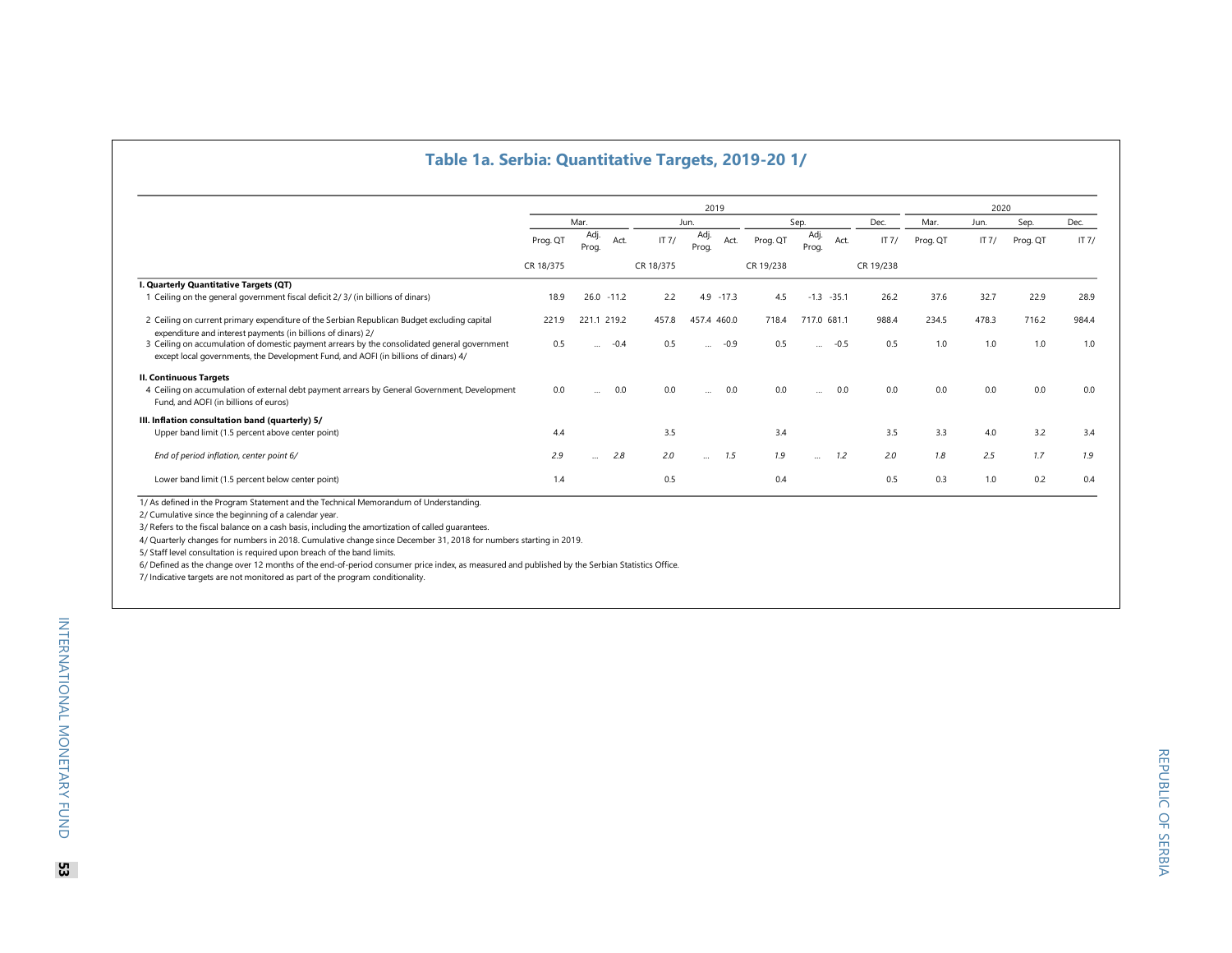## Table 1a. Serbia: Quantitative Targets, 2019-20 1/

| | 2019 | | | | | | | | | | 2020 | | | |
|---|---|---|---|---|---|---|---|---|---|---|---|---|---|---|
| | Mar. | | | Jun. | | | Sep. | | | Dec. | Mar. | Jun. | Sep. | Dec. |
| | Prog. QT | Adj. Prog. | Act. | IT 7/ | Adj. Prog. | Act. | Prog. QT | Adj. Prog. | Act. | IT 7/ | Prog. QT | IT 7/ | Prog. QT | IT 7/ |
| | CR 18/375 | | | CR 18/375 | | | CR 19/238 | | | CR 19/238 | | | | |
| **I. Quarterly Quantitative Targets (QT)** | | | | | | | | | | | | | | |
| 1 Ceiling on the general government fiscal deficit 2/ 3/ (in billions of dinars) | 18.9 | 26.0 | -11.2 | 2.2 | 4.9 | -17.3 | 4.5 | -1.3 | -35.1 | 26.2 | 37.6 | 32.7 | 22.9 | 28.9 |
| 2 Ceiling on current primary expenditure of the Serbian Republican Budget excluding capital expenditure and interest payments (in billions of dinars) 2/ | 221.9 | 221.1 | 219.2 | 457.8 | 457.4 | 460.0 | 718.4 | 717.0 | 681.1 | 988.4 | 234.5 | 478.3 | 716.2 | 984.4 |
| 3 Ceiling on accumulation of domestic payment arrears by the consolidated general government except local governments, the Development Fund, and AOFI (in billions of dinars) 4/ | 0.5 | ... | -0.4 | 0.5 | ... | -0.9 | 0.5 | ... | -0.5 | 0.5 | 1.0 | 1.0 | 1.0 | 1.0 |
| **II. Continuous Targets** | | | | | | | | | | | | | | |
| 4 Ceiling on accumulation of external debt payment arrears by General Government, Development Fund, and AOFI (in billions of euros) | 0.0 | ... | 0.0 | 0.0 | ... | 0.0 | 0.0 | ... | 0.0 | 0.0 | 0.0 | 0.0 | 0.0 | 0.0 |
| **III. Inflation consultation band (quarterly) 5/** | | | | | | | | | | | | | | |
| Upper band limit (1.5 percent above center point) | 4.4 | | | 3.5 | | | 3.4 | | | 3.5 | 3.3 | 4.0 | 3.2 | 3.4 |
| *End of period inflation, center point 6/* | *2.9* | *...* | *2.8* | *2.0* | *...* | *1.5* | *1.9* | *...* | *1.2* | *2.0* | *1.8* | *2.5* | *1.7* | *1.9* |
| Lower band limit (1.5 percent below center point) | 1.4 | | | 0.5 | | | 0.4 | | | 0.5 | 0.3 | 1.0 | 0.2 | 0.4 |

1/ As defined in the Program Statement and the Technical Memorandum of Understanding.

2/ Cumulative since the beginning of a calendar year.

3/ Refers to the fiscal balance on a cash basis, including the amortization of called guarantees.

4/ Quarterly changes for numbers in 2018. Cumulative change since December 31, 2018 for numbers starting in 2019.

5/ Staff level consultation is required upon breach of the band limits.

6/ Defined as the change over 12 months of the end-of-period consumer price index, as measured and published by the Serbian Statistics Office.

7/ Indicative targets are not monitored as part of the program conditionality.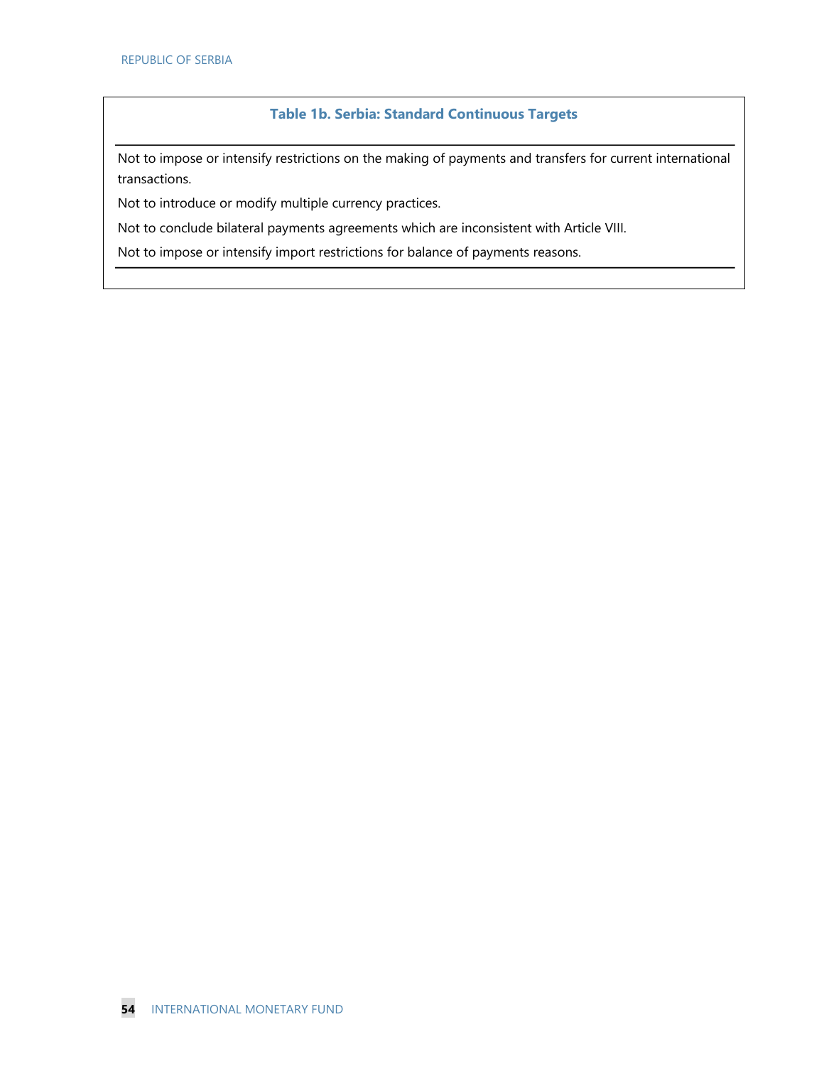**Table 1b. Serbia: Standard Continuous Targets**

| |
|---|
| Not to impose or intensify restrictions on the making of payments and transfers for current international transactions. |
| Not to introduce or modify multiple currency practices. |
| Not to conclude bilateral payments agreements which are inconsistent with Article VIII. |
| Not to impose or intensify import restrictions for balance of payments reasons. |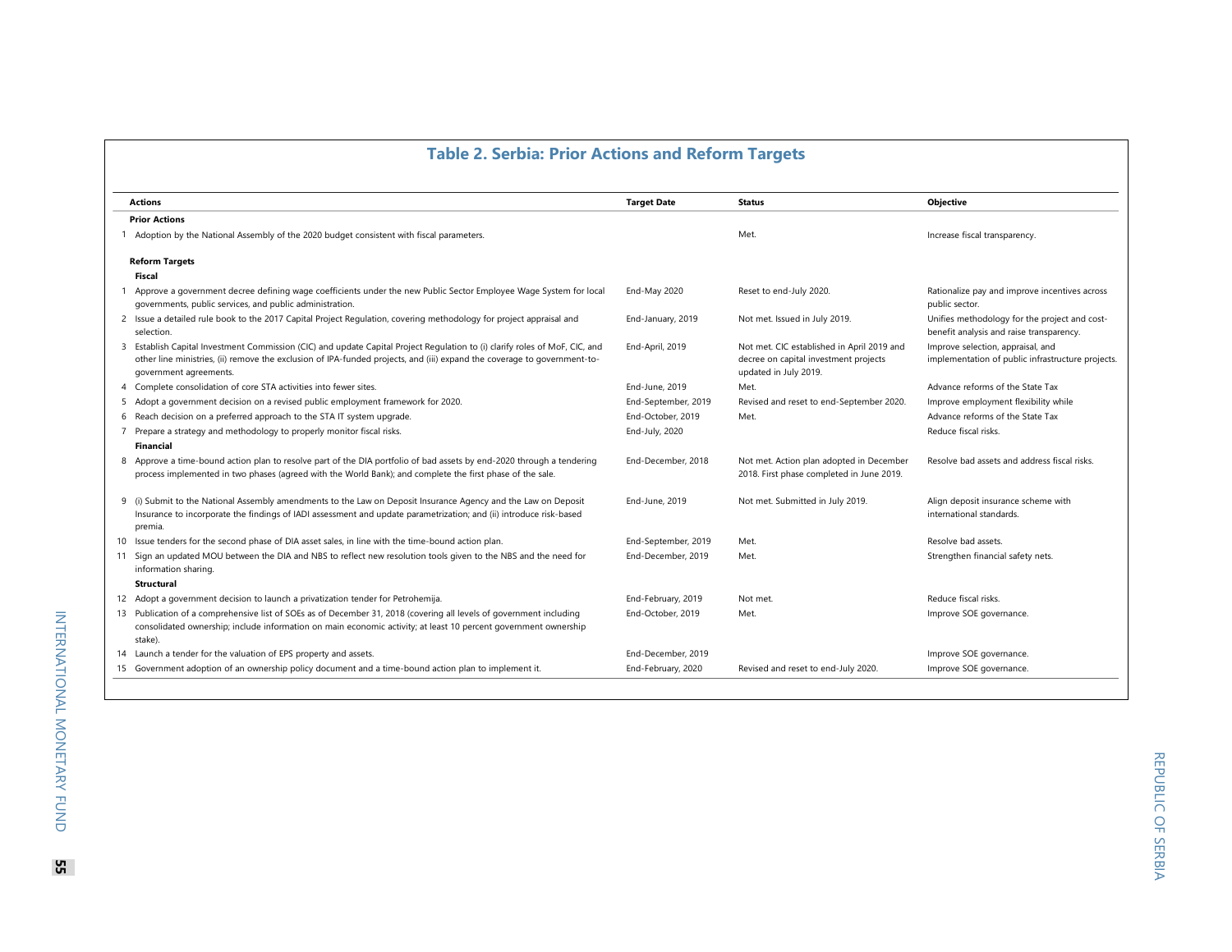## Table 2. Serbia: Prior Actions and Reform Targets

| | Actions | Target Date | Status | Objective |
|---|---|---|---|---|
| | **Prior Actions** | | | |
| 1 | Adoption by the National Assembly of the 2020 budget consistent with fiscal parameters. | | Met. | Increase fiscal transparency. |
| | **Reform Targets** | | | |
| | **Fiscal** | | | |
| 1 | Approve a government decree defining wage coefficients under the new Public Sector Employee Wage System for local governments, public services, and public administration. | End-May 2020 | Reset to end-July 2020. | Rationalize pay and improve incentives across public sector. |
| 2 | Issue a detailed rule book to the 2017 Capital Project Regulation, covering methodology for project appraisal and selection. | End-January, 2019 | Not met. Issued in July 2019. | Unifies methodology for the project and cost-benefit analysis and raise transparency. |
| 3 | Establish Capital Investment Commission (CIC) and update Capital Project Regulation to (i) clarify roles of MoF, CIC, and other line ministries, (ii) remove the exclusion of IPA-funded projects, and (iii) expand the coverage to government-to-government agreements. | End-April, 2019 | Not met. CIC established in April 2019 and decree on capital investment projects updated in July 2019. | Improve selection, appraisal, and implementation of public infrastructure projects. |
| 4 | Complete consolidation of core STA activities into fewer sites. | End-June, 2019 | Met. | Advance reforms of the State Tax |
| 5 | Adopt a government decision on a revised public employment framework for 2020. | End-September, 2019 | Revised and reset to end-September 2020. | Improve employment flexibility while |
| 6 | Reach decision on a preferred approach to the STA IT system upgrade. | End-October, 2019 | Met. | Advance reforms of the State Tax |
| 7 | Prepare a strategy and methodology to properly monitor fiscal risks. | End-July, 2020 | | Reduce fiscal risks. |
| | **Financial** | | | |
| 8 | Approve a time-bound action plan to resolve part of the DIA portfolio of bad assets by end-2020 through a tendering process implemented in two phases (agreed with the World Bank); and complete the first phase of the sale. | End-December, 2018 | Not met. Action plan adopted in December 2018. First phase completed in June 2019. | Resolve bad assets and address fiscal risks. |
| 9 | (i) Submit to the National Assembly amendments to the Law on Deposit Insurance Agency and the Law on Deposit Insurance to incorporate the findings of IADI assessment and update parametrization; and (ii) introduce risk-based premia. | End-June, 2019 | Not met. Submitted in July 2019. | Align deposit insurance scheme with international standards. |
| 10 | Issue tenders for the second phase of DIA asset sales, in line with the time-bound action plan. | End-September, 2019 | Met. | Resolve bad assets. |
| 11 | Sign an updated MOU between the DIA and NBS to reflect new resolution tools given to the NBS and the need for information sharing. | End-December, 2019 | Met. | Strengthen financial safety nets. |
| | **Structural** | | | |
| 12 | Adopt a government decision to launch a privatization tender for Petrohemija. | End-February, 2019 | Not met. | Reduce fiscal risks. |
| 13 | Publication of a comprehensive list of SOEs as of December 31, 2018 (covering all levels of government including consolidated ownership; include information on main economic activity; at least 10 percent government ownership stake). | End-October, 2019 | Met. | Improve SOE governance. |
| 14 | Launch a tender for the valuation of EPS property and assets. | End-December, 2019 | | Improve SOE governance. |
| 15 | Government adoption of an ownership policy document and a time-bound action plan to implement it. | End-February, 2020 | Revised and reset to end-July 2020. | Improve SOE governance. |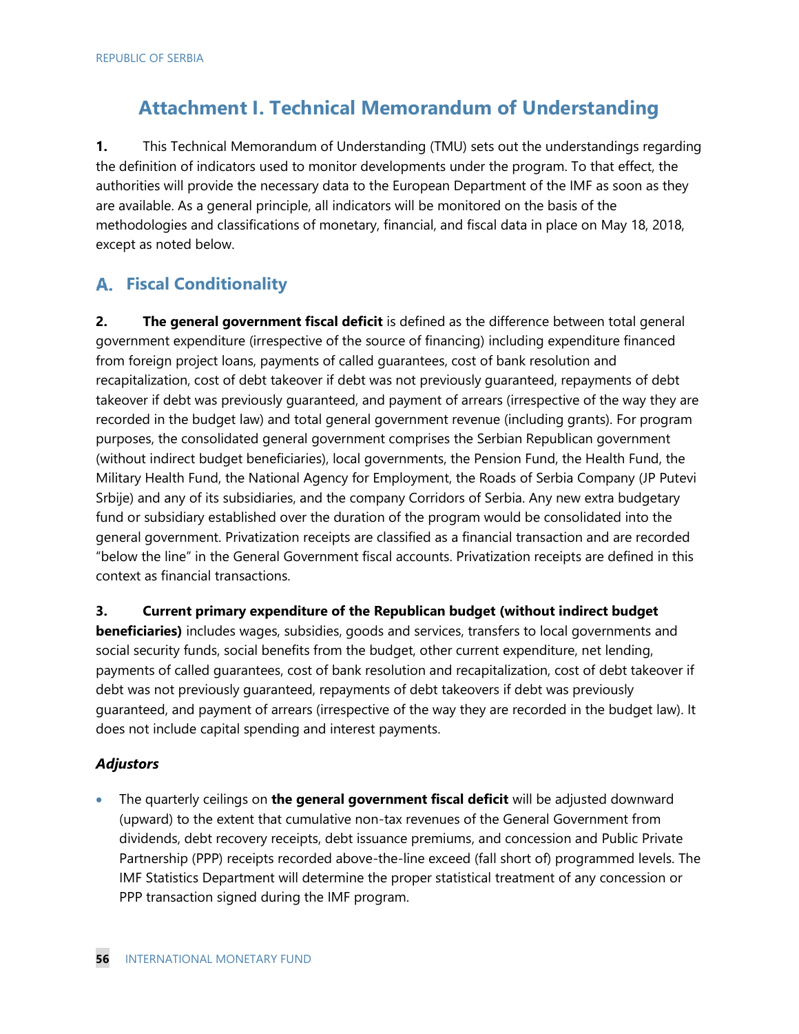# Attachment I. Technical Memorandum of Understanding

**1.** This Technical Memorandum of Understanding (TMU) sets out the understandings regarding the definition of indicators used to monitor developments under the program. To that effect, the authorities will provide the necessary data to the European Department of the IMF as soon as they are available. As a general principle, all indicators will be monitored on the basis of the methodologies and classifications of monetary, financial, and fiscal data in place on May 18, 2018, except as noted below.

## A. Fiscal Conditionality

**2.** **The general government fiscal deficit** is defined as the difference between total general government expenditure (irrespective of the source of financing) including expenditure financed from foreign project loans, payments of called guarantees, cost of bank resolution and recapitalization, cost of debt takeover if debt was not previously guaranteed, repayments of debt takeover if debt was previously guaranteed, and payment of arrears (irrespective of the way they are recorded in the budget law) and total general government revenue (including grants). For program purposes, the consolidated general government comprises the Serbian Republican government (without indirect budget beneficiaries), local governments, the Pension Fund, the Health Fund, the Military Health Fund, the National Agency for Employment, the Roads of Serbia Company (JP Putevi Srbije) and any of its subsidiaries, and the company Corridors of Serbia. Any new extra budgetary fund or subsidiary established over the duration of the program would be consolidated into the general government. Privatization receipts are classified as a financial transaction and are recorded "below the line" in the General Government fiscal accounts. Privatization receipts are defined in this context as financial transactions.

**3.** **Current primary expenditure of the Republican budget (without indirect budget beneficiaries)** includes wages, subsidies, goods and services, transfers to local governments and social security funds, social benefits from the budget, other current expenditure, net lending, payments of called guarantees, cost of bank resolution and recapitalization, cost of debt takeover if debt was not previously guaranteed, repayments of debt takeovers if debt was previously guaranteed, and payment of arrears (irrespective of the way they are recorded in the budget law). It does not include capital spending and interest payments.

### *Adjustors*

- The quarterly ceilings on **the general government fiscal deficit** will be adjusted downward (upward) to the extent that cumulative non-tax revenues of the General Government from dividends, debt recovery receipts, debt issuance premiums, and concession and Public Private Partnership (PPP) receipts recorded above-the-line exceed (fall short of) programmed levels. The IMF Statistics Department will determine the proper statistical treatment of any concession or PPP transaction signed during the IMF program.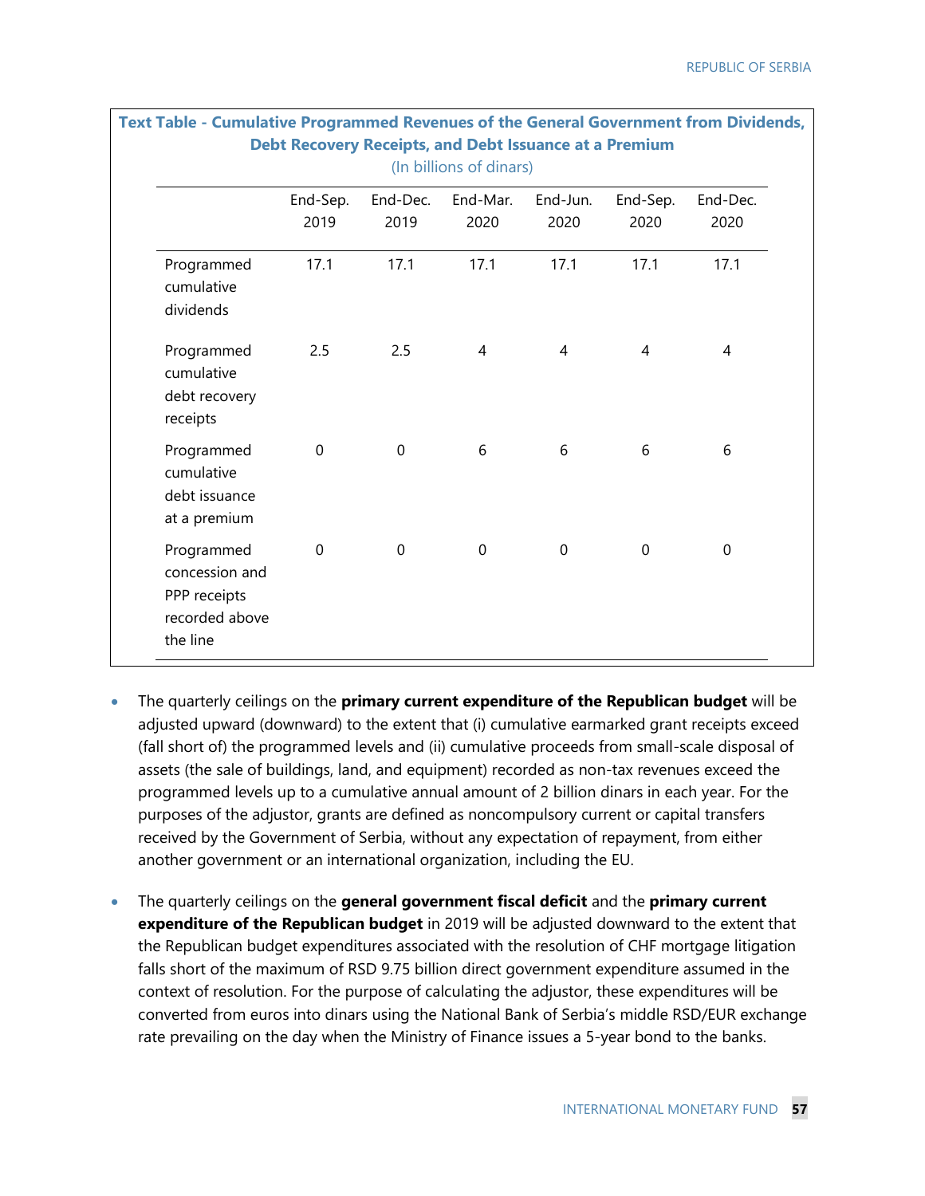**Text Table - Cumulative Programmed Revenues of the General Government from Dividends, Debt Recovery Receipts, and Debt Issuance at a Premium**

(In billions of dinars)

| | End-Sep. 2019 | End-Dec. 2019 | End-Mar. 2020 | End-Jun. 2020 | End-Sep. 2020 | End-Dec. 2020 |
|---|---|---|---|---|---|---|
| Programmed cumulative dividends | 17.1 | 17.1 | 17.1 | 17.1 | 17.1 | 17.1 |
| Programmed cumulative debt recovery receipts | 2.5 | 2.5 | 4 | 4 | 4 | 4 |
| Programmed cumulative debt issuance at a premium | 0 | 0 | 6 | 6 | 6 | 6 |
| Programmed concession and PPP receipts recorded above the line | 0 | 0 | 0 | 0 | 0 | 0 |

- The quarterly ceilings on the **primary current expenditure of the Republican budget** will be adjusted upward (downward) to the extent that (i) cumulative earmarked grant receipts exceed (fall short of) the programmed levels and (ii) cumulative proceeds from small-scale disposal of assets (the sale of buildings, land, and equipment) recorded as non-tax revenues exceed the programmed levels up to a cumulative annual amount of 2 billion dinars in each year. For the purposes of the adjustor, grants are defined as noncompulsory current or capital transfers received by the Government of Serbia, without any expectation of repayment, from either another government or an international organization, including the EU.

- The quarterly ceilings on the **general government fiscal deficit** and the **primary current expenditure of the Republican budget** in 2019 will be adjusted downward to the extent that the Republican budget expenditures associated with the resolution of CHF mortgage litigation falls short of the maximum of RSD 9.75 billion direct government expenditure assumed in the context of resolution. For the purpose of calculating the adjustor, these expenditures will be converted from euros into dinars using the National Bank of Serbia's middle RSD/EUR exchange rate prevailing on the day when the Ministry of Finance issues a 5-year bond to the banks.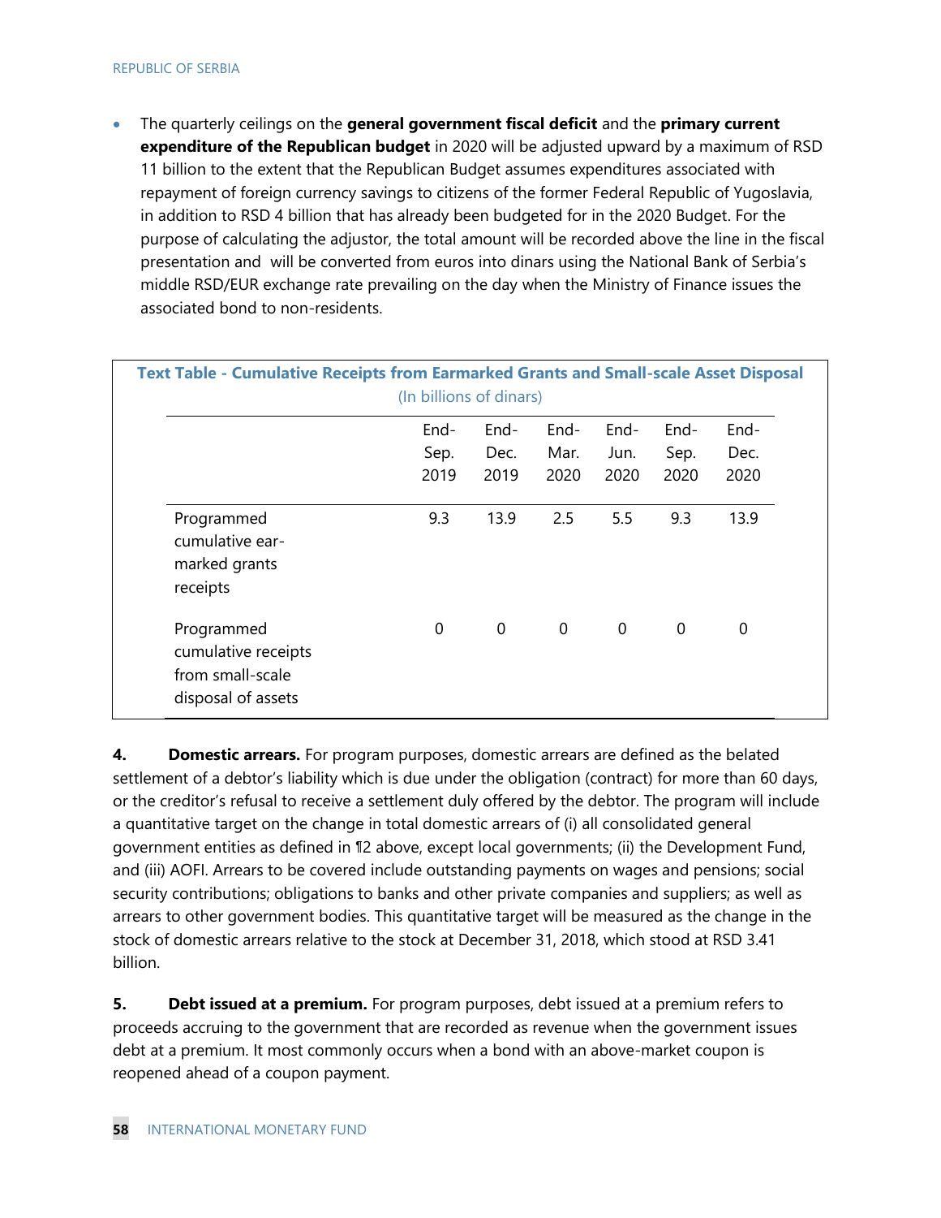- The quarterly ceilings on the **general government fiscal deficit** and the **primary current expenditure of the Republican budget** in 2020 will be adjusted upward by a maximum of RSD 11 billion to the extent that the Republican Budget assumes expenditures associated with repayment of foreign currency savings to citizens of the former Federal Republic of Yugoslavia, in addition to RSD 4 billion that has already been budgeted for in the 2020 Budget. For the purpose of calculating the adjustor, the total amount will be recorded above the line in the fiscal presentation and will be converted from euros into dinars using the National Bank of Serbia's middle RSD/EUR exchange rate prevailing on the day when the Ministry of Finance issues the associated bond to non-residents.

**Text Table - Cumulative Receipts from Earmarked Grants and Small-scale Asset Disposal**
(In billions of dinars)

| | End-Sep. 2019 | End-Dec. 2019 | End-Mar. 2020 | End-Jun. 2020 | End-Sep. 2020 | End-Dec. 2020 |
|---|---|---|---|---|---|---|
| Programmed cumulative ear-marked grants receipts | 9.3 | 13.9 | 2.5 | 5.5 | 9.3 | 13.9 |
| Programmed cumulative receipts from small-scale disposal of assets | 0 | 0 | 0 | 0 | 0 | 0 |

**4. Domestic arrears.** For program purposes, domestic arrears are defined as the belated settlement of a debtor's liability which is due under the obligation (contract) for more than 60 days, or the creditor's refusal to receive a settlement duly offered by the debtor. The program will include a quantitative target on the change in total domestic arrears of (i) all consolidated general government entities as defined in ¶2 above, except local governments; (ii) the Development Fund, and (iii) AOFI. Arrears to be covered include outstanding payments on wages and pensions; social security contributions; obligations to banks and other private companies and suppliers; as well as arrears to other government bodies. This quantitative target will be measured as the change in the stock of domestic arrears relative to the stock at December 31, 2018, which stood at RSD 3.41 billion.

**5. Debt issued at a premium.** For program purposes, debt issued at a premium refers to proceeds accruing to the government that are recorded as revenue when the government issues debt at a premium. It most commonly occurs when a bond with an above-market coupon is reopened ahead of a coupon payment.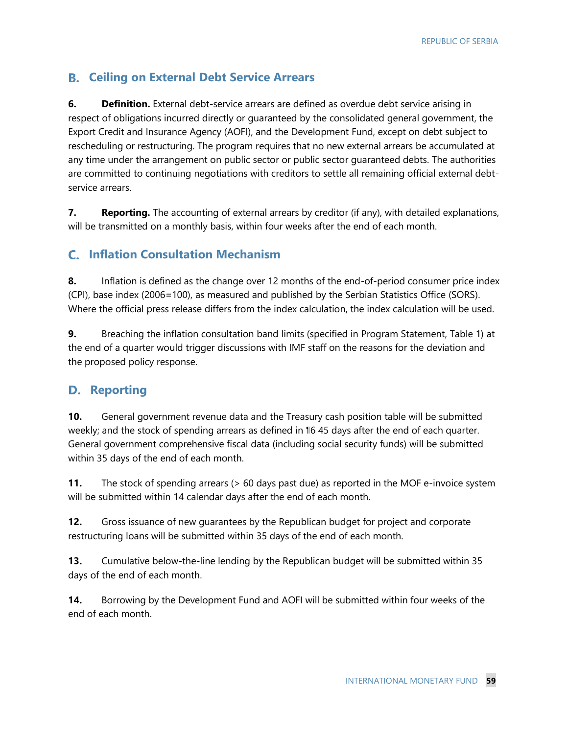## B. Ceiling on External Debt Service Arrears

**6. Definition.** External debt-service arrears are defined as overdue debt service arising in respect of obligations incurred directly or guaranteed by the consolidated general government, the Export Credit and Insurance Agency (AOFI), and the Development Fund, except on debt subject to rescheduling or restructuring. The program requires that no new external arrears be accumulated at any time under the arrangement on public sector or public sector guaranteed debts. The authorities are committed to continuing negotiations with creditors to settle all remaining official external debt-service arrears.

**7. Reporting.** The accounting of external arrears by creditor (if any), with detailed explanations, will be transmitted on a monthly basis, within four weeks after the end of each month.

## C. Inflation Consultation Mechanism

**8.** Inflation is defined as the change over 12 months of the end-of-period consumer price index (CPI), base index (2006=100), as measured and published by the Serbian Statistics Office (SORS). Where the official press release differs from the index calculation, the index calculation will be used.

**9.** Breaching the inflation consultation band limits (specified in Program Statement, Table 1) at the end of a quarter would trigger discussions with IMF staff on the reasons for the deviation and the proposed policy response.

## D. Reporting

**10.** General government revenue data and the Treasury cash position table will be submitted weekly; and the stock of spending arrears as defined in ¶6 45 days after the end of each quarter. General government comprehensive fiscal data (including social security funds) will be submitted within 35 days of the end of each month.

**11.** The stock of spending arrears (> 60 days past due) as reported in the MOF e-invoice system will be submitted within 14 calendar days after the end of each month.

**12.** Gross issuance of new guarantees by the Republican budget for project and corporate restructuring loans will be submitted within 35 days of the end of each month.

**13.** Cumulative below-the-line lending by the Republican budget will be submitted within 35 days of the end of each month.

**14.** Borrowing by the Development Fund and AOFI will be submitted within four weeks of the end of each month.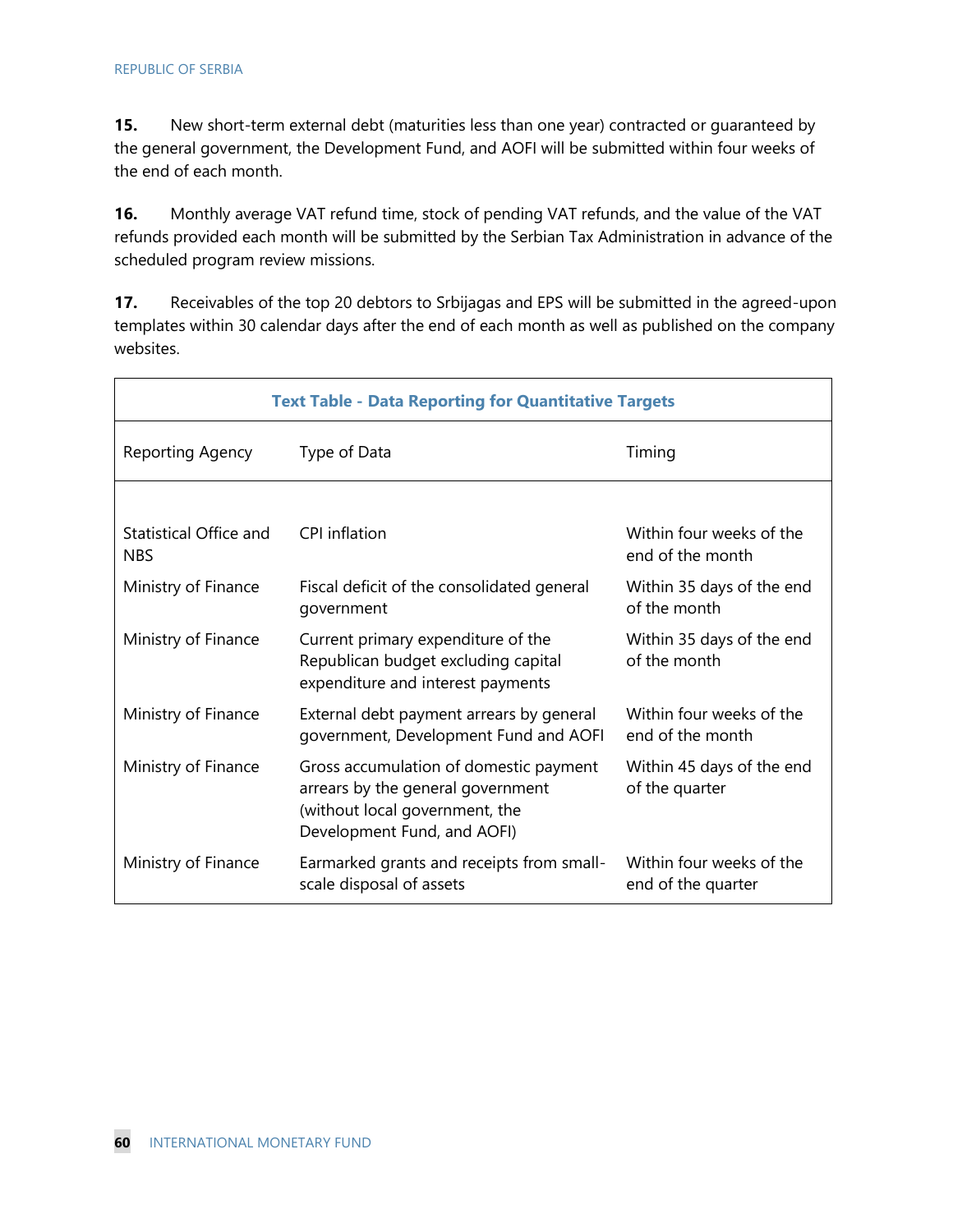**15.** New short-term external debt (maturities less than one year) contracted or guaranteed by the general government, the Development Fund, and AOFI will be submitted within four weeks of the end of each month.

**16.** Monthly average VAT refund time, stock of pending VAT refunds, and the value of the VAT refunds provided each month will be submitted by the Serbian Tax Administration in advance of the scheduled program review missions.

**17.** Receivables of the top 20 debtors to Srbijagas and EPS will be submitted in the agreed-upon templates within 30 calendar days after the end of each month as well as published on the company websites.

**Text Table - Data Reporting for Quantitative Targets**

| Reporting Agency | Type of Data | Timing |
|---|---|---|
| Statistical Office and NBS | CPI inflation | Within four weeks of the end of the month |
| Ministry of Finance | Fiscal deficit of the consolidated general government | Within 35 days of the end of the month |
| Ministry of Finance | Current primary expenditure of the Republican budget excluding capital expenditure and interest payments | Within 35 days of the end of the month |
| Ministry of Finance | External debt payment arrears by general government, Development Fund and AOFI | Within four weeks of the end of the month |
| Ministry of Finance | Gross accumulation of domestic payment arrears by the general government (without local government, the Development Fund, and AOFI) | Within 45 days of the end of the quarter |
| Ministry of Finance | Earmarked grants and receipts from small-scale disposal of assets | Within four weeks of the end of the quarter |